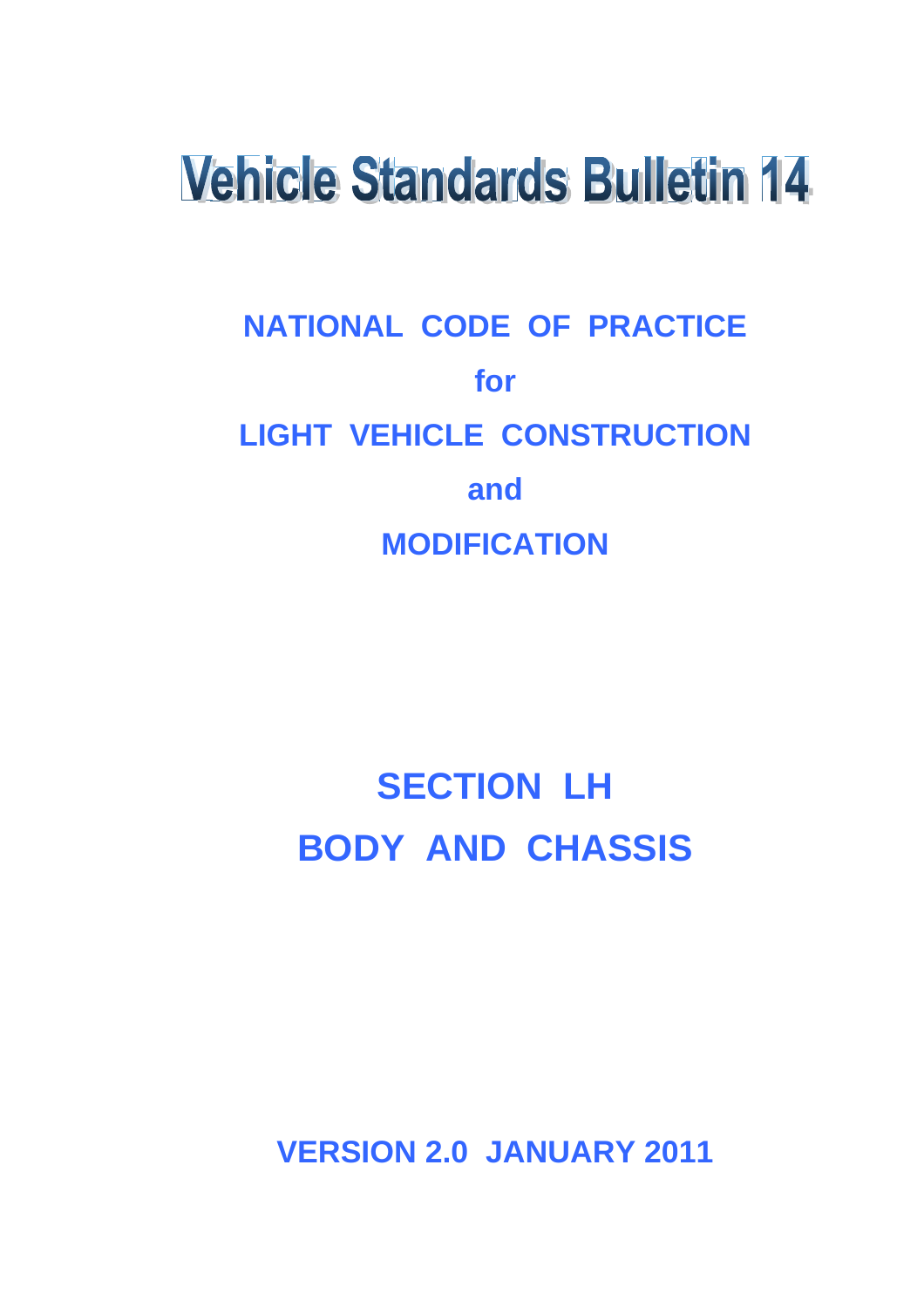# Vehicle Standards Bulletin 14

## NATIONAL CODE OF PRACTICE

## for

## LIGHT VEHICLE CONSTRUCTION

## and

## MODIFICATION

# SECTION LH

# BODY AND CHASSIS

**VERSION 2.0 JANUARY 2011**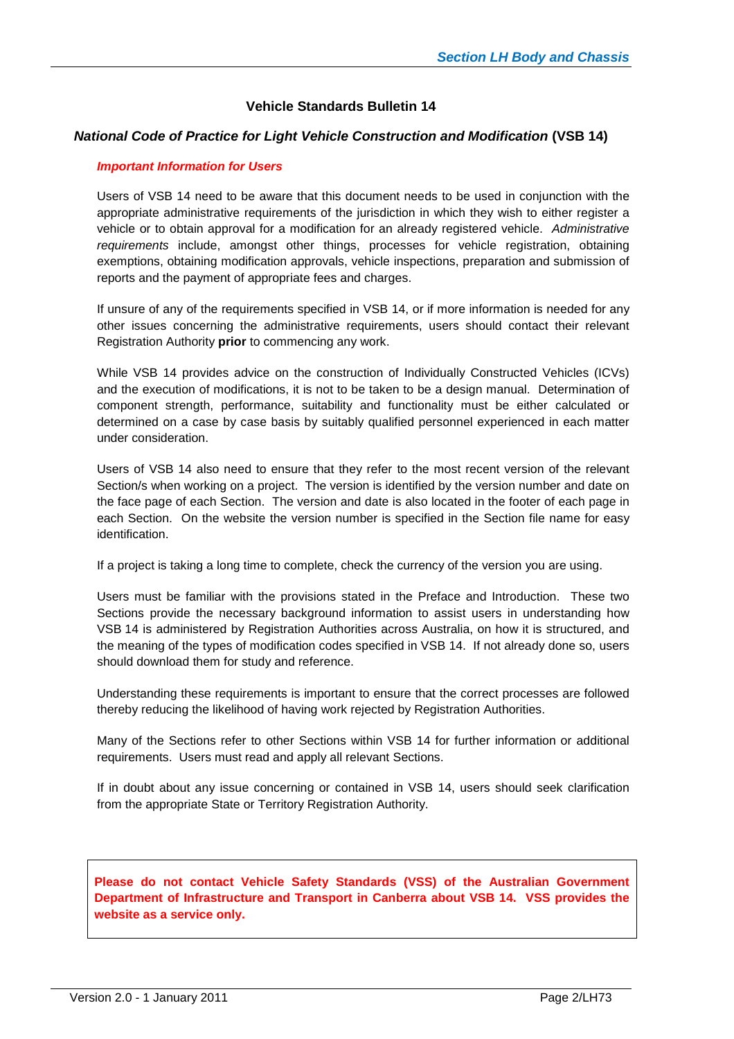## Vehicle Standards Bulletin 14

### *National Code of Practice for Light Vehicle Construction and Modification* (VSB 14)

***Important Information for Users***

Users of VSB 14 need to be aware that this document needs to be used in conjunction with the appropriate administrative requirements of the jurisdiction in which they wish to either register a vehicle or to obtain approval for a modification for an already registered vehicle. *Administrative requirements* include, amongst other things, processes for vehicle registration, obtaining exemptions, obtaining modification approvals, vehicle inspections, preparation and submission of reports and the payment of appropriate fees and charges.

If unsure of any of the requirements specified in VSB 14, or if more information is needed for any other issues concerning the administrative requirements, users should contact their relevant Registration Authority **prior** to commencing any work.

While VSB 14 provides advice on the construction of Individually Constructed Vehicles (ICVs) and the execution of modifications, it is not to be taken to be a design manual. Determination of component strength, performance, suitability and functionality must be either calculated or determined on a case by case basis by suitably qualified personnel experienced in each matter under consideration.

Users of VSB 14 also need to ensure that they refer to the most recent version of the relevant Section/s when working on a project. The version is identified by the version number and date on the face page of each Section. The version and date is also located in the footer of each page in each Section. On the website the version number is specified in the Section file name for easy identification.

If a project is taking a long time to complete, check the currency of the version you are using.

Users must be familiar with the provisions stated in the Preface and Introduction. These two Sections provide the necessary background information to assist users in understanding how VSB 14 is administered by Registration Authorities across Australia, on how it is structured, and the meaning of the types of modification codes specified in VSB 14. If not already done so, users should download them for study and reference.

Understanding these requirements is important to ensure that the correct processes are followed thereby reducing the likelihood of having work rejected by Registration Authorities.

Many of the Sections refer to other Sections within VSB 14 for further information or additional requirements. Users must read and apply all relevant Sections.

If in doubt about any issue concerning or contained in VSB 14, users should seek clarification from the appropriate State or Territory Registration Authority.

**Please do not contact Vehicle Safety Standards (VSS) of the Australian Government Department of Infrastructure and Transport in Canberra about VSB 14. VSS provides the website as a service only.**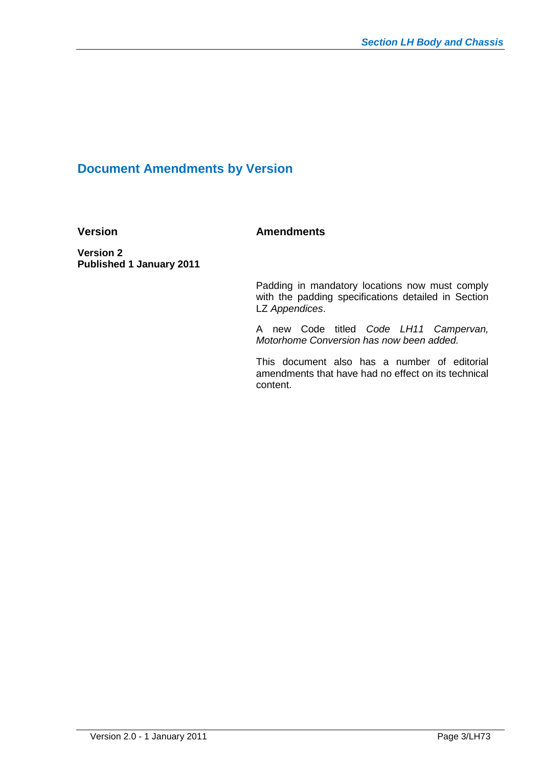# Document Amendments by Version

| Version | Amendments |
| --- | --- |
| **Version 2**<br>**Published 1 January 2011** | Padding in mandatory locations now must comply with the padding specifications detailed in Section LZ *Appendices*.<br><br>A new Code titled *Code LH11 Campervan, Motorhome Conversion has now been added.*<br><br>This document also has a number of editorial amendments that have had no effect on its technical content. |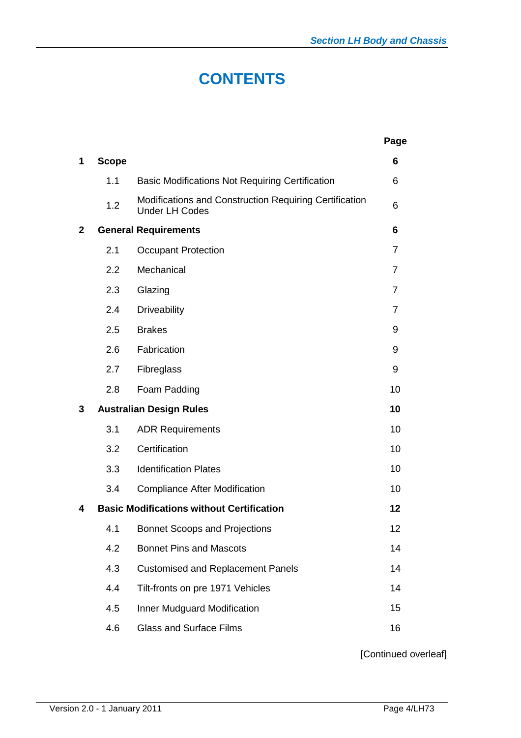# CONTENTS

| | | | Page |
|---|---|---|---|
| **1** | **Scope** | | **6** |
| | 1.1 | Basic Modifications Not Requiring Certification | 6 |
| | 1.2 | Modifications and Construction Requiring Certification Under LH Codes | 6 |
| **2** | **General Requirements** | | **6** |
| | 2.1 | Occupant Protection | 7 |
| | 2.2 | Mechanical | 7 |
| | 2.3 | Glazing | 7 |
| | 2.4 | Driveability | 7 |
| | 2.5 | Brakes | 9 |
| | 2.6 | Fabrication | 9 |
| | 2.7 | Fibreglass | 9 |
| | 2.8 | Foam Padding | 10 |
| **3** | **Australian Design Rules** | | **10** |
| | 3.1 | ADR Requirements | 10 |
| | 3.2 | Certification | 10 |
| | 3.3 | Identification Plates | 10 |
| | 3.4 | Compliance After Modification | 10 |
| **4** | **Basic Modifications without Certification** | | **12** |
| | 4.1 | Bonnet Scoops and Projections | 12 |
| | 4.2 | Bonnet Pins and Mascots | 14 |
| | 4.3 | Customised and Replacement Panels | 14 |
| | 4.4 | Tilt-fronts on pre 1971 Vehicles | 14 |
| | 4.5 | Inner Mudguard Modification | 15 |
| | 4.6 | Glass and Surface Films | 16 |

[Continued overleaf]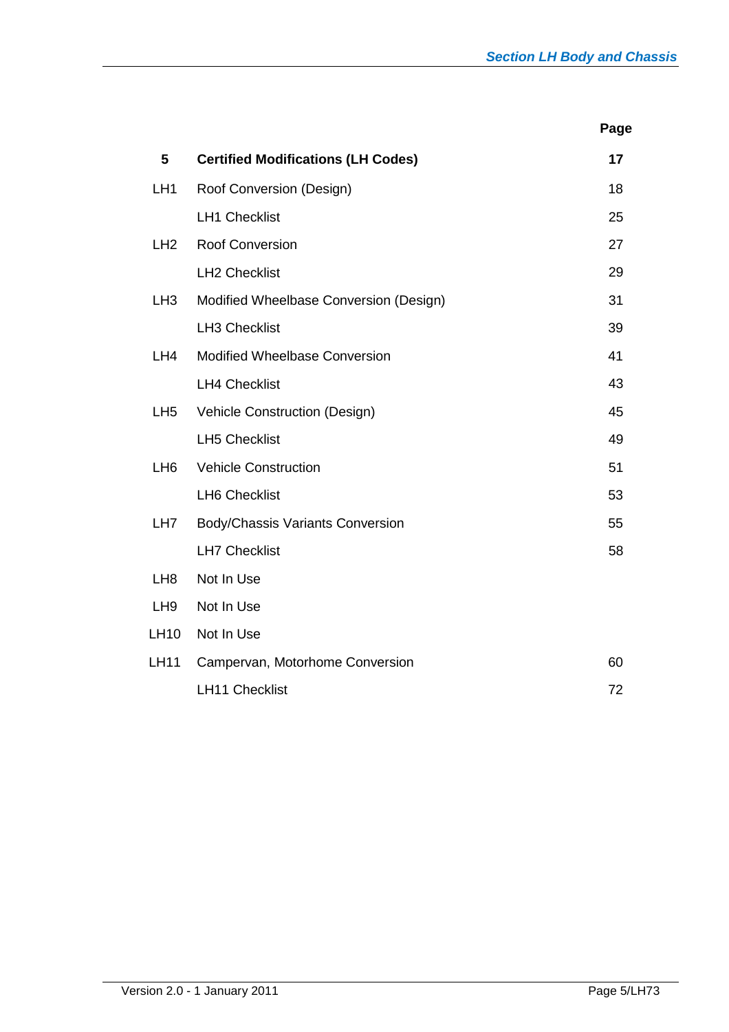| | | Page |
|---|---|---|
| **5** | **Certified Modifications (LH Codes)** | **17** |
| LH1 | Roof Conversion (Design) | 18 |
| | LH1 Checklist | 25 |
| LH2 | Roof Conversion | 27 |
| | LH2 Checklist | 29 |
| LH3 | Modified Wheelbase Conversion (Design) | 31 |
| | LH3 Checklist | 39 |
| LH4 | Modified Wheelbase Conversion | 41 |
| | LH4 Checklist | 43 |
| LH5 | Vehicle Construction (Design) | 45 |
| | LH5 Checklist | 49 |
| LH6 | Vehicle Construction | 51 |
| | LH6 Checklist | 53 |
| LH7 | Body/Chassis Variants Conversion | 55 |
| | LH7 Checklist | 58 |
| LH8 | Not In Use | |
| LH9 | Not In Use | |
| LH10 | Not In Use | |
| LH11 | Campervan, Motorhome Conversion | 60 |
| | LH11 Checklist | 72 |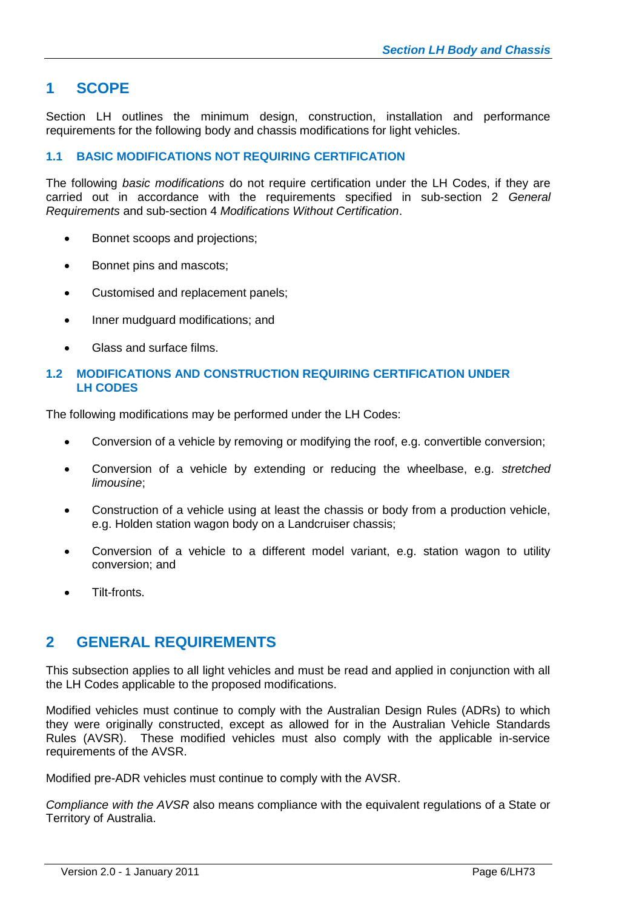# 1 SCOPE

Section LH outlines the minimum design, construction, installation and performance requirements for the following body and chassis modifications for light vehicles.

### 1.1 BASIC MODIFICATIONS NOT REQUIRING CERTIFICATION

The following *basic modifications* do not require certification under the LH Codes, if they are carried out in accordance with the requirements specified in sub-section 2 *General Requirements* and sub-section 4 *Modifications Without Certification*.

- Bonnet scoops and projections;
- Bonnet pins and mascots;
- Customised and replacement panels;
- Inner mudguard modifications; and
- Glass and surface films.

### 1.2 MODIFICATIONS AND CONSTRUCTION REQUIRING CERTIFICATION UNDER LH CODES

The following modifications may be performed under the LH Codes:

- Conversion of a vehicle by removing or modifying the roof, e.g. convertible conversion;
- Conversion of a vehicle by extending or reducing the wheelbase, e.g. *stretched limousine*;
- Construction of a vehicle using at least the chassis or body from a production vehicle, e.g. Holden station wagon body on a Landcruiser chassis;
- Conversion of a vehicle to a different model variant, e.g. station wagon to utility conversion; and
- Tilt-fronts.

# 2 GENERAL REQUIREMENTS

This subsection applies to all light vehicles and must be read and applied in conjunction with all the LH Codes applicable to the proposed modifications.

Modified vehicles must continue to comply with the Australian Design Rules (ADRs) to which they were originally constructed, except as allowed for in the Australian Vehicle Standards Rules (AVSR). These modified vehicles must also comply with the applicable in-service requirements of the AVSR.

Modified pre-ADR vehicles must continue to comply with the AVSR.

*Compliance with the AVSR* also means compliance with the equivalent regulations of a State or Territory of Australia.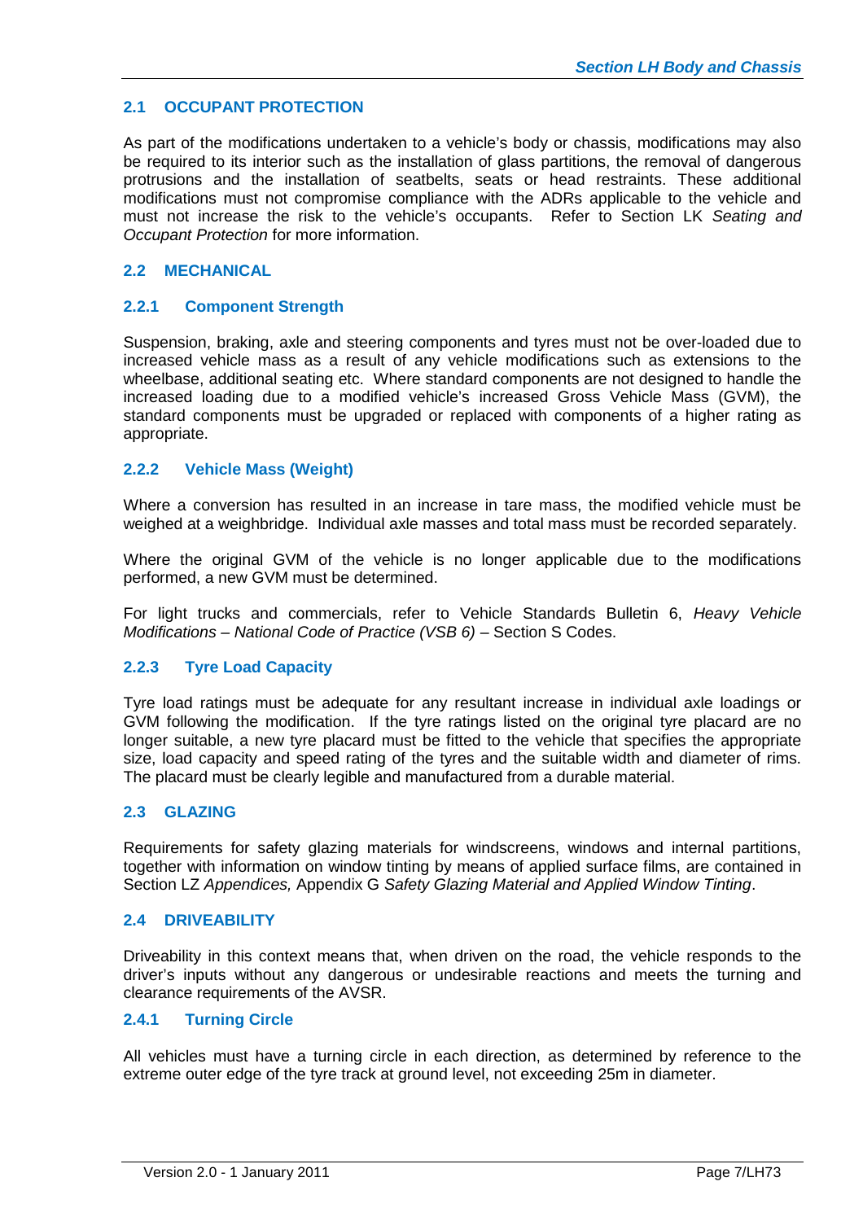## 2.1 OCCUPANT PROTECTION

As part of the modifications undertaken to a vehicle's body or chassis, modifications may also be required to its interior such as the installation of glass partitions, the removal of dangerous protrusions and the installation of seatbelts, seats or head restraints. These additional modifications must not compromise compliance with the ADRs applicable to the vehicle and must not increase the risk to the vehicle's occupants. Refer to Section LK *Seating and Occupant Protection* for more information.

## 2.2 MECHANICAL

### 2.2.1 Component Strength

Suspension, braking, axle and steering components and tyres must not be over-loaded due to increased vehicle mass as a result of any vehicle modifications such as extensions to the wheelbase, additional seating etc. Where standard components are not designed to handle the increased loading due to a modified vehicle's increased Gross Vehicle Mass (GVM), the standard components must be upgraded or replaced with components of a higher rating as appropriate.

### 2.2.2 Vehicle Mass (Weight)

Where a conversion has resulted in an increase in tare mass, the modified vehicle must be weighed at a weighbridge. Individual axle masses and total mass must be recorded separately.

Where the original GVM of the vehicle is no longer applicable due to the modifications performed, a new GVM must be determined.

For light trucks and commercials, refer to Vehicle Standards Bulletin 6, *Heavy Vehicle Modifications – National Code of Practice (VSB 6)* – Section S Codes.

### 2.2.3 Tyre Load Capacity

Tyre load ratings must be adequate for any resultant increase in individual axle loadings or GVM following the modification. If the tyre ratings listed on the original tyre placard are no longer suitable, a new tyre placard must be fitted to the vehicle that specifies the appropriate size, load capacity and speed rating of the tyres and the suitable width and diameter of rims. The placard must be clearly legible and manufactured from a durable material.

## 2.3 GLAZING

Requirements for safety glazing materials for windscreens, windows and internal partitions, together with information on window tinting by means of applied surface films, are contained in Section LZ *Appendices,* Appendix G *Safety Glazing Material and Applied Window Tinting*.

## 2.4 DRIVEABILITY

Driveability in this context means that, when driven on the road, the vehicle responds to the driver's inputs without any dangerous or undesirable reactions and meets the turning and clearance requirements of the AVSR.

### 2.4.1 Turning Circle

All vehicles must have a turning circle in each direction, as determined by reference to the extreme outer edge of the tyre track at ground level, not exceeding 25m in diameter.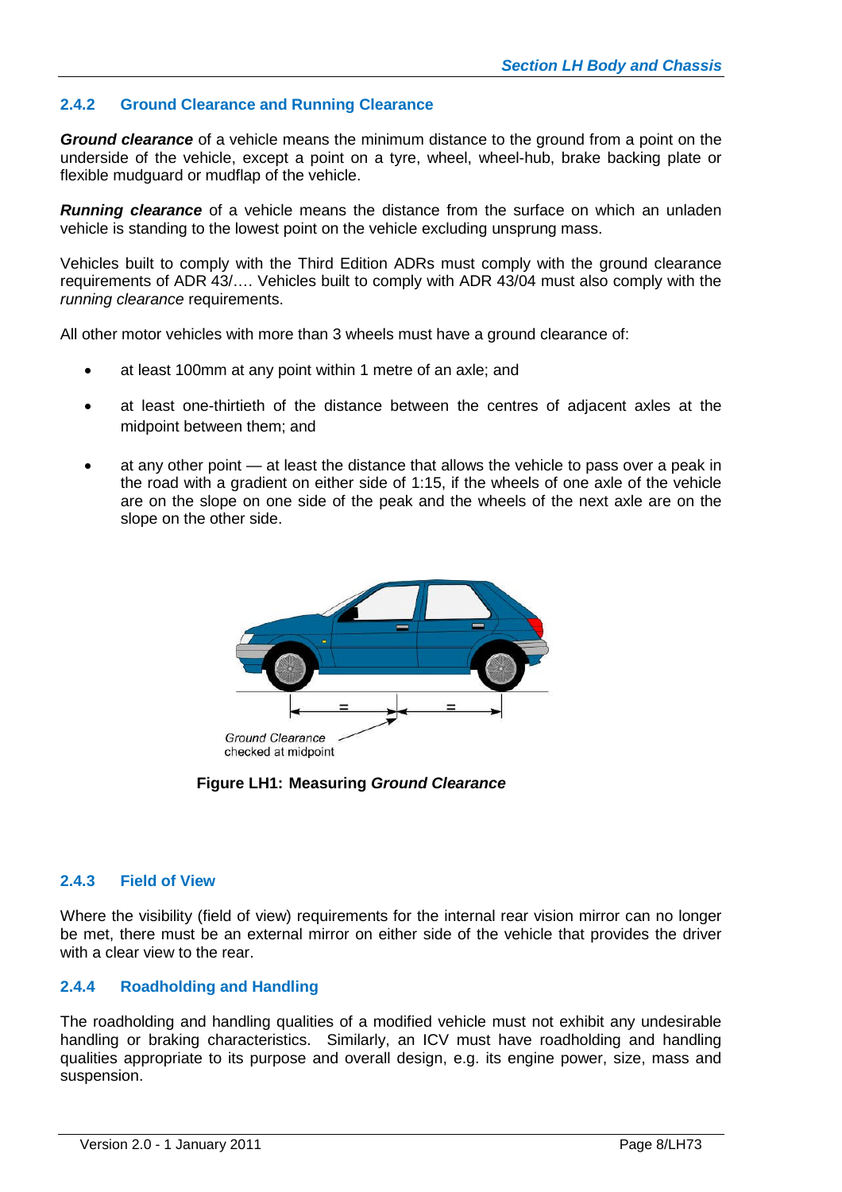### 2.4.2 Ground Clearance and Running Clearance

***Ground clearance*** of a vehicle means the minimum distance to the ground from a point on the underside of the vehicle, except a point on a tyre, wheel, wheel-hub, brake backing plate or flexible mudguard or mudflap of the vehicle.

***Running clearance*** of a vehicle means the distance from the surface on which an unladen vehicle is standing to the lowest point on the vehicle excluding unsprung mass.

Vehicles built to comply with the Third Edition ADRs must comply with the ground clearance requirements of ADR 43/…. Vehicles built to comply with ADR 43/04 must also comply with the *running clearance* requirements.

All other motor vehicles with more than 3 wheels must have a ground clearance of:

- at least 100mm at any point within 1 metre of an axle; and
- at least one-thirtieth of the distance between the centres of adjacent axles at the midpoint between them; and
- at any other point — at least the distance that allows the vehicle to pass over a peak in the road with a gradient on either side of 1:15, if the wheels of one axle of the vehicle are on the slope on one side of the peak and the wheels of the next axle are on the slope on the other side.

Ground Clearance checked at midpoint

**Figure LH1: Measuring *Ground Clearance***

### 2.4.3 Field of View

Where the visibility (field of view) requirements for the internal rear vision mirror can no longer be met, there must be an external mirror on either side of the vehicle that provides the driver with a clear view to the rear.

### 2.4.4 Roadholding and Handling

The roadholding and handling qualities of a modified vehicle must not exhibit any undesirable handling or braking characteristics. Similarly, an ICV must have roadholding and handling qualities appropriate to its purpose and overall design, e.g. its engine power, size, mass and suspension.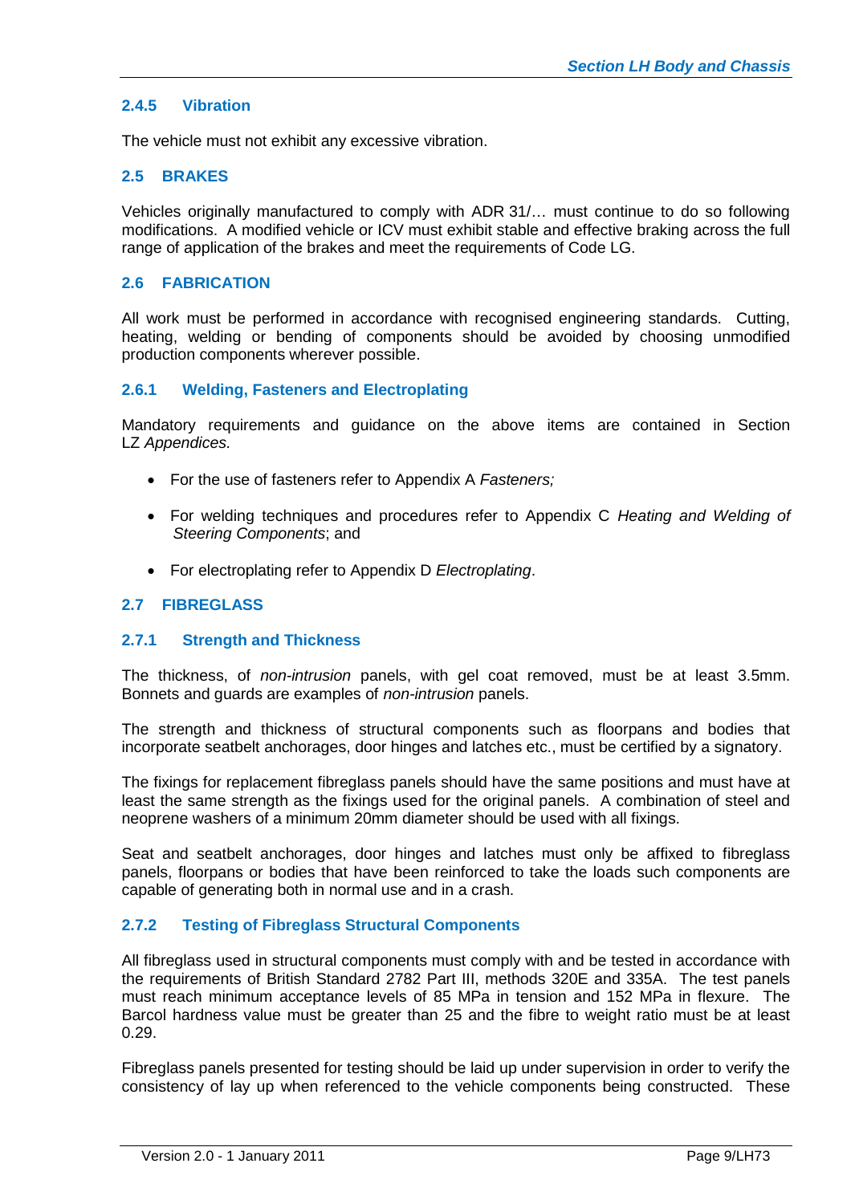#### 2.4.5 Vibration

The vehicle must not exhibit any excessive vibration.

### 2.5 BRAKES

Vehicles originally manufactured to comply with ADR 31/… must continue to do so following modifications. A modified vehicle or ICV must exhibit stable and effective braking across the full range of application of the brakes and meet the requirements of Code LG.

### 2.6 FABRICATION

All work must be performed in accordance with recognised engineering standards. Cutting, heating, welding or bending of components should be avoided by choosing unmodified production components wherever possible.

#### 2.6.1 Welding, Fasteners and Electroplating

Mandatory requirements and guidance on the above items are contained in Section LZ *Appendices.*

- For the use of fasteners refer to Appendix A *Fasteners;*
- For welding techniques and procedures refer to Appendix C *Heating and Welding of Steering Components*; and
- For electroplating refer to Appendix D *Electroplating*.

### 2.7 FIBREGLASS

#### 2.7.1 Strength and Thickness

The thickness, of *non-intrusion* panels, with gel coat removed, must be at least 3.5mm. Bonnets and guards are examples of *non-intrusion* panels.

The strength and thickness of structural components such as floorpans and bodies that incorporate seatbelt anchorages, door hinges and latches etc., must be certified by a signatory.

The fixings for replacement fibreglass panels should have the same positions and must have at least the same strength as the fixings used for the original panels. A combination of steel and neoprene washers of a minimum 20mm diameter should be used with all fixings.

Seat and seatbelt anchorages, door hinges and latches must only be affixed to fibreglass panels, floorpans or bodies that have been reinforced to take the loads such components are capable of generating both in normal use and in a crash.

#### 2.7.2 Testing of Fibreglass Structural Components

All fibreglass used in structural components must comply with and be tested in accordance with the requirements of British Standard 2782 Part III, methods 320E and 335A. The test panels must reach minimum acceptance levels of 85 MPa in tension and 152 MPa in flexure. The Barcol hardness value must be greater than 25 and the fibre to weight ratio must be at least 0.29.

Fibreglass panels presented for testing should be laid up under supervision in order to verify the consistency of lay up when referenced to the vehicle components being constructed. These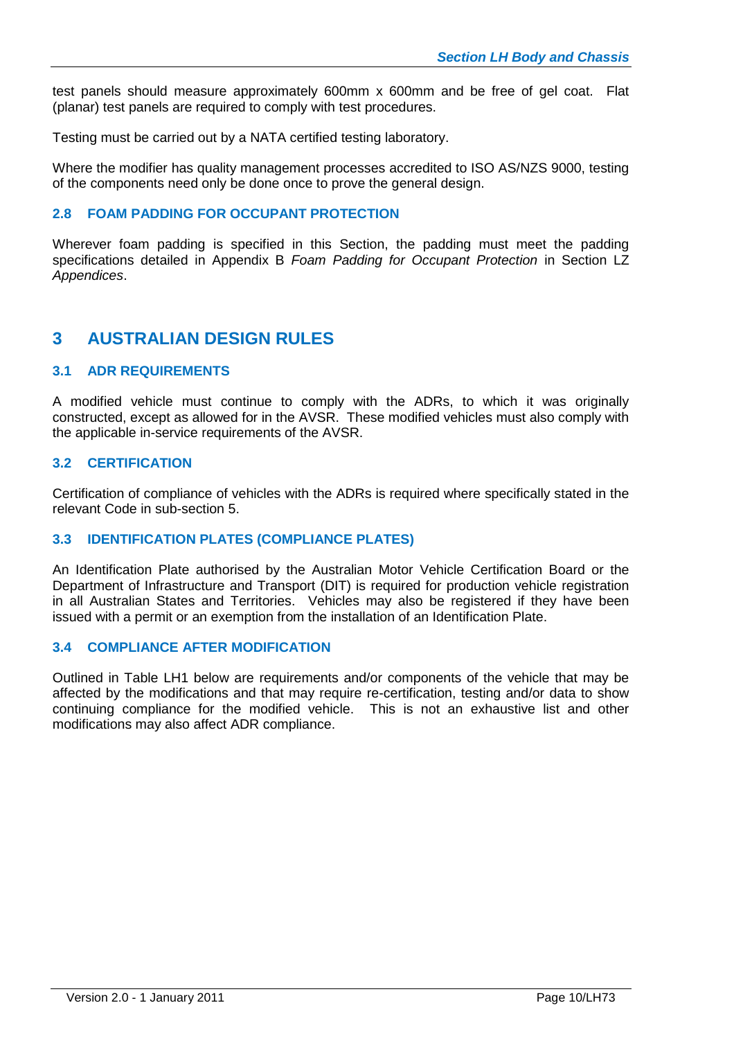test panels should measure approximately 600mm x 600mm and be free of gel coat. Flat (planar) test panels are required to comply with test procedures.

Testing must be carried out by a NATA certified testing laboratory.

Where the modifier has quality management processes accredited to ISO AS/NZS 9000, testing of the components need only be done once to prove the general design.

### 2.8 FOAM PADDING FOR OCCUPANT PROTECTION

Wherever foam padding is specified in this Section, the padding must meet the padding specifications detailed in Appendix B *Foam Padding for Occupant Protection* in Section LZ *Appendices*.

## 3 AUSTRALIAN DESIGN RULES

### 3.1 ADR REQUIREMENTS

A modified vehicle must continue to comply with the ADRs, to which it was originally constructed, except as allowed for in the AVSR. These modified vehicles must also comply with the applicable in-service requirements of the AVSR.

### 3.2 CERTIFICATION

Certification of compliance of vehicles with the ADRs is required where specifically stated in the relevant Code in sub-section 5.

### 3.3 IDENTIFICATION PLATES (COMPLIANCE PLATES)

An Identification Plate authorised by the Australian Motor Vehicle Certification Board or the Department of Infrastructure and Transport (DIT) is required for production vehicle registration in all Australian States and Territories. Vehicles may also be registered if they have been issued with a permit or an exemption from the installation of an Identification Plate.

### 3.4 COMPLIANCE AFTER MODIFICATION

Outlined in Table LH1 below are requirements and/or components of the vehicle that may be affected by the modifications and that may require re-certification, testing and/or data to show continuing compliance for the modified vehicle. This is not an exhaustive list and other modifications may also affect ADR compliance.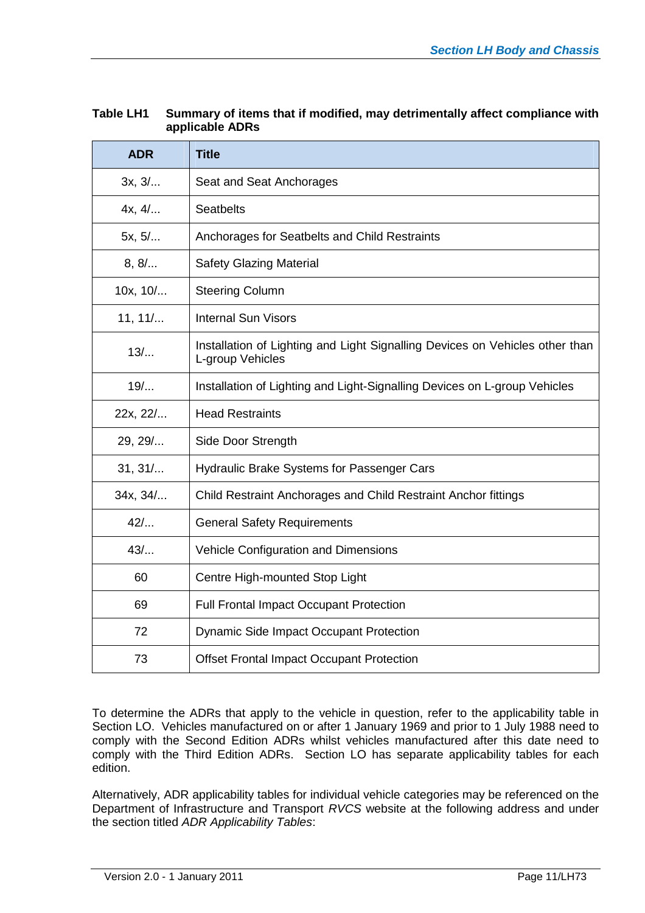**Table LH1 Summary of items that if modified, may detrimentally affect compliance with applicable ADRs**

| ADR | Title |
|---|---|
| 3x, 3/... | Seat and Seat Anchorages |
| 4x, 4/... | Seatbelts |
| 5x, 5/... | Anchorages for Seatbelts and Child Restraints |
| 8, 8/... | Safety Glazing Material |
| 10x, 10/... | Steering Column |
| 11, 11/... | Internal Sun Visors |
| 13/... | Installation of Lighting and Light Signalling Devices on Vehicles other than L-group Vehicles |
| 19/... | Installation of Lighting and Light-Signalling Devices on L-group Vehicles |
| 22x, 22/... | Head Restraints |
| 29, 29/... | Side Door Strength |
| 31, 31/... | Hydraulic Brake Systems for Passenger Cars |
| 34x, 34/... | Child Restraint Anchorages and Child Restraint Anchor fittings |
| 42/... | General Safety Requirements |
| 43/... | Vehicle Configuration and Dimensions |
| 60 | Centre High-mounted Stop Light |
| 69 | Full Frontal Impact Occupant Protection |
| 72 | Dynamic Side Impact Occupant Protection |
| 73 | Offset Frontal Impact Occupant Protection |

To determine the ADRs that apply to the vehicle in question, refer to the applicability table in Section LO. Vehicles manufactured on or after 1 January 1969 and prior to 1 July 1988 need to comply with the Second Edition ADRs whilst vehicles manufactured after this date need to comply with the Third Edition ADRs. Section LO has separate applicability tables for each edition.

Alternatively, ADR applicability tables for individual vehicle categories may be referenced on the Department of Infrastructure and Transport *RVCS* website at the following address and under the section titled *ADR Applicability Tables*: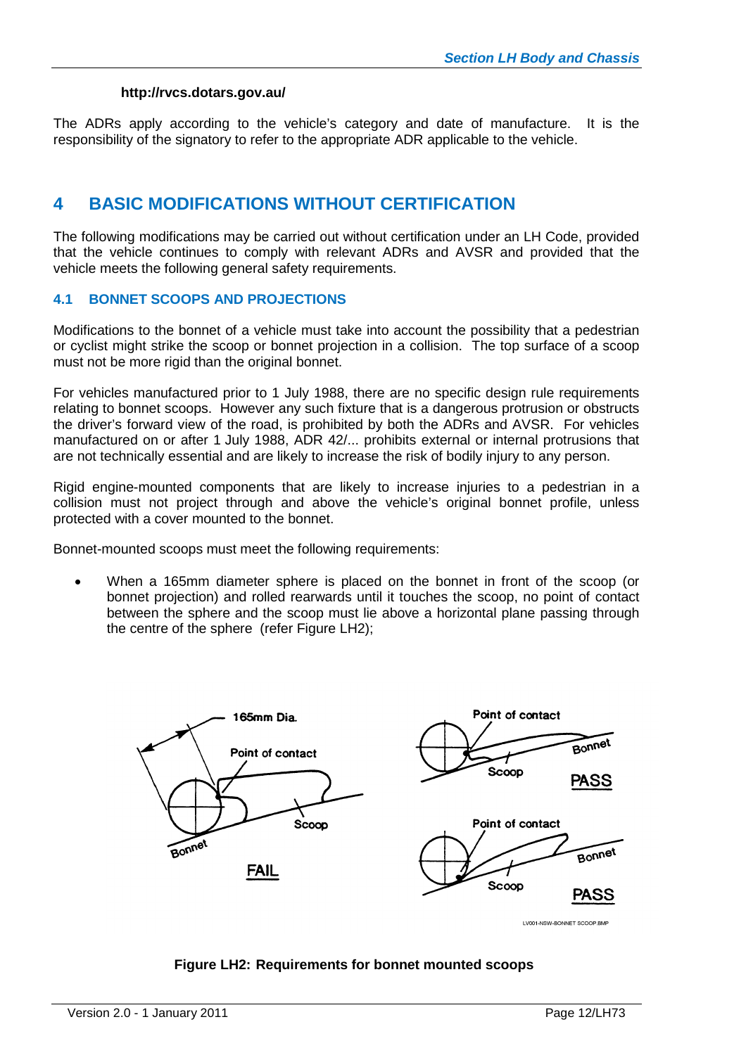**http://rvcs.dotars.gov.au/**

The ADRs apply according to the vehicle's category and date of manufacture. It is the responsibility of the signatory to refer to the appropriate ADR applicable to the vehicle.

# 4 BASIC MODIFICATIONS WITHOUT CERTIFICATION

The following modifications may be carried out without certification under an LH Code, provided that the vehicle continues to comply with relevant ADRs and AVSR and provided that the vehicle meets the following general safety requirements.

## 4.1 BONNET SCOOPS AND PROJECTIONS

Modifications to the bonnet of a vehicle must take into account the possibility that a pedestrian or cyclist might strike the scoop or bonnet projection in a collision. The top surface of a scoop must not be more rigid than the original bonnet.

For vehicles manufactured prior to 1 July 1988, there are no specific design rule requirements relating to bonnet scoops. However any such fixture that is a dangerous protrusion or obstructs the driver's forward view of the road, is prohibited by both the ADRs and AVSR. For vehicles manufactured on or after 1 July 1988, ADR 42/... prohibits external or internal protrusions that are not technically essential and are likely to increase the risk of bodily injury to any person.

Rigid engine-mounted components that are likely to increase injuries to a pedestrian in a collision must not project through and above the vehicle's original bonnet profile, unless protected with a cover mounted to the bonnet.

Bonnet-mounted scoops must meet the following requirements:

- When a 165mm diameter sphere is placed on the bonnet in front of the scoop (or bonnet projection) and rolled rearwards until it touches the scoop, no point of contact between the sphere and the scoop must lie above a horizontal plane passing through the centre of the sphere (refer Figure LH2);

**Figure LH2: Requirements for bonnet mounted scoops**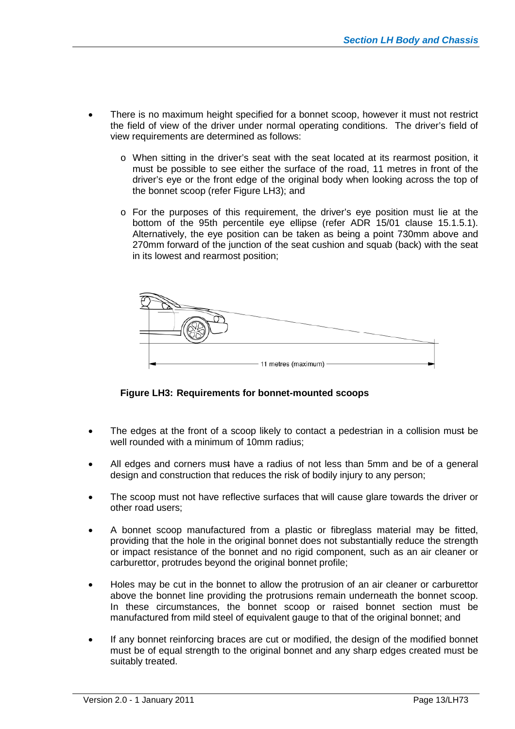- There is no maximum height specified for a bonnet scoop, however it must not restrict the field of view of the driver under normal operating conditions. The driver's field of view requirements are determined as follows:
  - When sitting in the driver's seat with the seat located at its rearmost position, it must be possible to see either the surface of the road, 11 metres in front of the driver's eye or the front edge of the original body when looking across the top of the bonnet scoop (refer Figure LH3); and
  - For the purposes of this requirement, the driver's eye position must lie at the bottom of the 95th percentile eye ellipse (refer ADR 15/01 clause 15.1.5.1). Alternatively, the eye position can be taken as being a point 730mm above and 270mm forward of the junction of the seat cushion and squab (back) with the seat in its lowest and rearmost position;

11 metres (maximum)

**Figure LH3: Requirements for bonnet-mounted scoops**

- The edges at the front of a scoop likely to contact a pedestrian in a collision must be well rounded with a minimum of 10mm radius;
- All edges and corners must have a radius of not less than 5mm and be of a general design and construction that reduces the risk of bodily injury to any person;
- The scoop must not have reflective surfaces that will cause glare towards the driver or other road users;
- A bonnet scoop manufactured from a plastic or fibreglass material may be fitted, providing that the hole in the original bonnet does not substantially reduce the strength or impact resistance of the bonnet and no rigid component, such as an air cleaner or carburettor, protrudes beyond the original bonnet profile;
- Holes may be cut in the bonnet to allow the protrusion of an air cleaner or carburettor above the bonnet line providing the protrusions remain underneath the bonnet scoop. In these circumstances, the bonnet scoop or raised bonnet section must be manufactured from mild steel of equivalent gauge to that of the original bonnet; and
- If any bonnet reinforcing braces are cut or modified, the design of the modified bonnet must be of equal strength to the original bonnet and any sharp edges created must be suitably treated.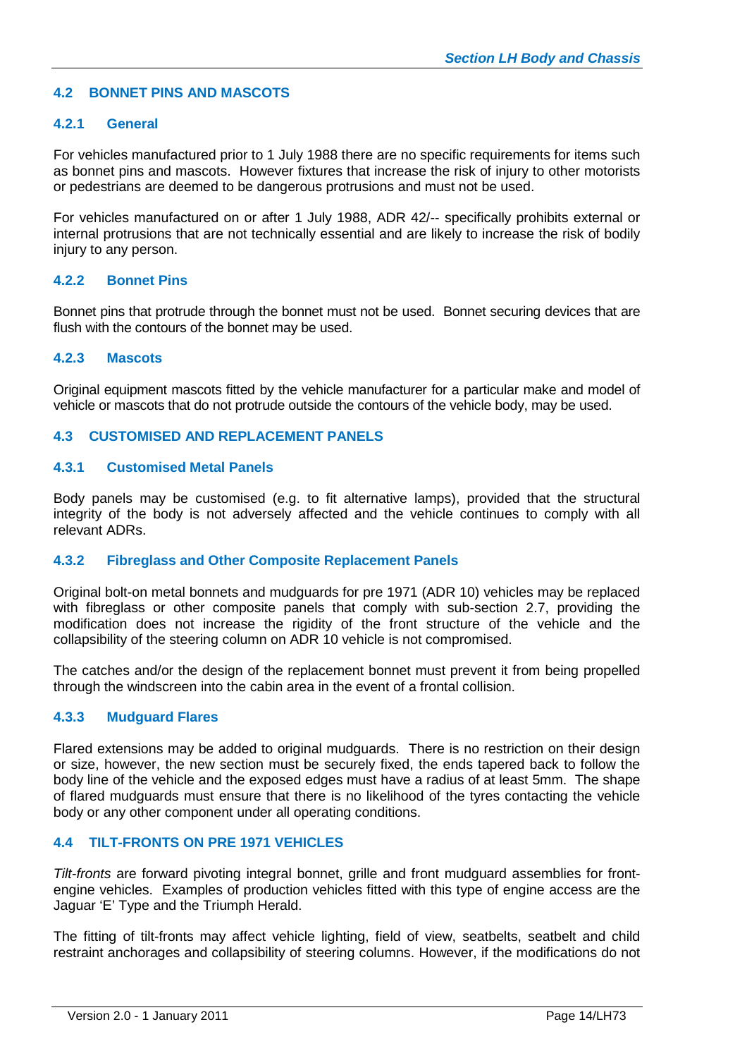## 4.2 BONNET PINS AND MASCOTS

### 4.2.1 General

For vehicles manufactured prior to 1 July 1988 there are no specific requirements for items such as bonnet pins and mascots. However fixtures that increase the risk of injury to other motorists or pedestrians are deemed to be dangerous protrusions and must not be used.

For vehicles manufactured on or after 1 July 1988, ADR 42/-- specifically prohibits external or internal protrusions that are not technically essential and are likely to increase the risk of bodily injury to any person.

### 4.2.2 Bonnet Pins

Bonnet pins that protrude through the bonnet must not be used. Bonnet securing devices that are flush with the contours of the bonnet may be used.

### 4.2.3 Mascots

Original equipment mascots fitted by the vehicle manufacturer for a particular make and model of vehicle or mascots that do not protrude outside the contours of the vehicle body, may be used.

## 4.3 CUSTOMISED AND REPLACEMENT PANELS

### 4.3.1 Customised Metal Panels

Body panels may be customised (e.g. to fit alternative lamps), provided that the structural integrity of the body is not adversely affected and the vehicle continues to comply with all relevant ADRs.

### 4.3.2 Fibreglass and Other Composite Replacement Panels

Original bolt-on metal bonnets and mudguards for pre 1971 (ADR 10) vehicles may be replaced with fibreglass or other composite panels that comply with sub-section 2.7, providing the modification does not increase the rigidity of the front structure of the vehicle and the collapsibility of the steering column on ADR 10 vehicle is not compromised.

The catches and/or the design of the replacement bonnet must prevent it from being propelled through the windscreen into the cabin area in the event of a frontal collision.

### 4.3.3 Mudguard Flares

Flared extensions may be added to original mudguards. There is no restriction on their design or size, however, the new section must be securely fixed, the ends tapered back to follow the body line of the vehicle and the exposed edges must have a radius of at least 5mm. The shape of flared mudguards must ensure that there is no likelihood of the tyres contacting the vehicle body or any other component under all operating conditions.

## 4.4 TILT-FRONTS ON PRE 1971 VEHICLES

*Tilt-fronts* are forward pivoting integral bonnet, grille and front mudguard assemblies for front-engine vehicles. Examples of production vehicles fitted with this type of engine access are the Jaguar 'E' Type and the Triumph Herald.

The fitting of tilt-fronts may affect vehicle lighting, field of view, seatbelts, seatbelt and child restraint anchorages and collapsibility of steering columns. However, if the modifications do not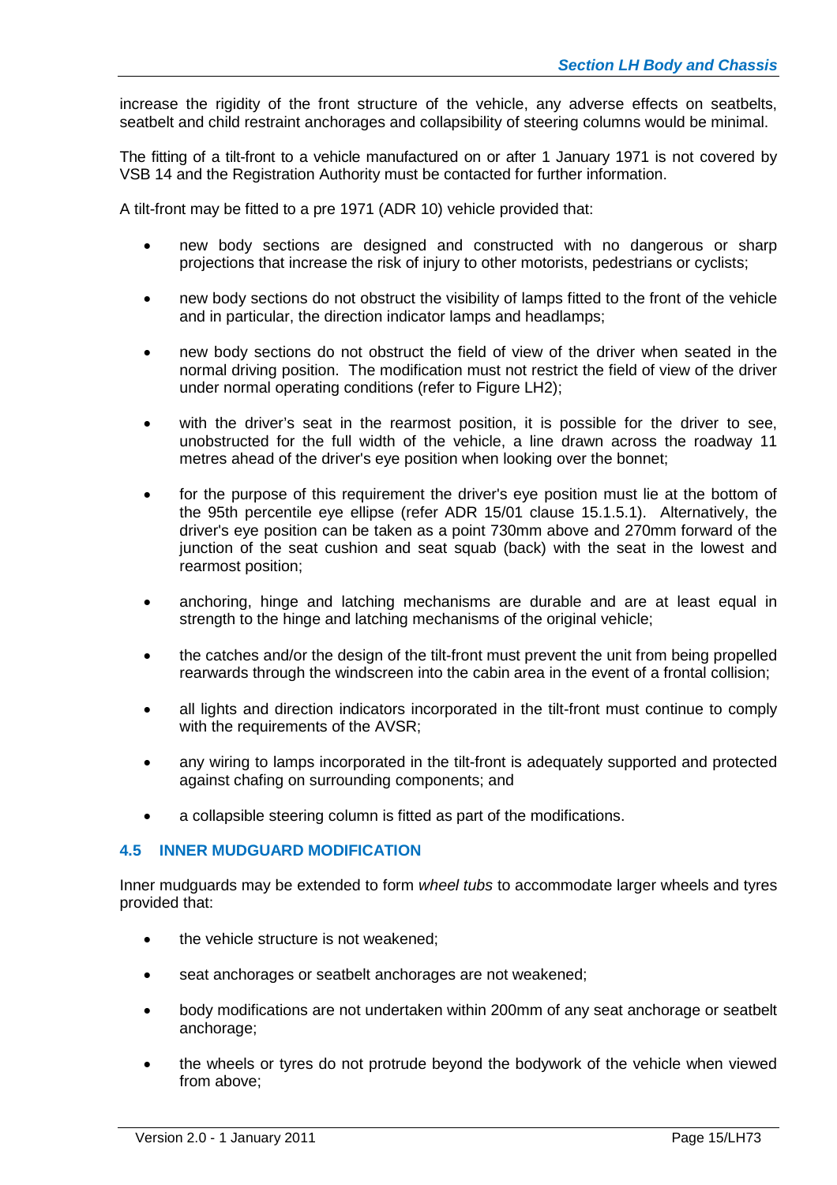increase the rigidity of the front structure of the vehicle, any adverse effects on seatbelts, seatbelt and child restraint anchorages and collapsibility of steering columns would be minimal.

The fitting of a tilt-front to a vehicle manufactured on or after 1 January 1971 is not covered by VSB 14 and the Registration Authority must be contacted for further information.

A tilt-front may be fitted to a pre 1971 (ADR 10) vehicle provided that:

- new body sections are designed and constructed with no dangerous or sharp projections that increase the risk of injury to other motorists, pedestrians or cyclists;
- new body sections do not obstruct the visibility of lamps fitted to the front of the vehicle and in particular, the direction indicator lamps and headlamps;
- new body sections do not obstruct the field of view of the driver when seated in the normal driving position. The modification must not restrict the field of view of the driver under normal operating conditions (refer to Figure LH2);
- with the driver's seat in the rearmost position, it is possible for the driver to see, unobstructed for the full width of the vehicle, a line drawn across the roadway 11 metres ahead of the driver's eye position when looking over the bonnet;
- for the purpose of this requirement the driver's eye position must lie at the bottom of the 95th percentile eye ellipse (refer ADR 15/01 clause 15.1.5.1). Alternatively, the driver's eye position can be taken as a point 730mm above and 270mm forward of the junction of the seat cushion and seat squab (back) with the seat in the lowest and rearmost position;
- anchoring, hinge and latching mechanisms are durable and are at least equal in strength to the hinge and latching mechanisms of the original vehicle;
- the catches and/or the design of the tilt-front must prevent the unit from being propelled rearwards through the windscreen into the cabin area in the event of a frontal collision;
- all lights and direction indicators incorporated in the tilt-front must continue to comply with the requirements of the AVSR;
- any wiring to lamps incorporated in the tilt-front is adequately supported and protected against chafing on surrounding components; and
- a collapsible steering column is fitted as part of the modifications.

### 4.5 INNER MUDGUARD MODIFICATION

Inner mudguards may be extended to form *wheel tubs* to accommodate larger wheels and tyres provided that:

- the vehicle structure is not weakened;
- seat anchorages or seatbelt anchorages are not weakened;
- body modifications are not undertaken within 200mm of any seat anchorage or seatbelt anchorage;
- the wheels or tyres do not protrude beyond the bodywork of the vehicle when viewed from above;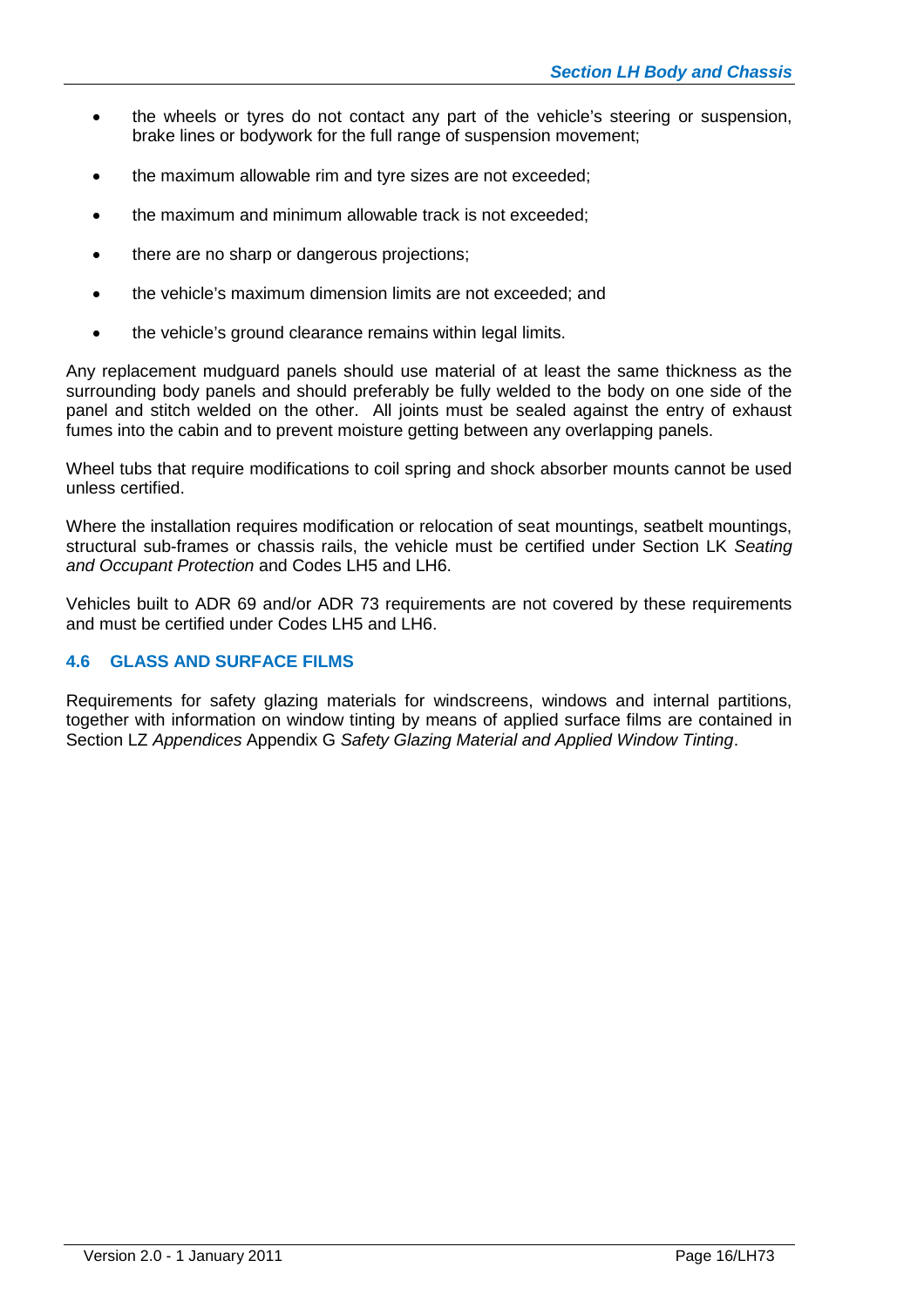- the wheels or tyres do not contact any part of the vehicle's steering or suspension, brake lines or bodywork for the full range of suspension movement;
- the maximum allowable rim and tyre sizes are not exceeded;
- the maximum and minimum allowable track is not exceeded;
- there are no sharp or dangerous projections;
- the vehicle's maximum dimension limits are not exceeded; and
- the vehicle's ground clearance remains within legal limits.

Any replacement mudguard panels should use material of at least the same thickness as the surrounding body panels and should preferably be fully welded to the body on one side of the panel and stitch welded on the other. All joints must be sealed against the entry of exhaust fumes into the cabin and to prevent moisture getting between any overlapping panels.

Wheel tubs that require modifications to coil spring and shock absorber mounts cannot be used unless certified.

Where the installation requires modification or relocation of seat mountings, seatbelt mountings, structural sub-frames or chassis rails, the vehicle must be certified under Section LK *Seating and Occupant Protection* and Codes LH5 and LH6.

Vehicles built to ADR 69 and/or ADR 73 requirements are not covered by these requirements and must be certified under Codes LH5 and LH6.

## 4.6 GLASS AND SURFACE FILMS

Requirements for safety glazing materials for windscreens, windows and internal partitions, together with information on window tinting by means of applied surface films are contained in Section LZ *Appendices* Appendix G *Safety Glazing Material and Applied Window Tinting*.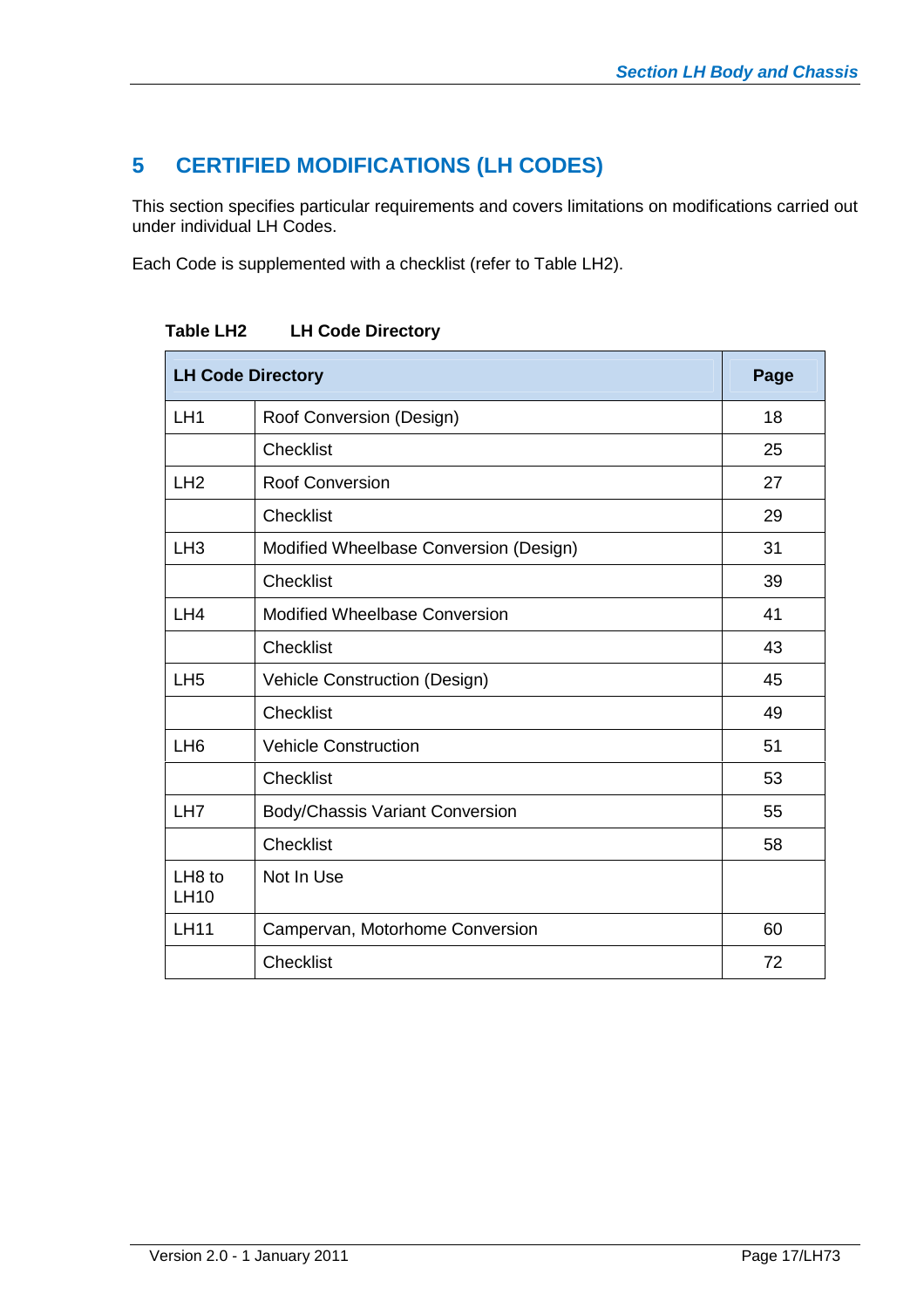# 5 CERTIFIED MODIFICATIONS (LH CODES)

This section specifies particular requirements and covers limitations on modifications carried out under individual LH Codes.

Each Code is supplemented with a checklist (refer to Table LH2).

**Table LH2 LH Code Directory**

| LH Code Directory | | Page |
|---|---|---|
| LH1 | Roof Conversion (Design) | 18 |
| | Checklist | 25 |
| LH2 | Roof Conversion | 27 |
| | Checklist | 29 |
| LH3 | Modified Wheelbase Conversion (Design) | 31 |
| | Checklist | 39 |
| LH4 | Modified Wheelbase Conversion | 41 |
| | Checklist | 43 |
| LH5 | Vehicle Construction (Design) | 45 |
| | Checklist | 49 |
| LH6 | Vehicle Construction | 51 |
| | Checklist | 53 |
| LH7 | Body/Chassis Variant Conversion | 55 |
| | Checklist | 58 |
| LH8 to LH10 | Not In Use | |
| LH11 | Campervan, Motorhome Conversion | 60 |
| | Checklist | 72 |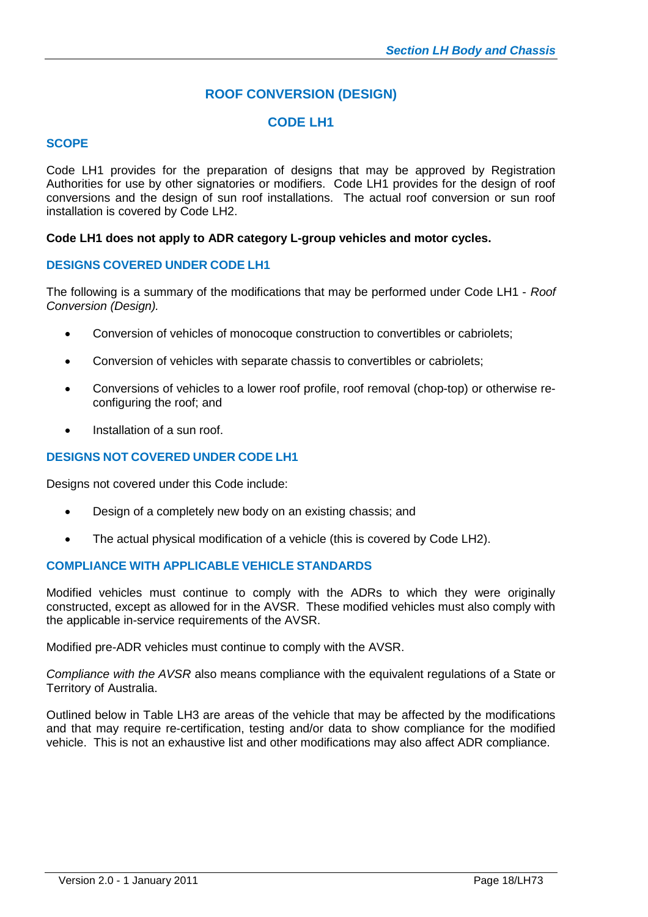# ROOF CONVERSION (DESIGN)

# CODE LH1

## SCOPE

Code LH1 provides for the preparation of designs that may be approved by Registration Authorities for use by other signatories or modifiers. Code LH1 provides for the design of roof conversions and the design of sun roof installations. The actual roof conversion or sun roof installation is covered by Code LH2.

**Code LH1 does not apply to ADR category L-group vehicles and motor cycles.**

### DESIGNS COVERED UNDER CODE LH1

The following is a summary of the modifications that may be performed under Code LH1 - *Roof Conversion (Design).*

- Conversion of vehicles of monocoque construction to convertibles or cabriolets;
- Conversion of vehicles with separate chassis to convertibles or cabriolets;
- Conversions of vehicles to a lower roof profile, roof removal (chop-top) or otherwise re-configuring the roof; and
- Installation of a sun roof.

### DESIGNS NOT COVERED UNDER CODE LH1

Designs not covered under this Code include:

- Design of a completely new body on an existing chassis; and
- The actual physical modification of a vehicle (this is covered by Code LH2).

### COMPLIANCE WITH APPLICABLE VEHICLE STANDARDS

Modified vehicles must continue to comply with the ADRs to which they were originally constructed, except as allowed for in the AVSR. These modified vehicles must also comply with the applicable in-service requirements of the AVSR.

Modified pre-ADR vehicles must continue to comply with the AVSR.

*Compliance with the AVSR* also means compliance with the equivalent regulations of a State or Territory of Australia.

Outlined below in Table LH3 are areas of the vehicle that may be affected by the modifications and that may require re-certification, testing and/or data to show compliance for the modified vehicle. This is not an exhaustive list and other modifications may also affect ADR compliance.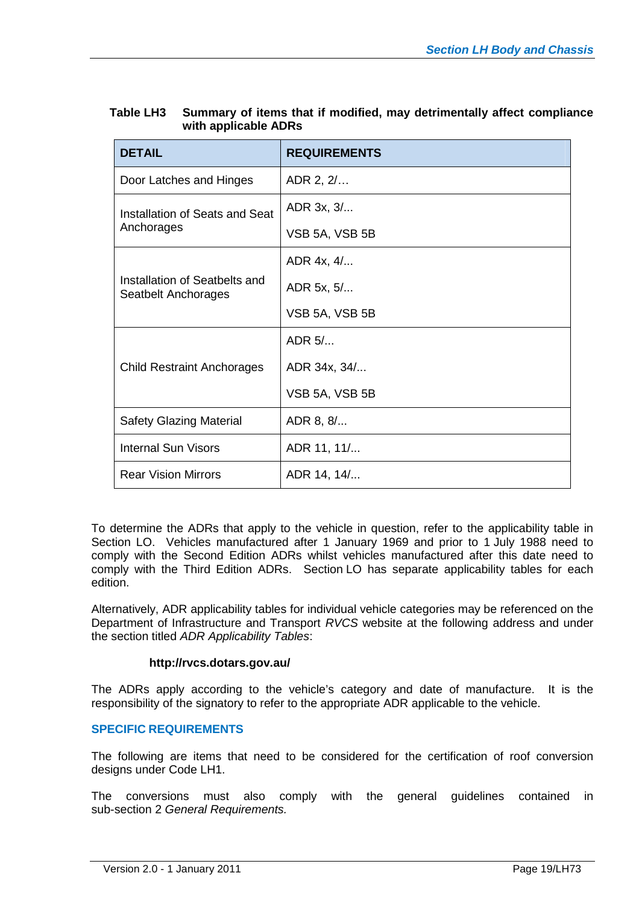**Table LH3 Summary of items that if modified, may detrimentally affect compliance with applicable ADRs**

| DETAIL | REQUIREMENTS |
|---|---|
| Door Latches and Hinges | ADR 2, 2/… |
| Installation of Seats and Seat Anchorages | ADR 3x, 3/... |
| | VSB 5A, VSB 5B |
| Installation of Seatbelts and Seatbelt Anchorages | ADR 4x, 4/... |
| | ADR 5x, 5/... |
| | VSB 5A, VSB 5B |
| Child Restraint Anchorages | ADR 5/... |
| | ADR 34x, 34/... |
| | VSB 5A, VSB 5B |
| Safety Glazing Material | ADR 8, 8/... |
| Internal Sun Visors | ADR 11, 11/... |
| Rear Vision Mirrors | ADR 14, 14/... |

To determine the ADRs that apply to the vehicle in question, refer to the applicability table in Section LO. Vehicles manufactured after 1 January 1969 and prior to 1 July 1988 need to comply with the Second Edition ADRs whilst vehicles manufactured after this date need to comply with the Third Edition ADRs. Section LO has separate applicability tables for each edition.

Alternatively, ADR applicability tables for individual vehicle categories may be referenced on the Department of Infrastructure and Transport *RVCS* website at the following address and under the section titled *ADR Applicability Tables*:

**http://rvcs.dotars.gov.au/**

The ADRs apply according to the vehicle's category and date of manufacture. It is the responsibility of the signatory to refer to the appropriate ADR applicable to the vehicle.

## SPECIFIC REQUIREMENTS

The following are items that need to be considered for the certification of roof conversion designs under Code LH1.

The conversions must also comply with the general guidelines contained in sub-section 2 *General Requirements.*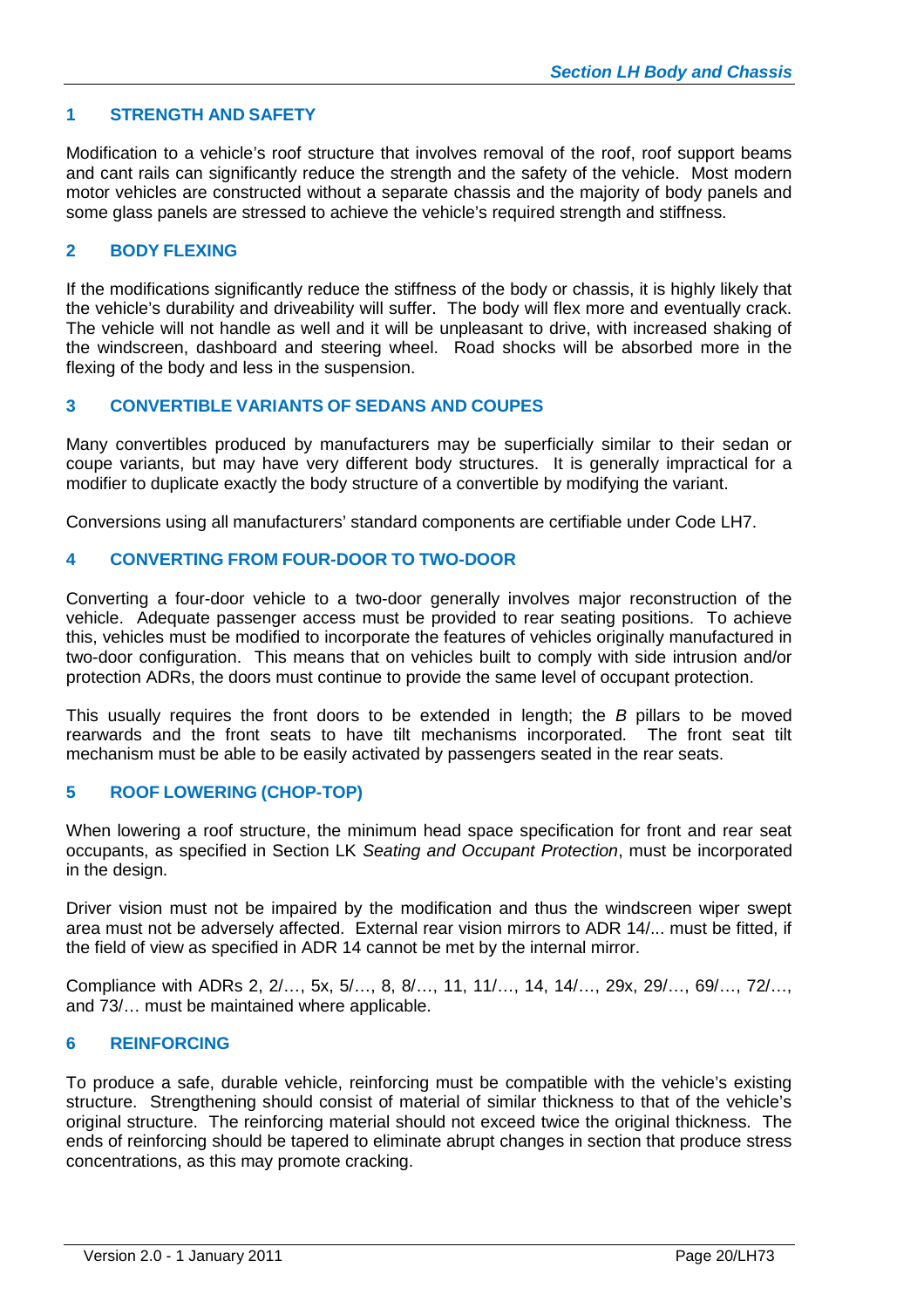## 1 STRENGTH AND SAFETY

Modification to a vehicle's roof structure that involves removal of the roof, roof support beams and cant rails can significantly reduce the strength and the safety of the vehicle. Most modern motor vehicles are constructed without a separate chassis and the majority of body panels and some glass panels are stressed to achieve the vehicle's required strength and stiffness.

## 2 BODY FLEXING

If the modifications significantly reduce the stiffness of the body or chassis, it is highly likely that the vehicle's durability and driveability will suffer. The body will flex more and eventually crack. The vehicle will not handle as well and it will be unpleasant to drive, with increased shaking of the windscreen, dashboard and steering wheel. Road shocks will be absorbed more in the flexing of the body and less in the suspension.

## 3 CONVERTIBLE VARIANTS OF SEDANS AND COUPES

Many convertibles produced by manufacturers may be superficially similar to their sedan or coupe variants, but may have very different body structures. It is generally impractical for a modifier to duplicate exactly the body structure of a convertible by modifying the variant.

Conversions using all manufacturers' standard components are certifiable under Code LH7.

## 4 CONVERTING FROM FOUR-DOOR TO TWO-DOOR

Converting a four-door vehicle to a two-door generally involves major reconstruction of the vehicle. Adequate passenger access must be provided to rear seating positions. To achieve this, vehicles must be modified to incorporate the features of vehicles originally manufactured in two-door configuration. This means that on vehicles built to comply with side intrusion and/or protection ADRs, the doors must continue to provide the same level of occupant protection.

This usually requires the front doors to be extended in length; the *B* pillars to be moved rearwards and the front seats to have tilt mechanisms incorporated. The front seat tilt mechanism must be able to be easily activated by passengers seated in the rear seats.

## 5 ROOF LOWERING (CHOP-TOP)

When lowering a roof structure, the minimum head space specification for front and rear seat occupants, as specified in Section LK *Seating and Occupant Protection*, must be incorporated in the design.

Driver vision must not be impaired by the modification and thus the windscreen wiper swept area must not be adversely affected. External rear vision mirrors to ADR 14/... must be fitted, if the field of view as specified in ADR 14 cannot be met by the internal mirror.

Compliance with ADRs 2, 2/…, 5x, 5/…, 8, 8/…, 11, 11/…, 14, 14/…, 29x, 29/…, 69/…, 72/…, and 73/… must be maintained where applicable.

## 6 REINFORCING

To produce a safe, durable vehicle, reinforcing must be compatible with the vehicle's existing structure. Strengthening should consist of material of similar thickness to that of the vehicle's original structure. The reinforcing material should not exceed twice the original thickness. The ends of reinforcing should be tapered to eliminate abrupt changes in section that produce stress concentrations, as this may promote cracking.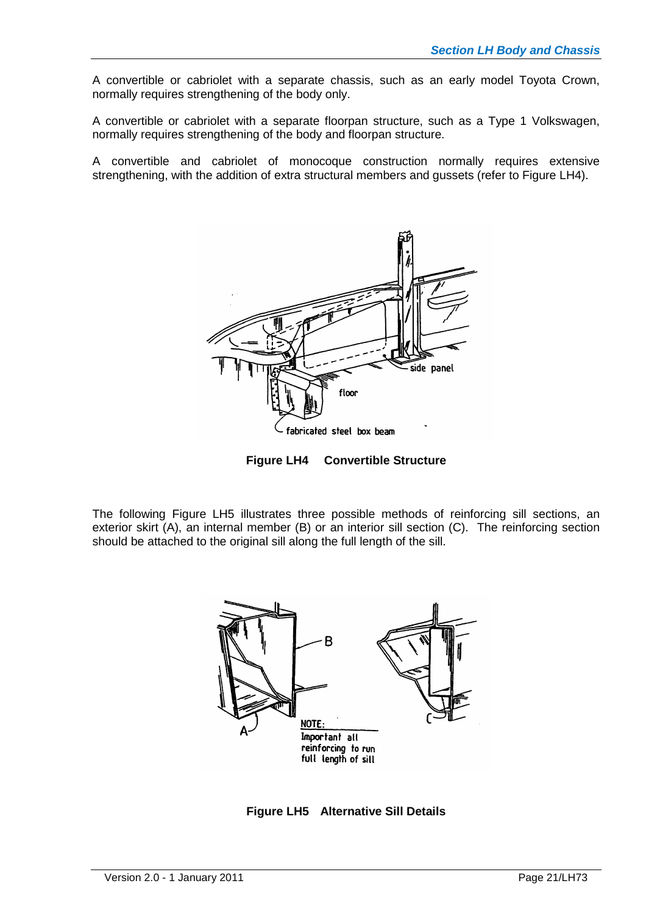A convertible or cabriolet with a separate chassis, such as an early model Toyota Crown, normally requires strengthening of the body only.

A convertible or cabriolet with a separate floorpan structure, such as a Type 1 Volkswagen, normally requires strengthening of the body and floorpan structure.

A convertible and cabriolet of monocoque construction normally requires extensive strengthening, with the addition of extra structural members and gussets (refer to Figure LH4).

**Figure LH4 Convertible Structure**

The following Figure LH5 illustrates three possible methods of reinforcing sill sections, an exterior skirt (A), an internal member (B) or an interior sill section (C). The reinforcing section should be attached to the original sill along the full length of the sill.

**Figure LH5 Alternative Sill Details**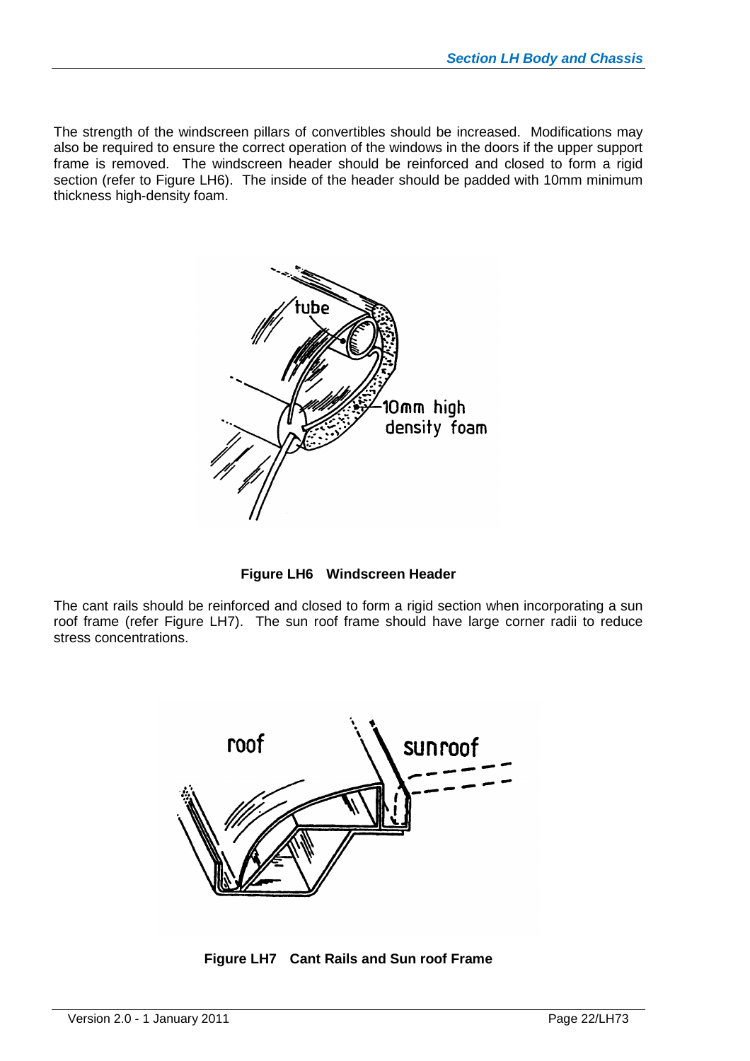The strength of the windscreen pillars of convertibles should be increased. Modifications may also be required to ensure the correct operation of the windows in the doors if the upper support frame is removed. The windscreen header should be reinforced and closed to form a rigid section (refer to Figure LH6). The inside of the header should be padded with 10mm minimum thickness high-density foam.

**Figure LH6 Windscreen Header**

The cant rails should be reinforced and closed to form a rigid section when incorporating a sun roof frame (refer Figure LH7). The sun roof frame should have large corner radii to reduce stress concentrations.

**Figure LH7 Cant Rails and Sun roof Frame**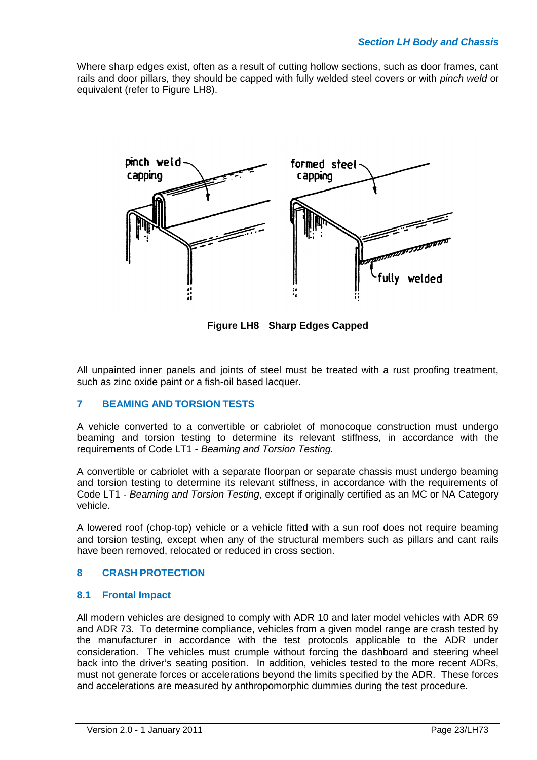Where sharp edges exist, often as a result of cutting hollow sections, such as door frames, cant rails and door pillars, they should be capped with fully welded steel covers or with *pinch weld* or equivalent (refer to Figure LH8).

**Figure LH8 Sharp Edges Capped**

All unpainted inner panels and joints of steel must be treated with a rust proofing treatment, such as zinc oxide paint or a fish-oil based lacquer.

## 7 BEAMING AND TORSION TESTS

A vehicle converted to a convertible or cabriolet of monocoque construction must undergo beaming and torsion testing to determine its relevant stiffness, in accordance with the requirements of Code LT1 - *Beaming and Torsion Testing.*

A convertible or cabriolet with a separate floorpan or separate chassis must undergo beaming and torsion testing to determine its relevant stiffness, in accordance with the requirements of Code LT1 - *Beaming and Torsion Testing*, except if originally certified as an MC or NA Category vehicle.

A lowered roof (chop-top) vehicle or a vehicle fitted with a sun roof does not require beaming and torsion testing, except when any of the structural members such as pillars and cant rails have been removed, relocated or reduced in cross section.

## 8 CRASH PROTECTION

### 8.1 Frontal Impact

All modern vehicles are designed to comply with ADR 10 and later model vehicles with ADR 69 and ADR 73. To determine compliance, vehicles from a given model range are crash tested by the manufacturer in accordance with the test protocols applicable to the ADR under consideration. The vehicles must crumple without forcing the dashboard and steering wheel back into the driver's seating position. In addition, vehicles tested to the more recent ADRs, must not generate forces or accelerations beyond the limits specified by the ADR. These forces and accelerations are measured by anthropomorphic dummies during the test procedure.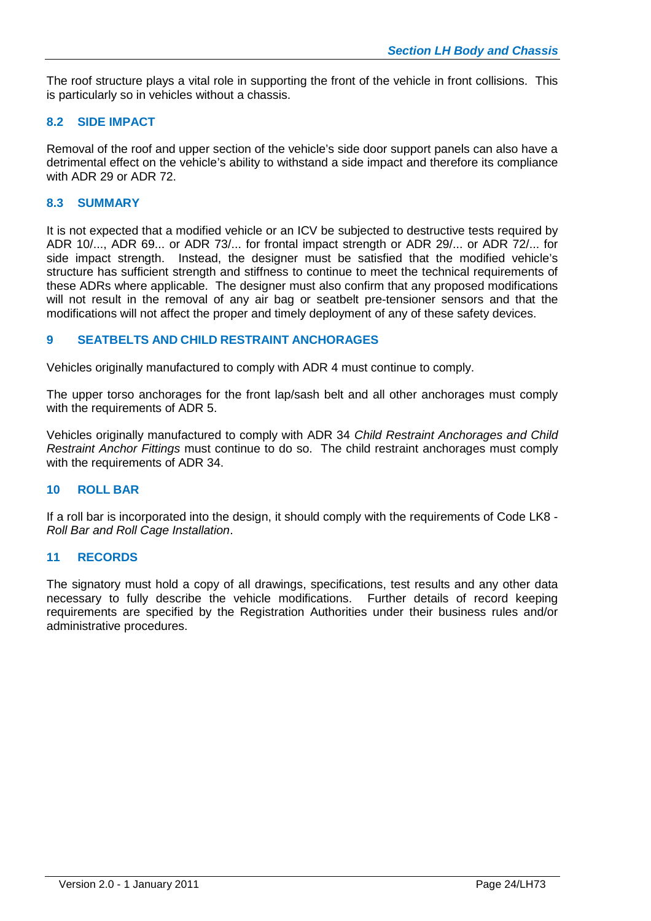The roof structure plays a vital role in supporting the front of the vehicle in front collisions. This is particularly so in vehicles without a chassis.

### 8.2 SIDE IMPACT

Removal of the roof and upper section of the vehicle's side door support panels can also have a detrimental effect on the vehicle's ability to withstand a side impact and therefore its compliance with ADR 29 or ADR 72.

### 8.3 SUMMARY

It is not expected that a modified vehicle or an ICV be subjected to destructive tests required by ADR 10/..., ADR 69... or ADR 73/... for frontal impact strength or ADR 29/... or ADR 72/... for side impact strength. Instead, the designer must be satisfied that the modified vehicle's structure has sufficient strength and stiffness to continue to meet the technical requirements of these ADRs where applicable. The designer must also confirm that any proposed modifications will not result in the removal of any air bag or seatbelt pre-tensioner sensors and that the modifications will not affect the proper and timely deployment of any of these safety devices.

## 9 SEATBELTS AND CHILD RESTRAINT ANCHORAGES

Vehicles originally manufactured to comply with ADR 4 must continue to comply.

The upper torso anchorages for the front lap/sash belt and all other anchorages must comply with the requirements of ADR 5.

Vehicles originally manufactured to comply with ADR 34 *Child Restraint Anchorages and Child Restraint Anchor Fittings* must continue to do so. The child restraint anchorages must comply with the requirements of ADR 34.

## 10 ROLL BAR

If a roll bar is incorporated into the design, it should comply with the requirements of Code LK8 - *Roll Bar and Roll Cage Installation*.

## 11 RECORDS

The signatory must hold a copy of all drawings, specifications, test results and any other data necessary to fully describe the vehicle modifications. Further details of record keeping requirements are specified by the Registration Authorities under their business rules and/or administrative procedures.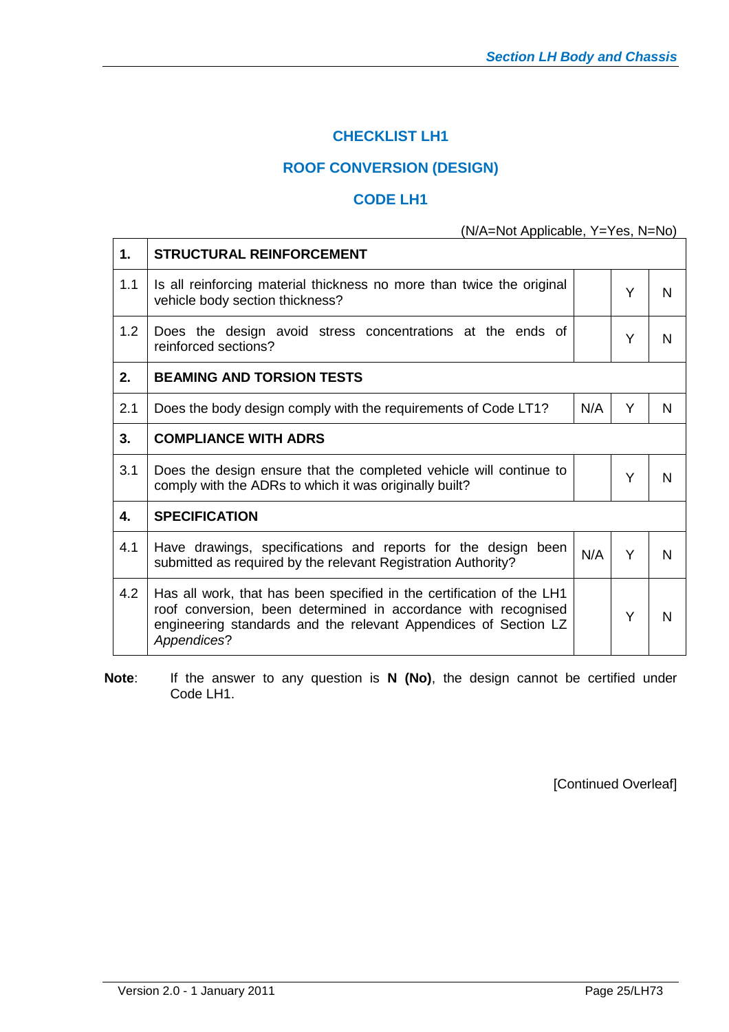# CHECKLIST LH1

## ROOF CONVERSION (DESIGN)

## CODE LH1

(N/A=Not Applicable, Y=Yes, N=No)

| | | | | |
|---|---|---|---|---|
| **1.** | **STRUCTURAL REINFORCEMENT** | | | |
| 1.1 | Is all reinforcing material thickness no more than twice the original vehicle body section thickness? | | Y | N |
| 1.2 | Does the design avoid stress concentrations at the ends of reinforced sections? | | Y | N |
| **2.** | **BEAMING AND TORSION TESTS** | | | |
| 2.1 | Does the body design comply with the requirements of Code LT1? | N/A | Y | N |
| **3.** | **COMPLIANCE WITH ADRS** | | | |
| 3.1 | Does the design ensure that the completed vehicle will continue to comply with the ADRs to which it was originally built? | | Y | N |
| **4.** | **SPECIFICATION** | | | |
| 4.1 | Have drawings, specifications and reports for the design been submitted as required by the relevant Registration Authority? | N/A | Y | N |
| 4.2 | Has all work, that has been specified in the certification of the LH1 roof conversion, been determined in accordance with recognised engineering standards and the relevant Appendices of Section LZ *Appendices*? | | Y | N |

**Note**: If the answer to any question is **N (No)**, the design cannot be certified under Code LH1.

[Continued Overleaf]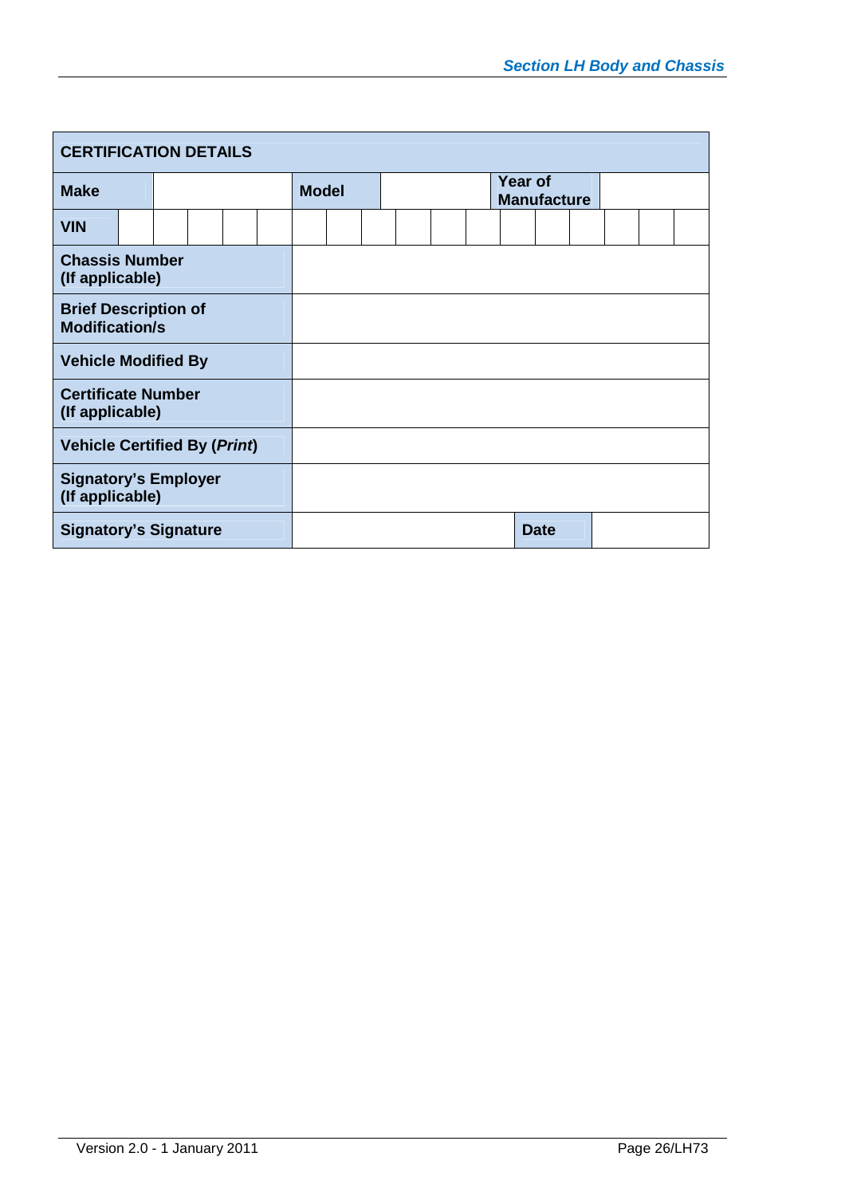| CERTIFICATION DETAILS | | | | | | | | | | | | | | | | | |
|---|---|---|---|---|---|---|---|---|---|---|---|---|---|---|---|---|---|
| **Make** | | | | | **Model** | | | | | | **Year of Manufacture** | | | | | | |
| **VIN** | | | | | | | | | | | | | | | | | |
| **Chassis Number (If applicable)** | | | | | | | | | | | | | | | | | |
| **Brief Description of Modification/s** | | | | | | | | | | | | | | | | | |
| **Vehicle Modified By** | | | | | | | | | | | | | | | | | |
| **Certificate Number (If applicable)** | | | | | | | | | | | | | | | | | |
| **Vehicle Certified By (*Print*)** | | | | | | | | | | | | | | | | | |
| **Signatory's Employer (If applicable)** | | | | | | | | | | | | | | | | | |
| **Signatory's Signature** | | | | | | | | | | **Date** | | | | | | | |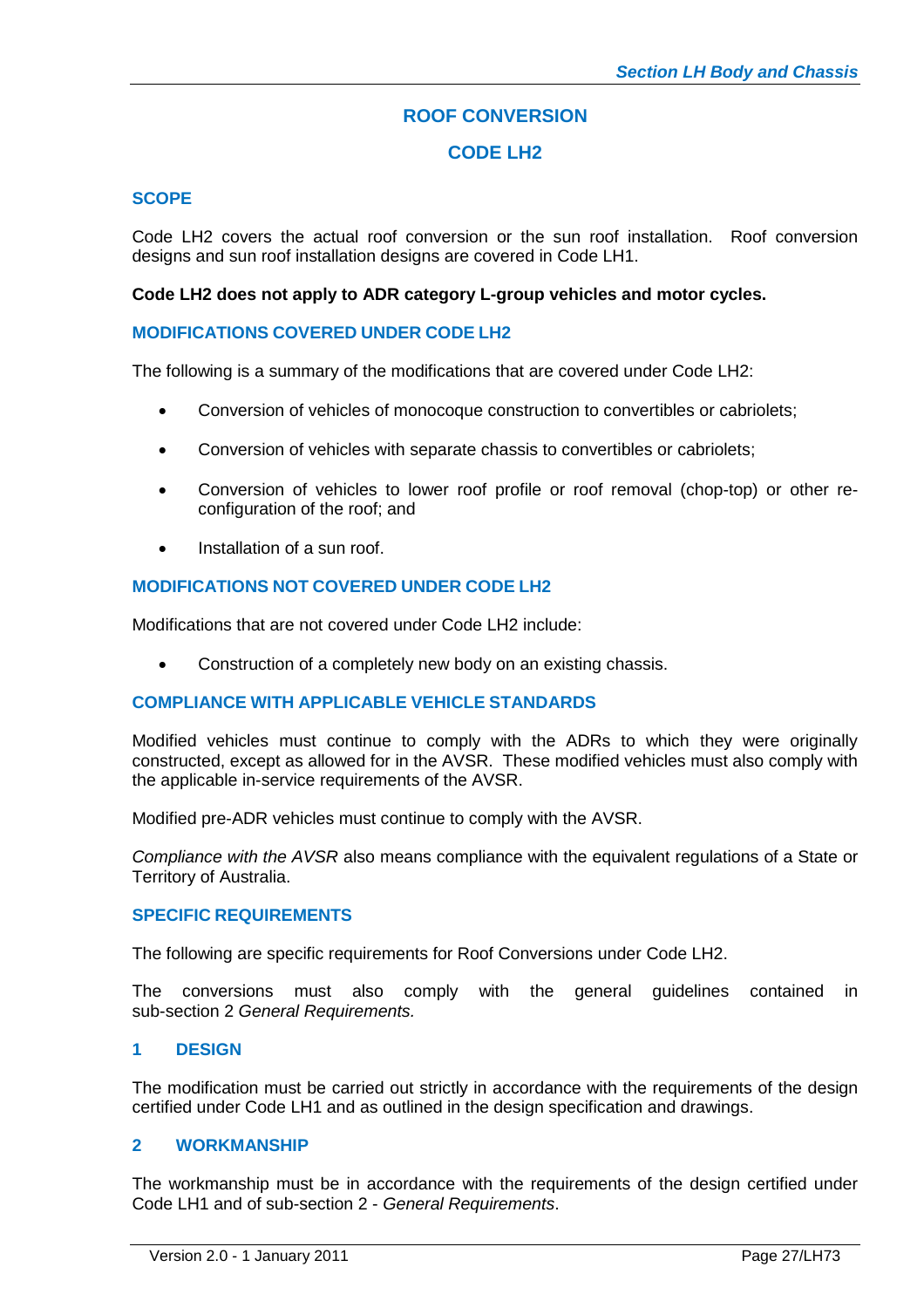# ROOF CONVERSION

# CODE LH2

## SCOPE

Code LH2 covers the actual roof conversion or the sun roof installation. Roof conversion designs and sun roof installation designs are covered in Code LH1.

**Code LH2 does not apply to ADR category L-group vehicles and motor cycles.**

## MODIFICATIONS COVERED UNDER CODE LH2

The following is a summary of the modifications that are covered under Code LH2:

- Conversion of vehicles of monocoque construction to convertibles or cabriolets;
- Conversion of vehicles with separate chassis to convertibles or cabriolets;
- Conversion of vehicles to lower roof profile or roof removal (chop-top) or other re-configuration of the roof; and
- Installation of a sun roof.

## MODIFICATIONS NOT COVERED UNDER CODE LH2

Modifications that are not covered under Code LH2 include:

- Construction of a completely new body on an existing chassis.

## COMPLIANCE WITH APPLICABLE VEHICLE STANDARDS

Modified vehicles must continue to comply with the ADRs to which they were originally constructed, except as allowed for in the AVSR. These modified vehicles must also comply with the applicable in-service requirements of the AVSR.

Modified pre-ADR vehicles must continue to comply with the AVSR.

*Compliance with the AVSR* also means compliance with the equivalent regulations of a State or Territory of Australia.

## SPECIFIC REQUIREMENTS

The following are specific requirements for Roof Conversions under Code LH2.

The conversions must also comply with the general guidelines contained in sub-section 2 *General Requirements.*

### 1 DESIGN

The modification must be carried out strictly in accordance with the requirements of the design certified under Code LH1 and as outlined in the design specification and drawings.

### 2 WORKMANSHIP

The workmanship must be in accordance with the requirements of the design certified under Code LH1 and of sub-section 2 - *General Requirements*.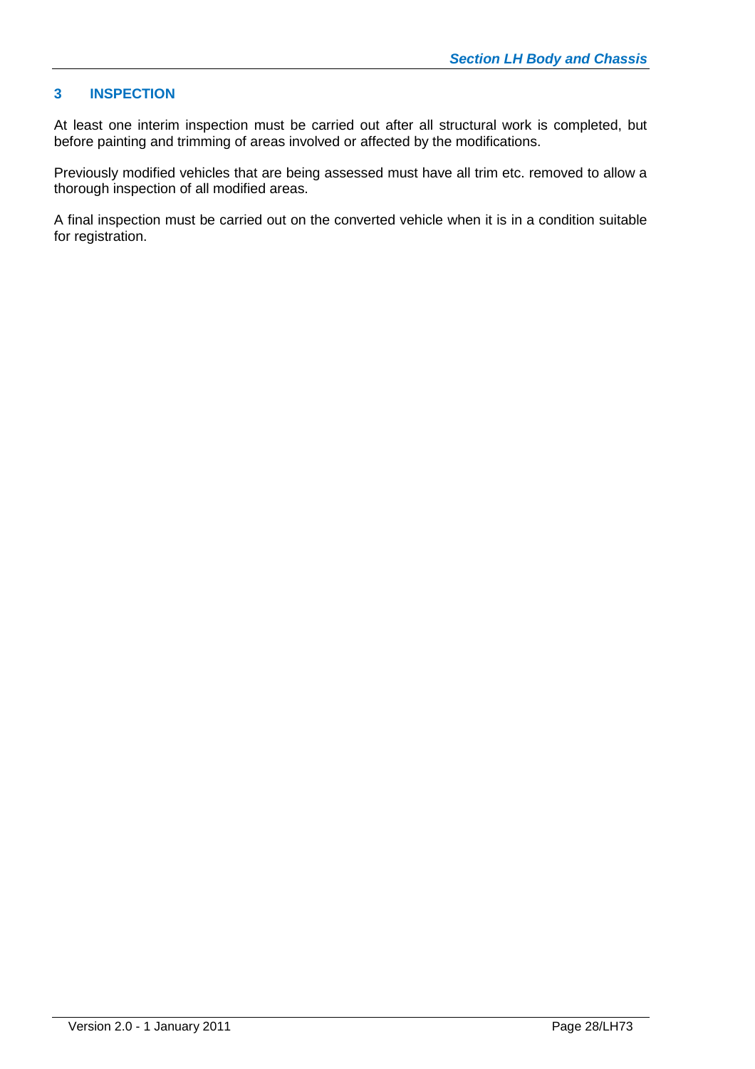## 3 INSPECTION

At least one interim inspection must be carried out after all structural work is completed, but before painting and trimming of areas involved or affected by the modifications.

Previously modified vehicles that are being assessed must have all trim etc. removed to allow a thorough inspection of all modified areas.

A final inspection must be carried out on the converted vehicle when it is in a condition suitable for registration.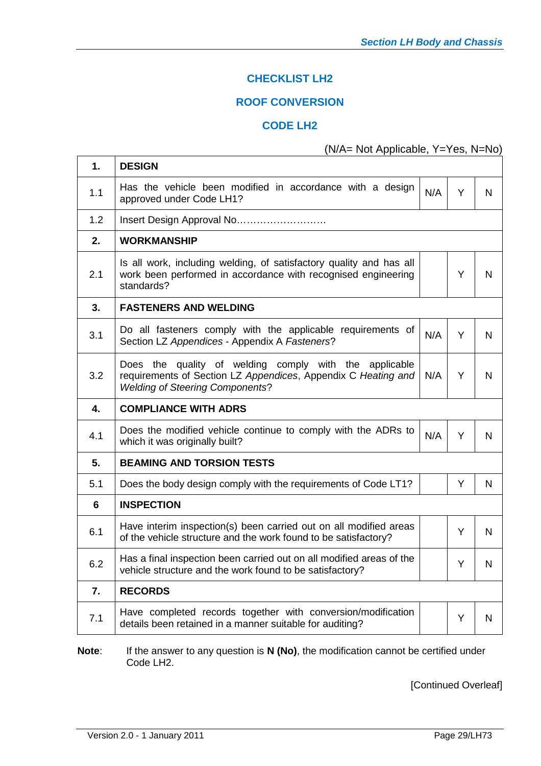## CHECKLIST LH2

## ROOF CONVERSION

## CODE LH2

(N/A= Not Applicable, Y=Yes, N=No)

| | | | | |
|---|---|---|---|---|
| **1.** | **DESIGN** | | | |
| 1.1 | Has the vehicle been modified in accordance with a design approved under Code LH1? | N/A | Y | N |
| 1.2 | Insert Design Approval No……………………… | | | |
| **2.** | **WORKMANSHIP** | | | |
| 2.1 | Is all work, including welding, of satisfactory quality and has all work been performed in accordance with recognised engineering standards? | | Y | N |
| **3.** | **FASTENERS AND WELDING** | | | |
| 3.1 | Do all fasteners comply with the applicable requirements of Section LZ *Appendices* - Appendix A *Fasteners*? | N/A | Y | N |
| 3.2 | Does the quality of welding comply with the applicable requirements of Section LZ *Appendices*, Appendix C *Heating and Welding of Steering Components*? | N/A | Y | N |
| **4.** | **COMPLIANCE WITH ADRS** | | | |
| 4.1 | Does the modified vehicle continue to comply with the ADRs to which it was originally built? | N/A | Y | N |
| **5.** | **BEAMING AND TORSION TESTS** | | | |
| 5.1 | Does the body design comply with the requirements of Code LT1? | | Y | N |
| **6** | **INSPECTION** | | | |
| 6.1 | Have interim inspection(s) been carried out on all modified areas of the vehicle structure and the work found to be satisfactory? | | Y | N |
| 6.2 | Has a final inspection been carried out on all modified areas of the vehicle structure and the work found to be satisfactory? | | Y | N |
| **7.** | **RECORDS** | | | |
| 7.1 | Have completed records together with conversion/modification details been retained in a manner suitable for auditing? | | Y | N |

**Note**: If the answer to any question is **N (No)**, the modification cannot be certified under Code LH2.

[Continued Overleaf]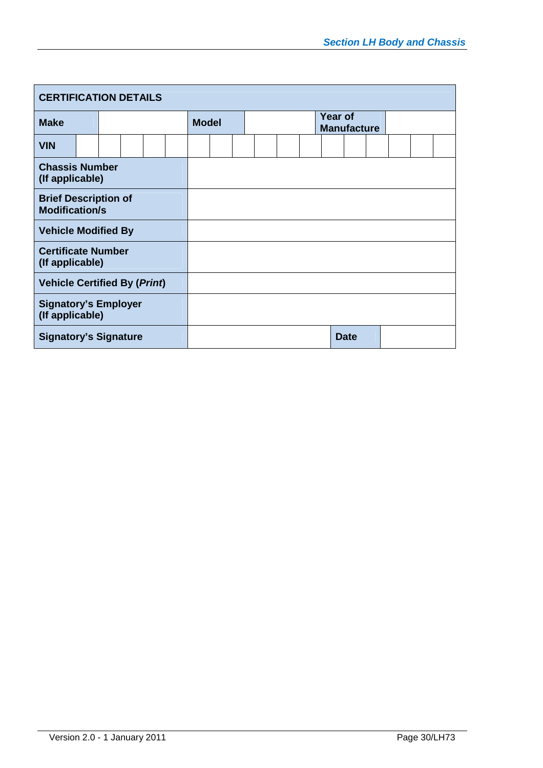| CERTIFICATION DETAILS | | | | | |
|---|---|---|---|---|---|
| **Make** | | **Model** | | **Year of Manufacture** | |
| **VIN** | | | | | |
| **Chassis Number (If applicable)** | | | | | |
| **Brief Description of Modification/s** | | | | | |
| **Vehicle Modified By** | | | | | |
| **Certificate Number (If applicable)** | | | | | |
| **Vehicle Certified By (*Print*)** | | | | | |
| **Signatory's Employer (If applicable)** | | | | | |
| **Signatory's Signature** | | | | **Date** | |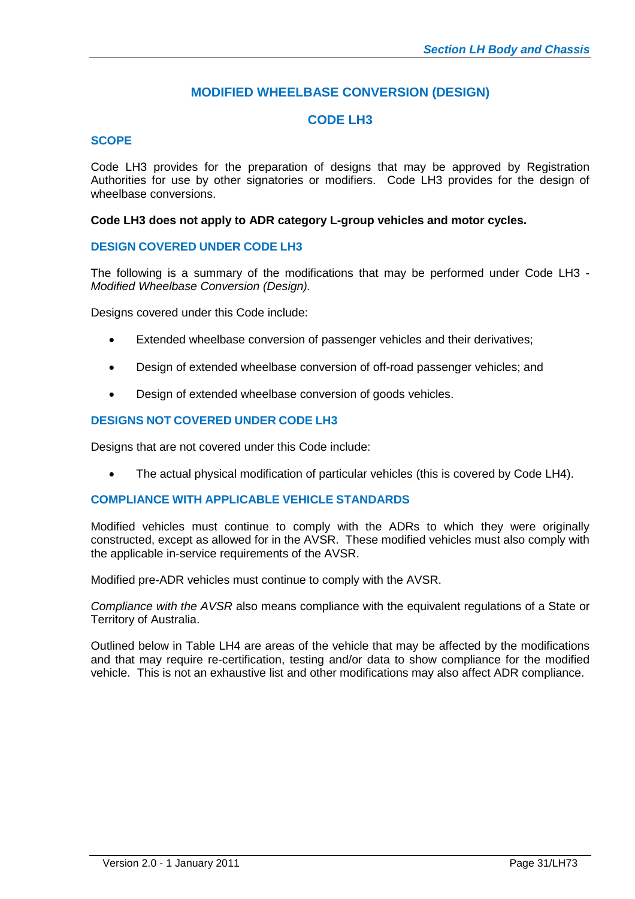## MODIFIED WHEELBASE CONVERSION (DESIGN)

## CODE LH3

### SCOPE

Code LH3 provides for the preparation of designs that may be approved by Registration Authorities for use by other signatories or modifiers. Code LH3 provides for the design of wheelbase conversions.

**Code LH3 does not apply to ADR category L-group vehicles and motor cycles.**

### DESIGN COVERED UNDER CODE LH3

The following is a summary of the modifications that may be performed under Code LH3 - *Modified Wheelbase Conversion (Design).*

Designs covered under this Code include:

- Extended wheelbase conversion of passenger vehicles and their derivatives;
- Design of extended wheelbase conversion of off-road passenger vehicles; and
- Design of extended wheelbase conversion of goods vehicles.

### DESIGNS NOT COVERED UNDER CODE LH3

Designs that are not covered under this Code include:

- The actual physical modification of particular vehicles (this is covered by Code LH4).

### COMPLIANCE WITH APPLICABLE VEHICLE STANDARDS

Modified vehicles must continue to comply with the ADRs to which they were originally constructed, except as allowed for in the AVSR. These modified vehicles must also comply with the applicable in-service requirements of the AVSR.

Modified pre-ADR vehicles must continue to comply with the AVSR.

*Compliance with the AVSR* also means compliance with the equivalent regulations of a State or Territory of Australia.

Outlined below in Table LH4 are areas of the vehicle that may be affected by the modifications and that may require re-certification, testing and/or data to show compliance for the modified vehicle. This is not an exhaustive list and other modifications may also affect ADR compliance.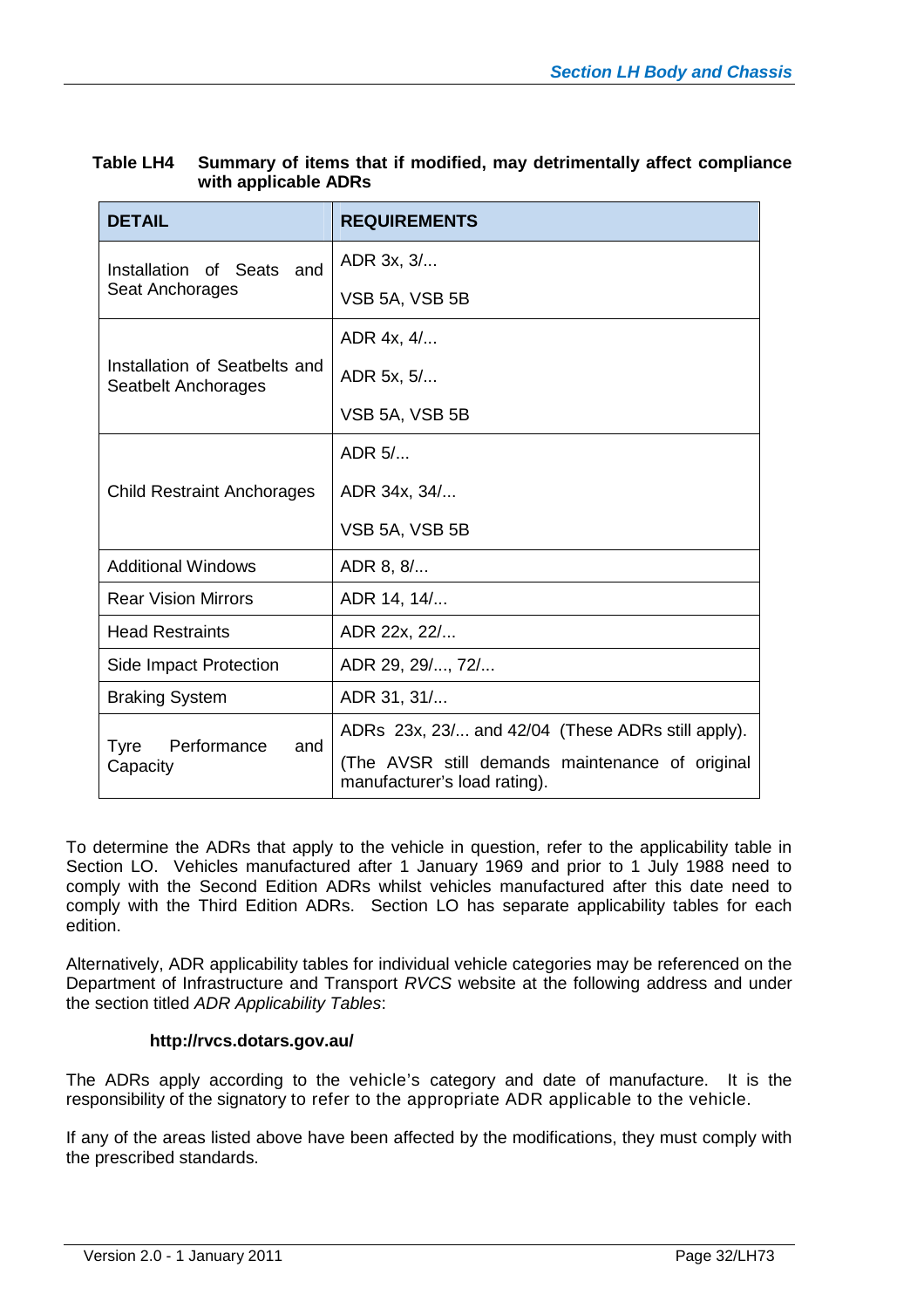**Table LH4 Summary of items that if modified, may detrimentally affect compliance with applicable ADRs**

| DETAIL | REQUIREMENTS |
|---|---|
| Installation of Seats and Seat Anchorages | ADR 3x, 3/... |
| | VSB 5A, VSB 5B |
| Installation of Seatbelts and Seatbelt Anchorages | ADR 4x, 4/... |
| | ADR 5x, 5/... |
| | VSB 5A, VSB 5B |
| Child Restraint Anchorages | ADR 5/... |
| | ADR 34x, 34/... |
| | VSB 5A, VSB 5B |
| Additional Windows | ADR 8, 8/... |
| Rear Vision Mirrors | ADR 14, 14/... |
| Head Restraints | ADR 22x, 22/... |
| Side Impact Protection | ADR 29, 29/..., 72/... |
| Braking System | ADR 31, 31/... |
| Tyre Performance and Capacity | ADRs 23x, 23/... and 42/04 (These ADRs still apply). |
| | (The AVSR still demands maintenance of original manufacturer's load rating). |

To determine the ADRs that apply to the vehicle in question, refer to the applicability table in Section LO. Vehicles manufactured after 1 January 1969 and prior to 1 July 1988 need to comply with the Second Edition ADRs whilst vehicles manufactured after this date need to comply with the Third Edition ADRs. Section LO has separate applicability tables for each edition.

Alternatively, ADR applicability tables for individual vehicle categories may be referenced on the Department of Infrastructure and Transport *RVCS* website at the following address and under the section titled *ADR Applicability Tables*:

**http://rvcs.dotars.gov.au/**

The ADRs apply according to the vehicle's category and date of manufacture. It is the responsibility of the signatory to refer to the appropriate ADR applicable to the vehicle.

If any of the areas listed above have been affected by the modifications, they must comply with the prescribed standards.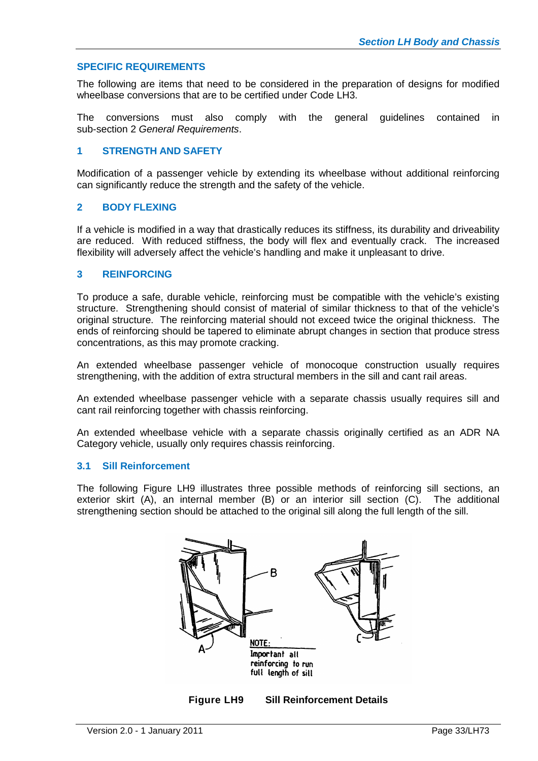## SPECIFIC REQUIREMENTS

The following are items that need to be considered in the preparation of designs for modified wheelbase conversions that are to be certified under Code LH3.

The conversions must also comply with the general guidelines contained in sub-section 2 *General Requirements*.

### 1 STRENGTH AND SAFETY

Modification of a passenger vehicle by extending its wheelbase without additional reinforcing can significantly reduce the strength and the safety of the vehicle.

### 2 BODY FLEXING

If a vehicle is modified in a way that drastically reduces its stiffness, its durability and driveability are reduced. With reduced stiffness, the body will flex and eventually crack. The increased flexibility will adversely affect the vehicle's handling and make it unpleasant to drive.

### 3 REINFORCING

To produce a safe, durable vehicle, reinforcing must be compatible with the vehicle's existing structure. Strengthening should consist of material of similar thickness to that of the vehicle's original structure. The reinforcing material should not exceed twice the original thickness. The ends of reinforcing should be tapered to eliminate abrupt changes in section that produce stress concentrations, as this may promote cracking.

An extended wheelbase passenger vehicle of monocoque construction usually requires strengthening, with the addition of extra structural members in the sill and cant rail areas.

An extended wheelbase passenger vehicle with a separate chassis usually requires sill and cant rail reinforcing together with chassis reinforcing.

An extended wheelbase vehicle with a separate chassis originally certified as an ADR NA Category vehicle, usually only requires chassis reinforcing.

#### 3.1 Sill Reinforcement

The following Figure LH9 illustrates three possible methods of reinforcing sill sections, an exterior skirt (A), an internal member (B) or an interior sill section (C). The additional strengthening section should be attached to the original sill along the full length of the sill.

NOTE: Important all reinforcing to run full length of sill

**Figure LH9 Sill Reinforcement Details**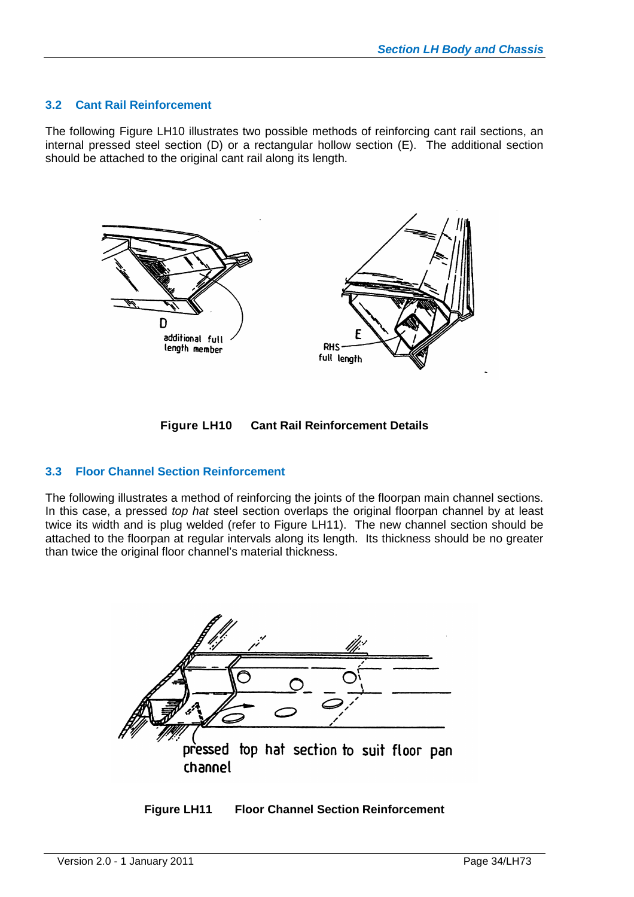### 3.2 Cant Rail Reinforcement

The following Figure LH10 illustrates two possible methods of reinforcing cant rail sections, an internal pressed steel section (D) or a rectangular hollow section (E). The additional section should be attached to the original cant rail along its length.

**Figure LH10 Cant Rail Reinforcement Details**

### 3.3 Floor Channel Section Reinforcement

The following illustrates a method of reinforcing the joints of the floorpan main channel sections. In this case, a pressed *top hat* steel section overlaps the original floorpan channel by at least twice its width and is plug welded (refer to Figure LH11). The new channel section should be attached to the floorpan at regular intervals along its length. Its thickness should be no greater than twice the original floor channel's material thickness.

**Figure LH11 Floor Channel Section Reinforcement**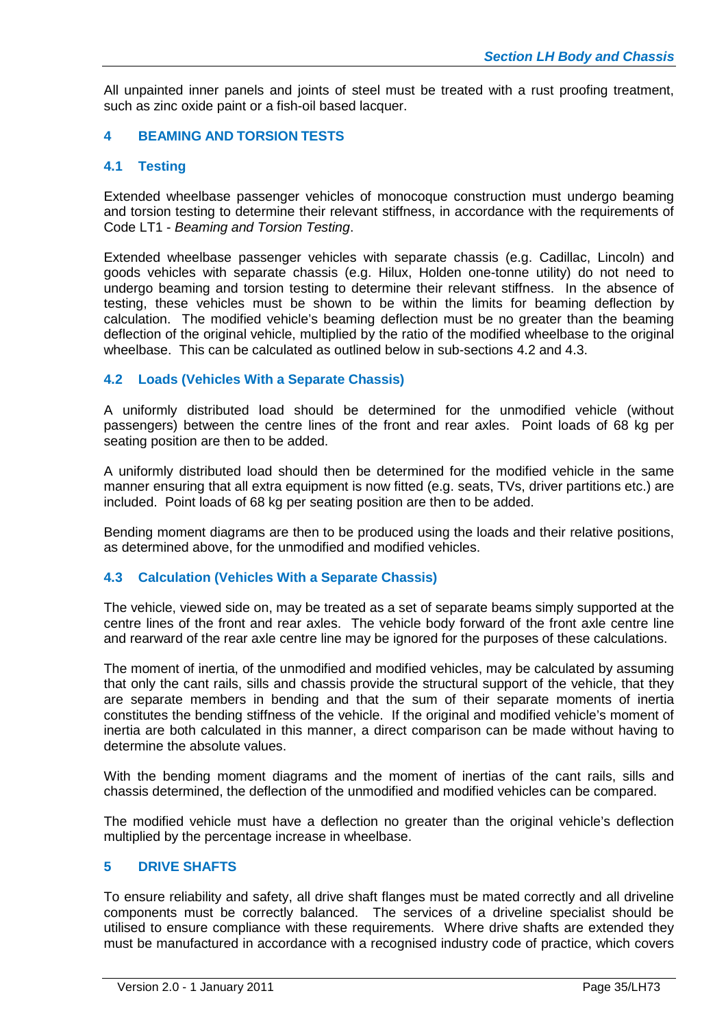All unpainted inner panels and joints of steel must be treated with a rust proofing treatment, such as zinc oxide paint or a fish-oil based lacquer.

## 4 BEAMING AND TORSION TESTS

### 4.1 Testing

Extended wheelbase passenger vehicles of monocoque construction must undergo beaming and torsion testing to determine their relevant stiffness, in accordance with the requirements of Code LT1 - *Beaming and Torsion Testing*.

Extended wheelbase passenger vehicles with separate chassis (e.g. Cadillac, Lincoln) and goods vehicles with separate chassis (e.g. Hilux, Holden one-tonne utility) do not need to undergo beaming and torsion testing to determine their relevant stiffness. In the absence of testing, these vehicles must be shown to be within the limits for beaming deflection by calculation. The modified vehicle's beaming deflection must be no greater than the beaming deflection of the original vehicle, multiplied by the ratio of the modified wheelbase to the original wheelbase. This can be calculated as outlined below in sub-sections 4.2 and 4.3.

### 4.2 Loads (Vehicles With a Separate Chassis)

A uniformly distributed load should be determined for the unmodified vehicle (without passengers) between the centre lines of the front and rear axles. Point loads of 68 kg per seating position are then to be added.

A uniformly distributed load should then be determined for the modified vehicle in the same manner ensuring that all extra equipment is now fitted (e.g. seats, TVs, driver partitions etc.) are included. Point loads of 68 kg per seating position are then to be added.

Bending moment diagrams are then to be produced using the loads and their relative positions, as determined above, for the unmodified and modified vehicles.

### 4.3 Calculation (Vehicles With a Separate Chassis)

The vehicle, viewed side on, may be treated as a set of separate beams simply supported at the centre lines of the front and rear axles. The vehicle body forward of the front axle centre line and rearward of the rear axle centre line may be ignored for the purposes of these calculations.

The moment of inertia, of the unmodified and modified vehicles, may be calculated by assuming that only the cant rails, sills and chassis provide the structural support of the vehicle, that they are separate members in bending and that the sum of their separate moments of inertia constitutes the bending stiffness of the vehicle. If the original and modified vehicle's moment of inertia are both calculated in this manner, a direct comparison can be made without having to determine the absolute values.

With the bending moment diagrams and the moment of inertias of the cant rails, sills and chassis determined, the deflection of the unmodified and modified vehicles can be compared.

The modified vehicle must have a deflection no greater than the original vehicle's deflection multiplied by the percentage increase in wheelbase.

## 5 DRIVE SHAFTS

To ensure reliability and safety, all drive shaft flanges must be mated correctly and all driveline components must be correctly balanced. The services of a driveline specialist should be utilised to ensure compliance with these requirements. Where drive shafts are extended they must be manufactured in accordance with a recognised industry code of practice, which covers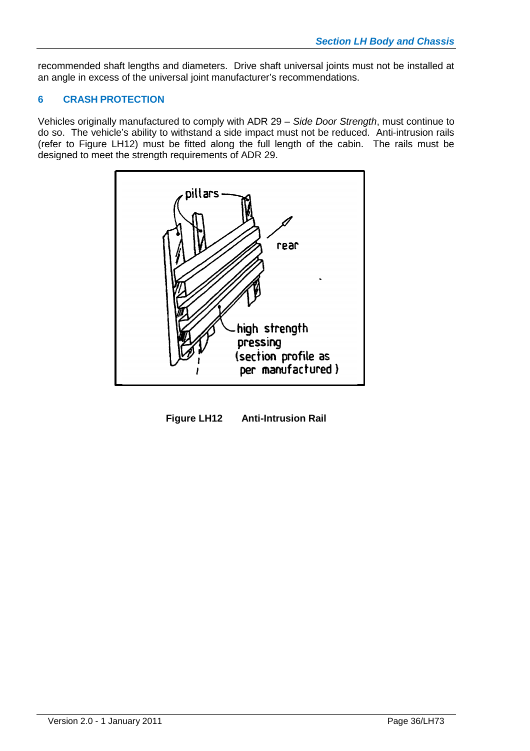recommended shaft lengths and diameters. Drive shaft universal joints must not be installed at an angle in excess of the universal joint manufacturer's recommendations.

## 6 CRASH PROTECTION

Vehicles originally manufactured to comply with ADR 29 – *Side Door Strength*, must continue to do so. The vehicle's ability to withstand a side impact must not be reduced. Anti-intrusion rails (refer to Figure LH12) must be fitted along the full length of the cabin. The rails must be designed to meet the strength requirements of ADR 29.

**Figure LH12 Anti-Intrusion Rail**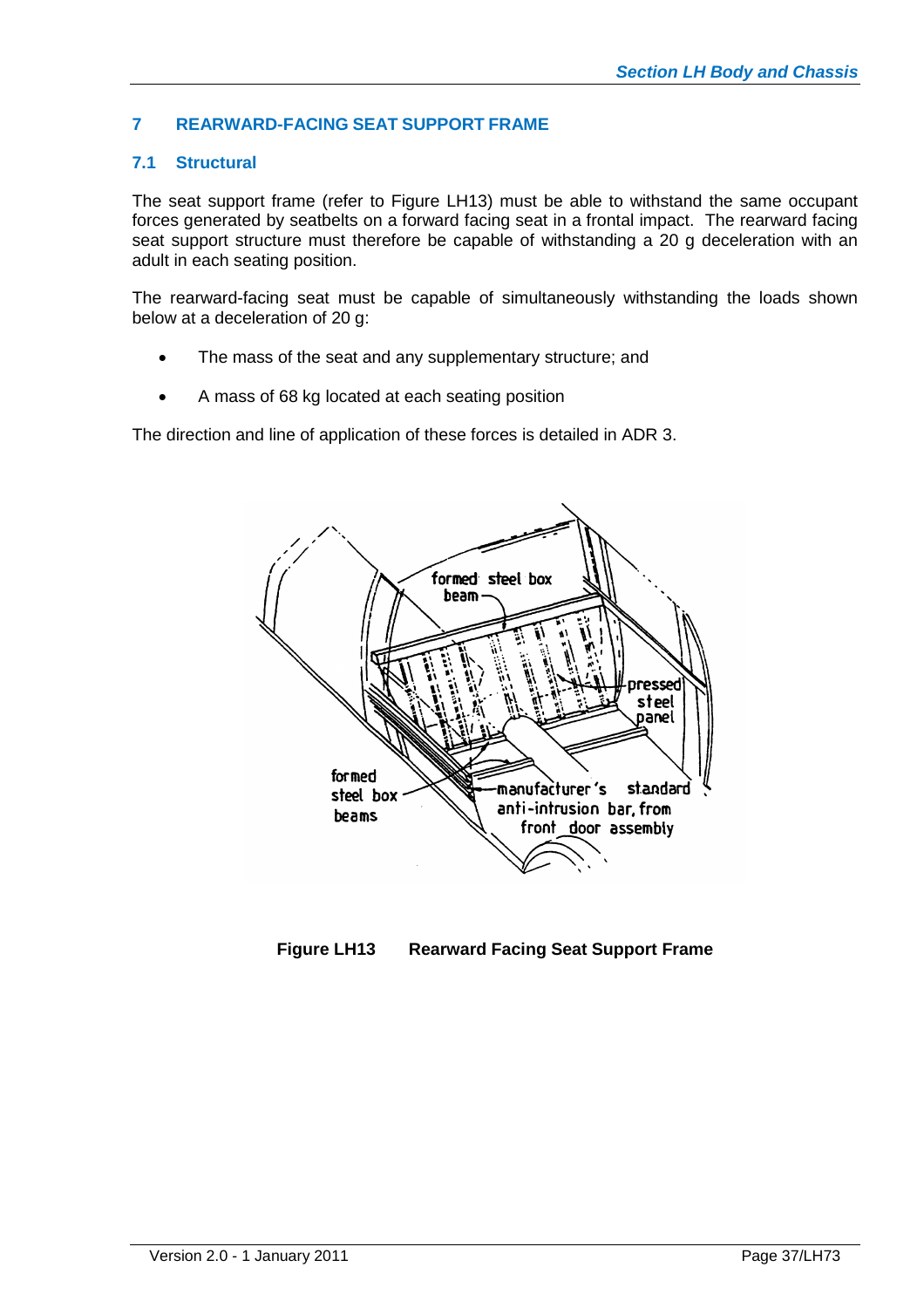## 7 REARWARD-FACING SEAT SUPPORT FRAME

### 7.1 Structural

The seat support frame (refer to Figure LH13) must be able to withstand the same occupant forces generated by seatbelts on a forward facing seat in a frontal impact. The rearward facing seat support structure must therefore be capable of withstanding a 20 g deceleration with an adult in each seating position.

The rearward-facing seat must be capable of simultaneously withstanding the loads shown below at a deceleration of 20 g:

- The mass of the seat and any supplementary structure; and
- A mass of 68 kg located at each seating position

The direction and line of application of these forces is detailed in ADR 3.

**Figure LH13 Rearward Facing Seat Support Frame**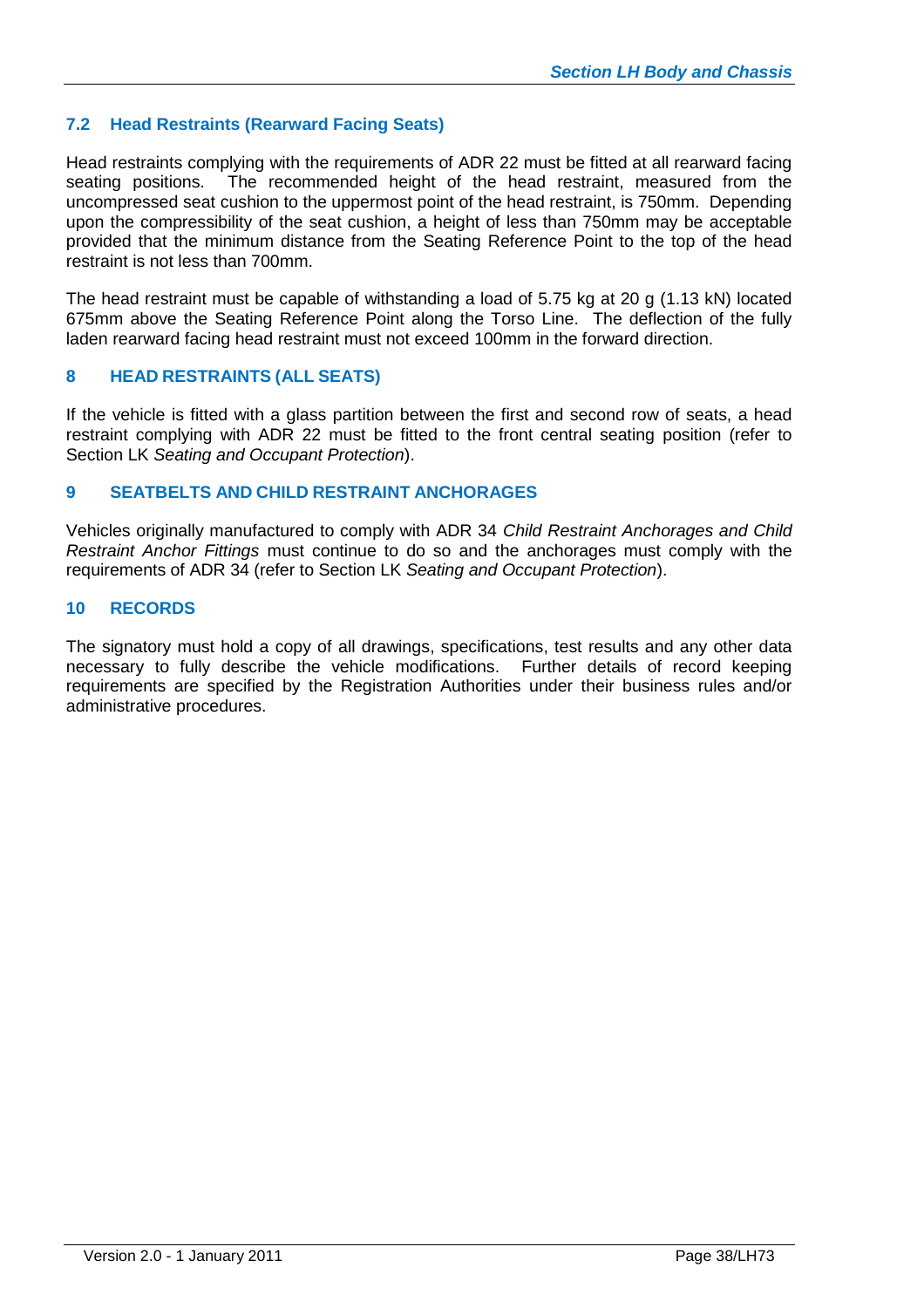## 7.2 Head Restraints (Rearward Facing Seats)

Head restraints complying with the requirements of ADR 22 must be fitted at all rearward facing seating positions. The recommended height of the head restraint, measured from the uncompressed seat cushion to the uppermost point of the head restraint, is 750mm. Depending upon the compressibility of the seat cushion, a height of less than 750mm may be acceptable provided that the minimum distance from the Seating Reference Point to the top of the head restraint is not less than 700mm.

The head restraint must be capable of withstanding a load of 5.75 kg at 20 g (1.13 kN) located 675mm above the Seating Reference Point along the Torso Line. The deflection of the fully laden rearward facing head restraint must not exceed 100mm in the forward direction.

# 8 HEAD RESTRAINTS (ALL SEATS)

If the vehicle is fitted with a glass partition between the first and second row of seats, a head restraint complying with ADR 22 must be fitted to the front central seating position (refer to Section LK *Seating and Occupant Protection*).

# 9 SEATBELTS AND CHILD RESTRAINT ANCHORAGES

Vehicles originally manufactured to comply with ADR 34 *Child Restraint Anchorages and Child Restraint Anchor Fittings* must continue to do so and the anchorages must comply with the requirements of ADR 34 (refer to Section LK *Seating and Occupant Protection*).

# 10 RECORDS

The signatory must hold a copy of all drawings, specifications, test results and any other data necessary to fully describe the vehicle modifications. Further details of record keeping requirements are specified by the Registration Authorities under their business rules and/or administrative procedures.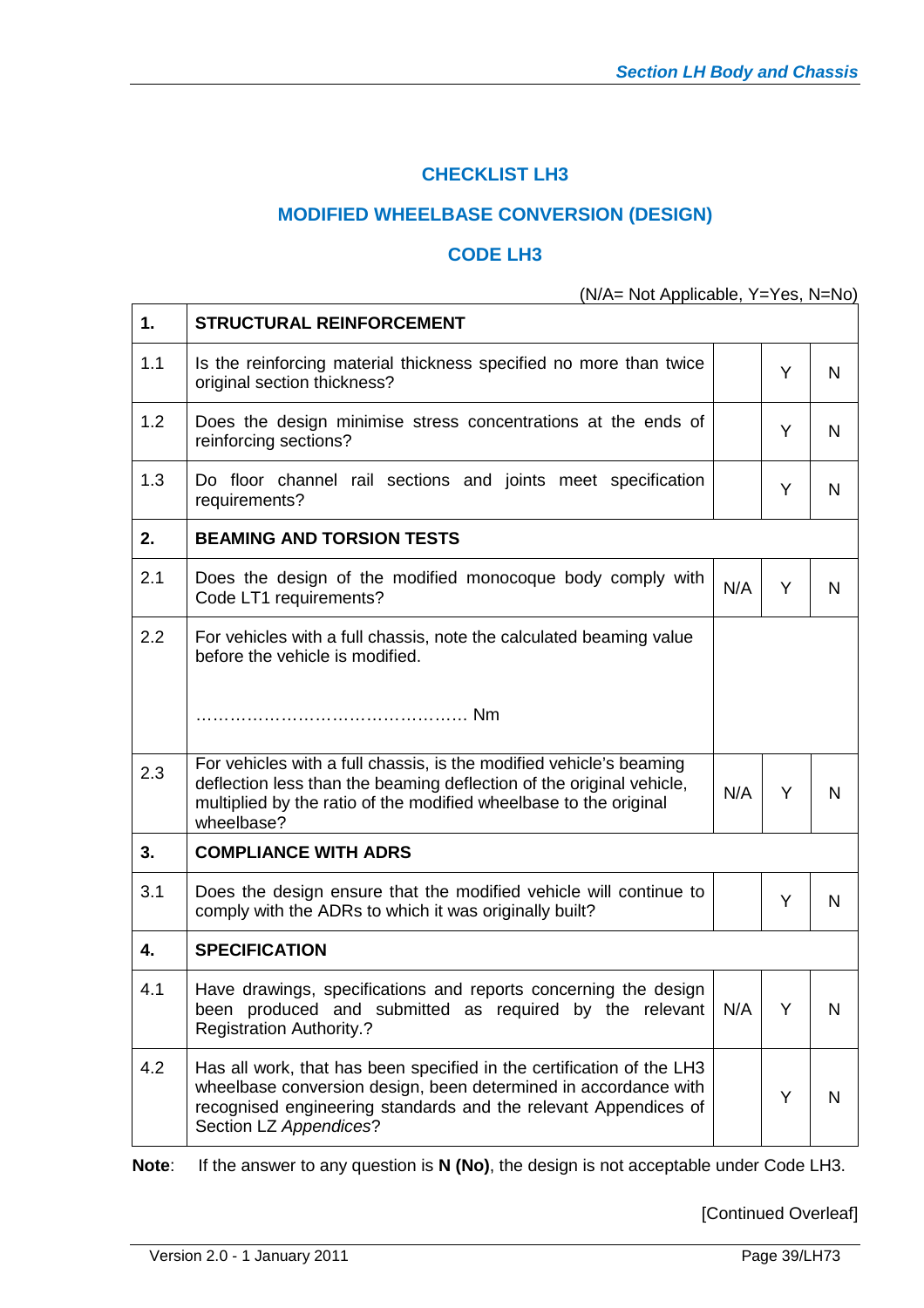## CHECKLIST LH3

## MODIFIED WHEELBASE CONVERSION (DESIGN)

## CODE LH3

(N/A= Not Applicable, Y=Yes, N=No)

| | | | | |
|---|---|---|---|---|
| **1.** | **STRUCTURAL REINFORCEMENT** | | | |
| 1.1 | Is the reinforcing material thickness specified no more than twice original section thickness? | | Y | N |
| 1.2 | Does the design minimise stress concentrations at the ends of reinforcing sections? | | Y | N |
| 1.3 | Do floor channel rail sections and joints meet specification requirements? | | Y | N |
| **2.** | **BEAMING AND TORSION TESTS** | | | |
| 2.1 | Does the design of the modified monocoque body comply with Code LT1 requirements? | N/A | Y | N |
| 2.2 | For vehicles with a full chassis, note the calculated beaming value before the vehicle is modified.<br><br>………………………………………. Nm | | | |
| 2.3 | For vehicles with a full chassis, is the modified vehicle's beaming deflection less than the beaming deflection of the original vehicle, multiplied by the ratio of the modified wheelbase to the original wheelbase? | N/A | Y | N |
| **3.** | **COMPLIANCE WITH ADRS** | | | |
| 3.1 | Does the design ensure that the modified vehicle will continue to comply with the ADRs to which it was originally built? | | Y | N |
| **4.** | **SPECIFICATION** | | | |
| 4.1 | Have drawings, specifications and reports concerning the design been produced and submitted as required by the relevant Registration Authority.? | N/A | Y | N |
| 4.2 | Has all work, that has been specified in the certification of the LH3 wheelbase conversion design, been determined in accordance with recognised engineering standards and the relevant Appendices of Section LZ *Appendices*? | | Y | N |

**Note**: If the answer to any question is **N (No)**, the design is not acceptable under Code LH3.

[Continued Overleaf]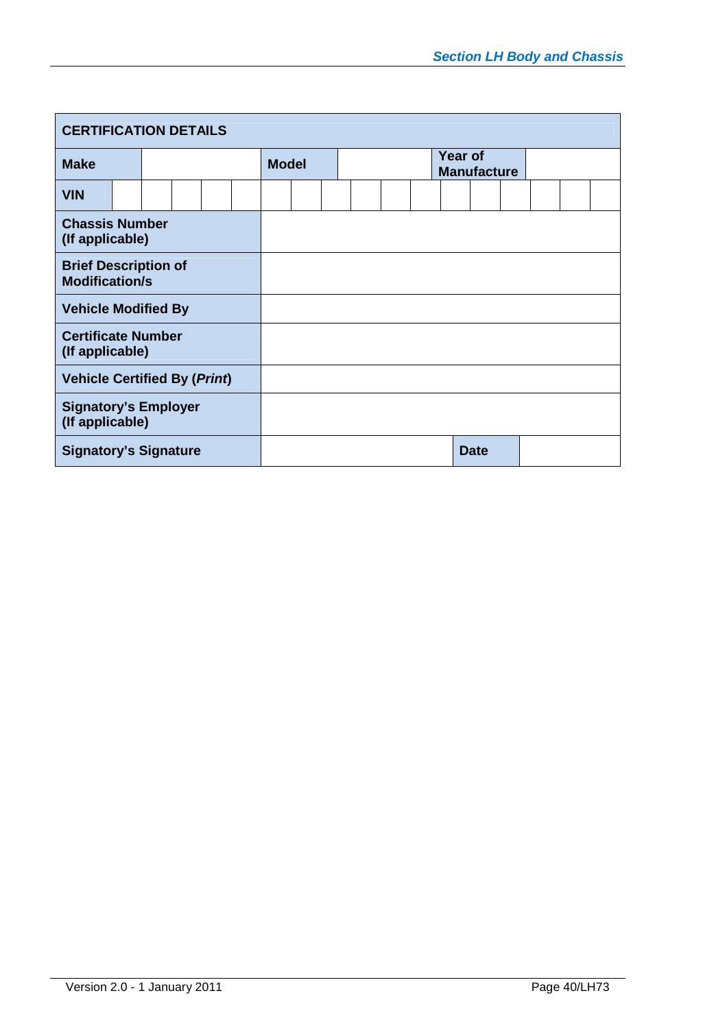| CERTIFICATION DETAILS | | | | | | | | | | | | | | | | | | |
|---|---|---|---|---|---|---|---|---|---|---|---|---|---|---|---|---|---|---|
| **Make** | | | **Model** | | | **Year of Manufacture** | | | | | | | | | | | | |
| **VIN** | | | | | | | | | | | | | | | | | | |
| **Chassis Number (If applicable)** | | | | | | | | | | | | | | | | | | |
| **Brief Description of Modification/s** | | | | | | | | | | | | | | | | | | |
| **Vehicle Modified By** | | | | | | | | | | | | | | | | | | |
| **Certificate Number (If applicable)** | | | | | | | | | | | | | | | | | | |
| **Vehicle Certified By (*Print*)** | | | | | | | | | | | | | | | | | | |
| **Signatory's Employer (If applicable)** | | | | | | | | | | | | | | | | | | |
| **Signatory's Signature** | | | **Date** | | | | | | | | | | | | | | | |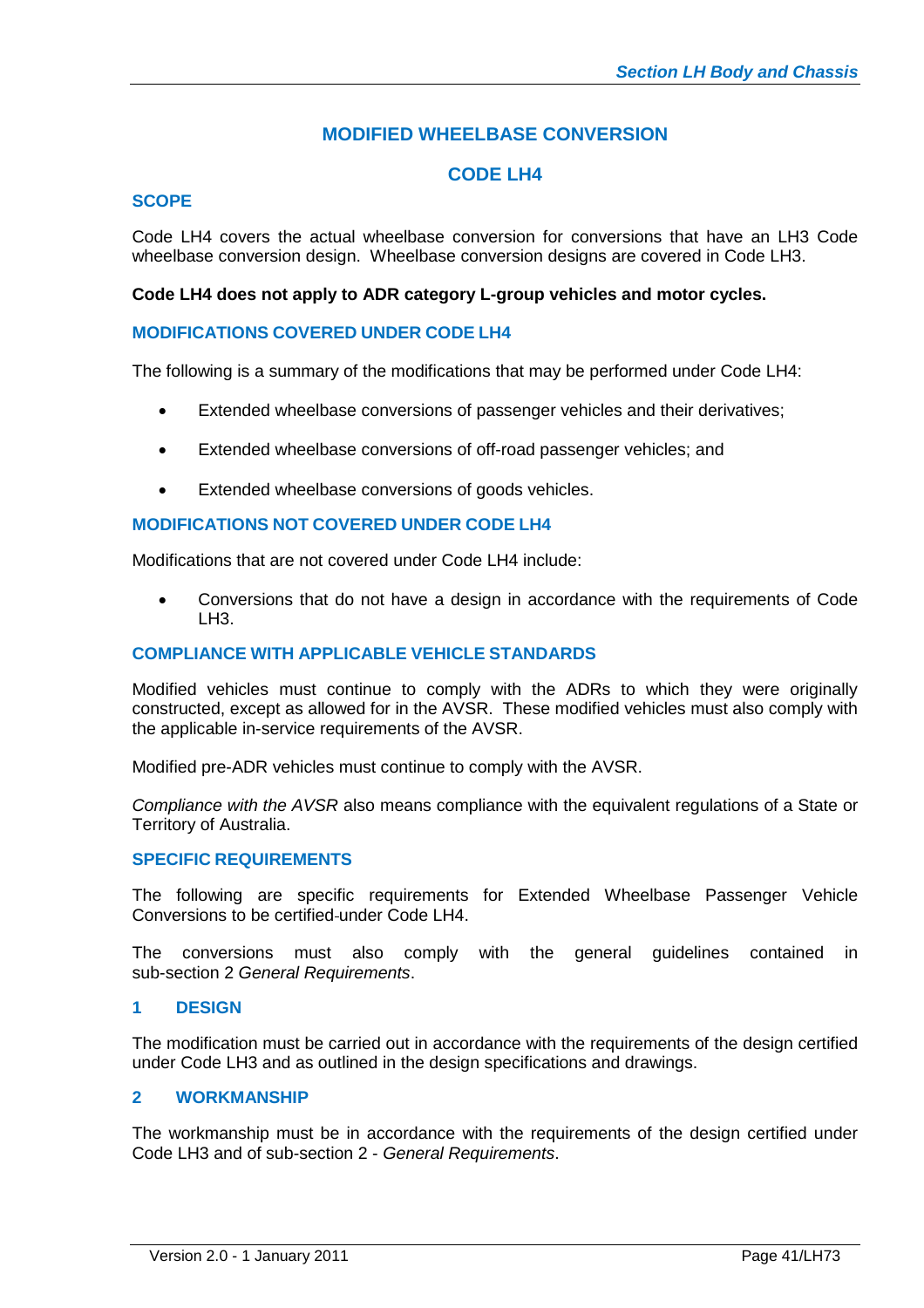# MODIFIED WHEELBASE CONVERSION

# CODE LH4

## SCOPE

Code LH4 covers the actual wheelbase conversion for conversions that have an LH3 Code wheelbase conversion design. Wheelbase conversion designs are covered in Code LH3.

**Code LH4 does not apply to ADR category L-group vehicles and motor cycles.**

## MODIFICATIONS COVERED UNDER CODE LH4

The following is a summary of the modifications that may be performed under Code LH4:

- Extended wheelbase conversions of passenger vehicles and their derivatives;
- Extended wheelbase conversions of off-road passenger vehicles; and
- Extended wheelbase conversions of goods vehicles.

## MODIFICATIONS NOT COVERED UNDER CODE LH4

Modifications that are not covered under Code LH4 include:

- Conversions that do not have a design in accordance with the requirements of Code LH3.

## COMPLIANCE WITH APPLICABLE VEHICLE STANDARDS

Modified vehicles must continue to comply with the ADRs to which they were originally constructed, except as allowed for in the AVSR. These modified vehicles must also comply with the applicable in-service requirements of the AVSR.

Modified pre-ADR vehicles must continue to comply with the AVSR.

*Compliance with the AVSR* also means compliance with the equivalent regulations of a State or Territory of Australia.

## SPECIFIC REQUIREMENTS

The following are specific requirements for Extended Wheelbase Passenger Vehicle Conversions to be certified under Code LH4.

The conversions must also comply with the general guidelines contained in sub-section 2 *General Requirements*.

### 1 DESIGN

The modification must be carried out in accordance with the requirements of the design certified under Code LH3 and as outlined in the design specifications and drawings.

### 2 WORKMANSHIP

The workmanship must be in accordance with the requirements of the design certified under Code LH3 and of sub-section 2 - *General Requirements*.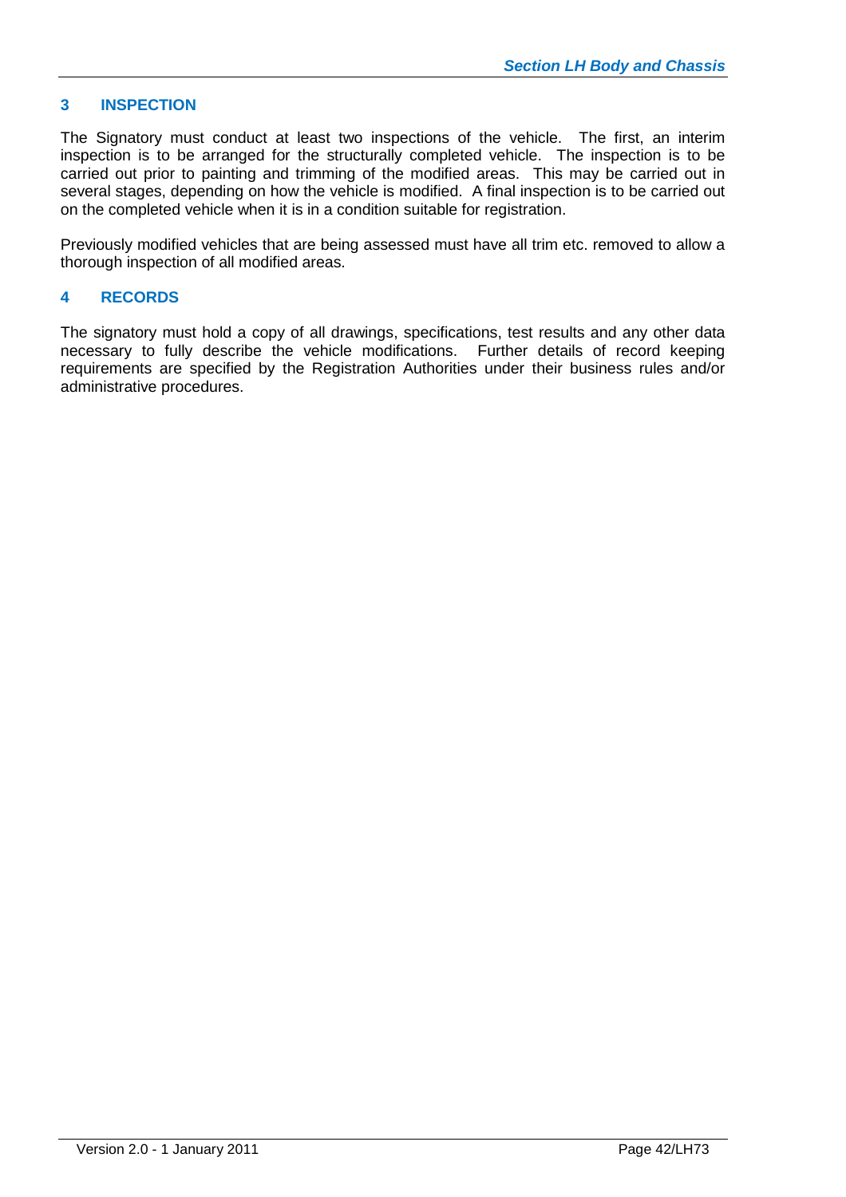## 3 INSPECTION

The Signatory must conduct at least two inspections of the vehicle. The first, an interim inspection is to be arranged for the structurally completed vehicle. The inspection is to be carried out prior to painting and trimming of the modified areas. This may be carried out in several stages, depending on how the vehicle is modified. A final inspection is to be carried out on the completed vehicle when it is in a condition suitable for registration.

Previously modified vehicles that are being assessed must have all trim etc. removed to allow a thorough inspection of all modified areas.

## 4 RECORDS

The signatory must hold a copy of all drawings, specifications, test results and any other data necessary to fully describe the vehicle modifications. Further details of record keeping requirements are specified by the Registration Authorities under their business rules and/or administrative procedures.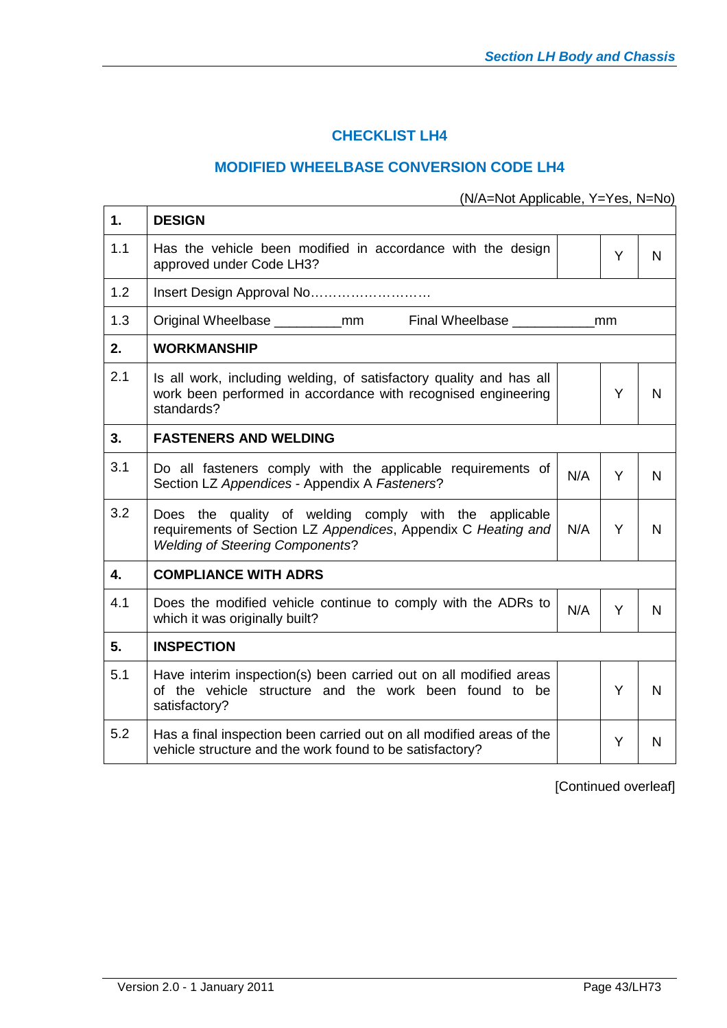## CHECKLIST LH4

## MODIFIED WHEELBASE CONVERSION CODE LH4

(N/A=Not Applicable, Y=Yes, N=No)

| | | | | |
|---|---|---|---|---|
| **1.** | **DESIGN** | | | |
| 1.1 | Has the vehicle been modified in accordance with the design approved under Code LH3? | | Y | N |
| 1.2 | Insert Design Approval No……………………… | | | |
| 1.3 | Original Wheelbase _________mm Final Wheelbase ___________mm | | | |
| **2.** | **WORKMANSHIP** | | | |
| 2.1 | Is all work, including welding, of satisfactory quality and has all work been performed in accordance with recognised engineering standards? | | Y | N |
| **3.** | **FASTENERS AND WELDING** | | | |
| 3.1 | Do all fasteners comply with the applicable requirements of Section LZ *Appendices* - Appendix A *Fasteners*? | N/A | Y | N |
| 3.2 | Does the quality of welding comply with the applicable requirements of Section LZ *Appendices*, Appendix C *Heating and Welding of Steering Components*? | N/A | Y | N |
| **4.** | **COMPLIANCE WITH ADRS** | | | |
| 4.1 | Does the modified vehicle continue to comply with the ADRs to which it was originally built? | N/A | Y | N |
| **5.** | **INSPECTION** | | | |
| 5.1 | Have interim inspection(s) been carried out on all modified areas of the vehicle structure and the work been found to be satisfactory? | | Y | N |
| 5.2 | Has a final inspection been carried out on all modified areas of the vehicle structure and the work found to be satisfactory? | | Y | N |

[Continued overleaf]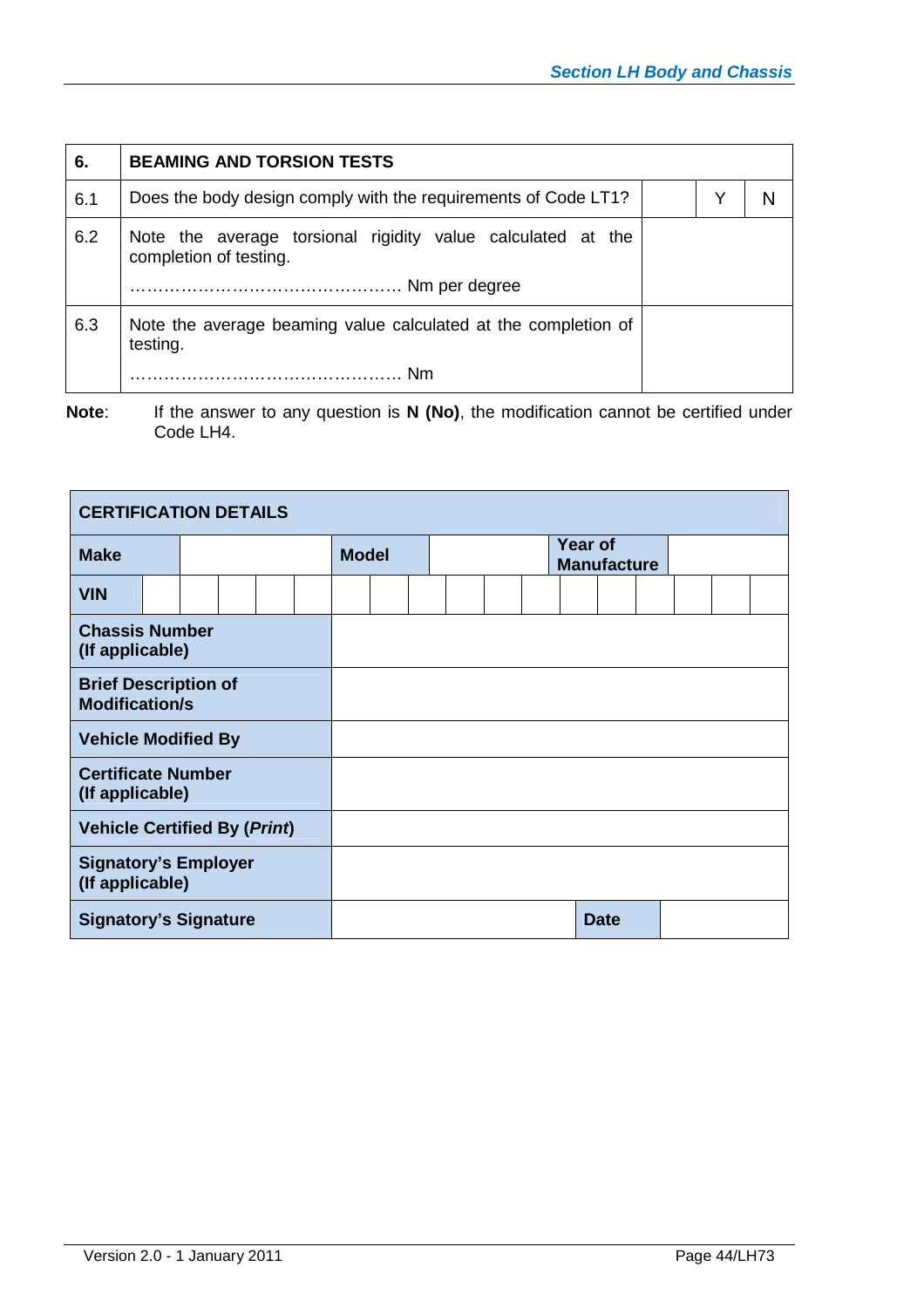| 6. | BEAMING AND TORSION TESTS | | | |
|---|---|---|---|---|
| 6.1 | Does the body design comply with the requirements of Code LT1? | | Y | N |
| 6.2 | Note the average torsional rigidity value calculated at the completion of testing.<br><br>………………………………………… Nm per degree | | | |
| 6.3 | Note the average beaming value calculated at the completion of testing.<br><br>………………………………………… Nm | | | |

**Note**: If the answer to any question is **N (No)**, the modification cannot be certified under Code LH4.

| **CERTIFICATION DETAILS** | | | | | | | | | | | | | | | | | | |
|---|---|---|---|---|---|---|---|---|---|---|---|---|---|---|---|---|---|---|
| **Make** | | | | | **Model** | | | | | | **Year of Manufacture** | | | | | | | |
| **VIN** | | | | | | | | | | | | | | | | | | |
| **Chassis Number (If applicable)** | | | | | | | | | | | | | | | | | | |
| **Brief Description of Modification/s** | | | | | | | | | | | | | | | | | | |
| **Vehicle Modified By** | | | | | | | | | | | | | | | | | | |
| **Certificate Number (If applicable)** | | | | | | | | | | | | | | | | | | |
| **Vehicle Certified By (*Print*)** | | | | | | | | | | | | | | | | | | |
| **Signatory's Employer (If applicable)** | | | | | | | | | | | | | | | | | | |
| **Signatory's Signature** | | | | | | | | | | | | **Date** | | | | | | |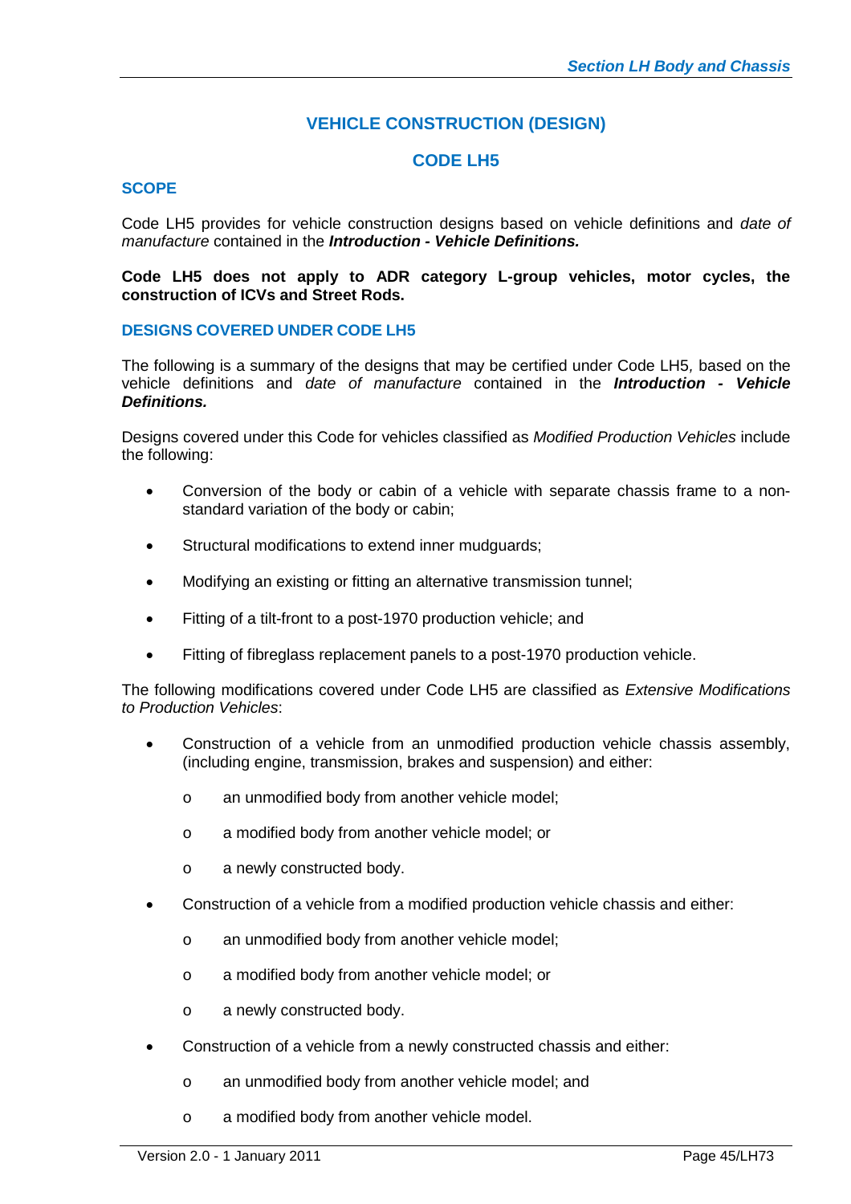## VEHICLE CONSTRUCTION (DESIGN)

## CODE LH5

### SCOPE

Code LH5 provides for vehicle construction designs based on vehicle definitions and *date of manufacture* contained in the ***Introduction - Vehicle Definitions.***

**Code LH5 does not apply to ADR category L-group vehicles, motor cycles, the construction of ICVs and Street Rods.**

### DESIGNS COVERED UNDER CODE LH5

The following is a summary of the designs that may be certified under Code LH5, based on the vehicle definitions and *date of manufacture* contained in the ***Introduction - Vehicle Definitions.***

Designs covered under this Code for vehicles classified as *Modified Production Vehicles* include the following:

- Conversion of the body or cabin of a vehicle with separate chassis frame to a non-standard variation of the body or cabin;
- Structural modifications to extend inner mudguards;
- Modifying an existing or fitting an alternative transmission tunnel;
- Fitting of a tilt-front to a post-1970 production vehicle; and
- Fitting of fibreglass replacement panels to a post-1970 production vehicle.

The following modifications covered under Code LH5 are classified as *Extensive Modifications to Production Vehicles*:

- Construction of a vehicle from an unmodified production vehicle chassis assembly, (including engine, transmission, brakes and suspension) and either:
  - an unmodified body from another vehicle model;
  - a modified body from another vehicle model; or
  - a newly constructed body.
- Construction of a vehicle from a modified production vehicle chassis and either:
  - an unmodified body from another vehicle model;
  - a modified body from another vehicle model; or
  - a newly constructed body.
- Construction of a vehicle from a newly constructed chassis and either:
  - an unmodified body from another vehicle model; and
  - a modified body from another vehicle model.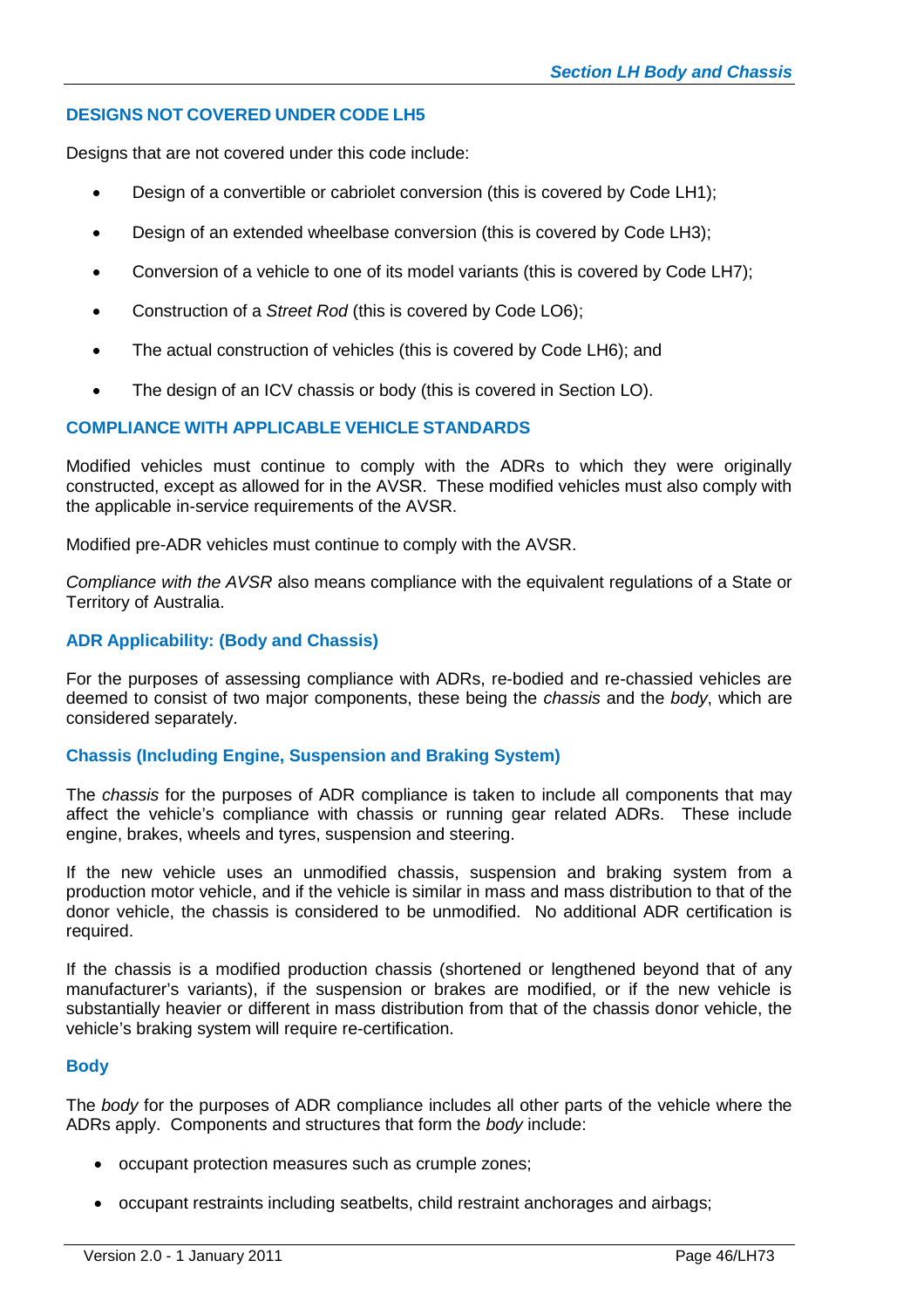## DESIGNS NOT COVERED UNDER CODE LH5

Designs that are not covered under this code include:

- Design of a convertible or cabriolet conversion (this is covered by Code LH1);
- Design of an extended wheelbase conversion (this is covered by Code LH3);
- Conversion of a vehicle to one of its model variants (this is covered by Code LH7);
- Construction of a *Street Rod* (this is covered by Code LO6);
- The actual construction of vehicles (this is covered by Code LH6); and
- The design of an ICV chassis or body (this is covered in Section LO).

## COMPLIANCE WITH APPLICABLE VEHICLE STANDARDS

Modified vehicles must continue to comply with the ADRs to which they were originally constructed, except as allowed for in the AVSR. These modified vehicles must also comply with the applicable in-service requirements of the AVSR.

Modified pre-ADR vehicles must continue to comply with the AVSR.

*Compliance with the AVSR* also means compliance with the equivalent regulations of a State or Territory of Australia.

### ADR Applicability: (Body and Chassis)

For the purposes of assessing compliance with ADRs, re-bodied and re-chassied vehicles are deemed to consist of two major components, these being the *chassis* and the *body*, which are considered separately.

### Chassis (Including Engine, Suspension and Braking System)

The *chassis* for the purposes of ADR compliance is taken to include all components that may affect the vehicle's compliance with chassis or running gear related ADRs. These include engine, brakes, wheels and tyres, suspension and steering.

If the new vehicle uses an unmodified chassis, suspension and braking system from a production motor vehicle, and if the vehicle is similar in mass and mass distribution to that of the donor vehicle, the chassis is considered to be unmodified. No additional ADR certification is required.

If the chassis is a modified production chassis (shortened or lengthened beyond that of any manufacturer's variants), if the suspension or brakes are modified, or if the new vehicle is substantially heavier or different in mass distribution from that of the chassis donor vehicle, the vehicle's braking system will require re-certification.

### Body

The *body* for the purposes of ADR compliance includes all other parts of the vehicle where the ADRs apply. Components and structures that form the *body* include:

- occupant protection measures such as crumple zones;
- occupant restraints including seatbelts, child restraint anchorages and airbags;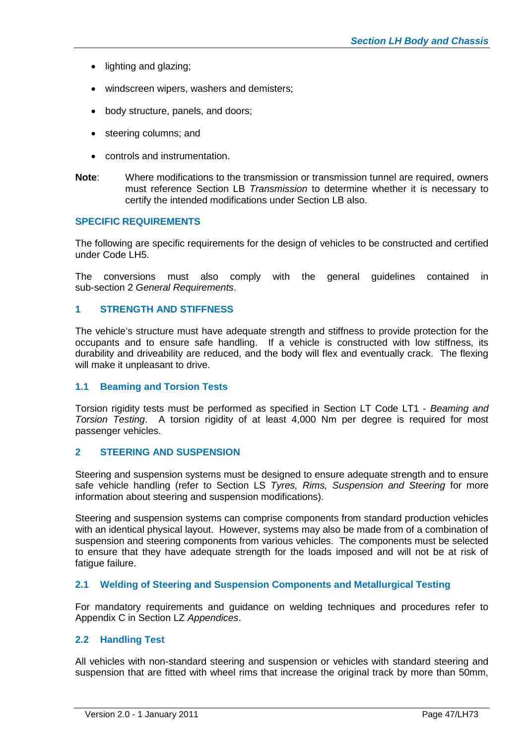- lighting and glazing;
- windscreen wipers, washers and demisters;
- body structure, panels, and doors;
- steering columns; and
- controls and instrumentation.

**Note**: Where modifications to the transmission or transmission tunnel are required, owners must reference Section LB *Transmission* to determine whether it is necessary to certify the intended modifications under Section LB also.

## SPECIFIC REQUIREMENTS

The following are specific requirements for the design of vehicles to be constructed and certified under Code LH5.

The conversions must also comply with the general guidelines contained in sub-section 2 *General Requirements*.

## 1 STRENGTH AND STIFFNESS

The vehicle's structure must have adequate strength and stiffness to provide protection for the occupants and to ensure safe handling. If a vehicle is constructed with low stiffness, its durability and driveability are reduced, and the body will flex and eventually crack. The flexing will make it unpleasant to drive.

### 1.1 Beaming and Torsion Tests

Torsion rigidity tests must be performed as specified in Section LT Code LT1 - *Beaming and Torsion Testing*. A torsion rigidity of at least 4,000 Nm per degree is required for most passenger vehicles.

## 2 STEERING AND SUSPENSION

Steering and suspension systems must be designed to ensure adequate strength and to ensure safe vehicle handling (refer to Section LS *Tyres, Rims, Suspension and Steering* for more information about steering and suspension modifications).

Steering and suspension systems can comprise components from standard production vehicles with an identical physical layout. However, systems may also be made from of a combination of suspension and steering components from various vehicles. The components must be selected to ensure that they have adequate strength for the loads imposed and will not be at risk of fatigue failure.

### 2.1 Welding of Steering and Suspension Components and Metallurgical Testing

For mandatory requirements and guidance on welding techniques and procedures refer to Appendix C in Section LZ *Appendices*.

### 2.2 Handling Test

All vehicles with non-standard steering and suspension or vehicles with standard steering and suspension that are fitted with wheel rims that increase the original track by more than 50mm,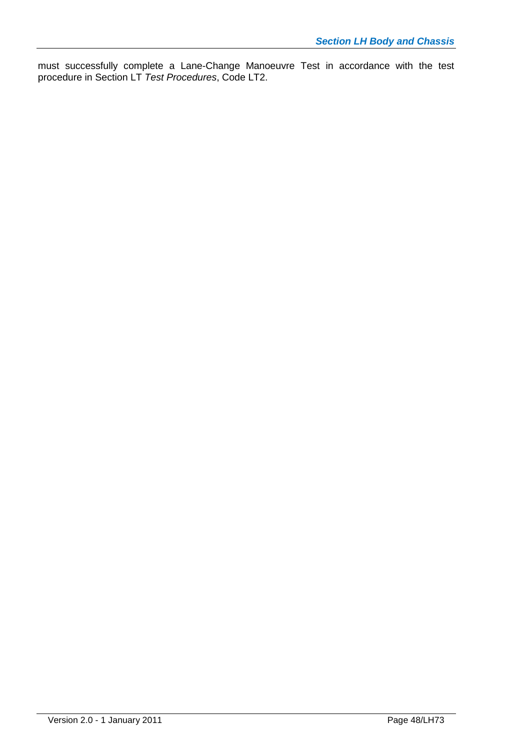must successfully complete a Lane-Change Manoeuvre Test in accordance with the test procedure in Section LT *Test Procedures*, Code LT2.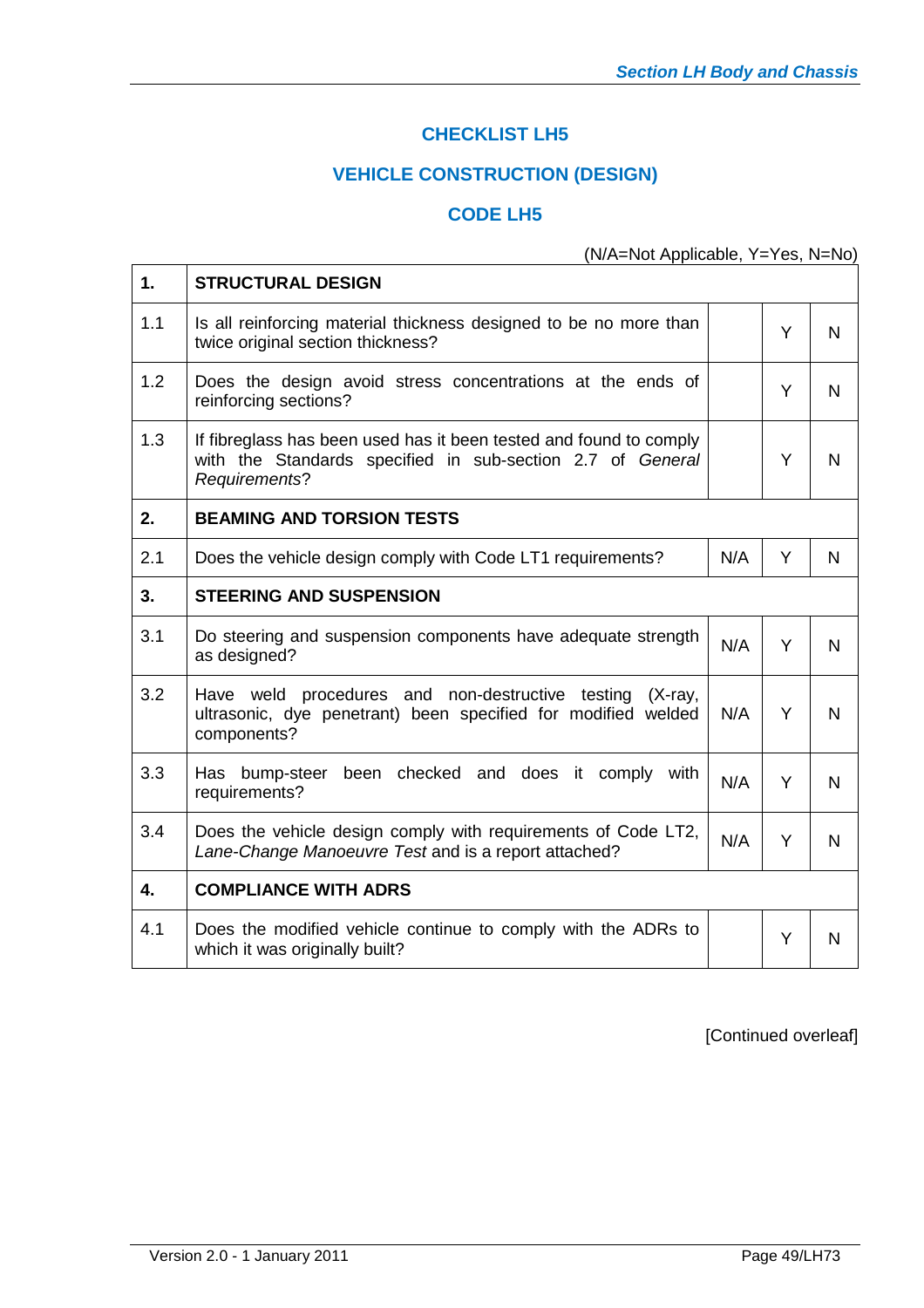## CHECKLIST LH5

## VEHICLE CONSTRUCTION (DESIGN)

## CODE LH5

(N/A=Not Applicable, Y=Yes, N=No)

| | | | | |
|---|---|---|---|---|
| **1.** | **STRUCTURAL DESIGN** | | | |
| 1.1 | Is all reinforcing material thickness designed to be no more than twice original section thickness? | | Y | N |
| 1.2 | Does the design avoid stress concentrations at the ends of reinforcing sections? | | Y | N |
| 1.3 | If fibreglass has been used has it been tested and found to comply with the Standards specified in sub-section 2.7 of *General Requirements*? | | Y | N |
| **2.** | **BEAMING AND TORSION TESTS** | | | |
| 2.1 | Does the vehicle design comply with Code LT1 requirements? | N/A | Y | N |
| **3.** | **STEERING AND SUSPENSION** | | | |
| 3.1 | Do steering and suspension components have adequate strength as designed? | N/A | Y | N |
| 3.2 | Have weld procedures and non-destructive testing (X-ray, ultrasonic, dye penetrant) been specified for modified welded components? | N/A | Y | N |
| 3.3 | Has bump-steer been checked and does it comply with requirements? | N/A | Y | N |
| 3.4 | Does the vehicle design comply with requirements of Code LT2, *Lane-Change Manoeuvre Test* and is a report attached? | N/A | Y | N |
| **4.** | **COMPLIANCE WITH ADRS** | | | |
| 4.1 | Does the modified vehicle continue to comply with the ADRs to which it was originally built? | | Y | N |

[Continued overleaf]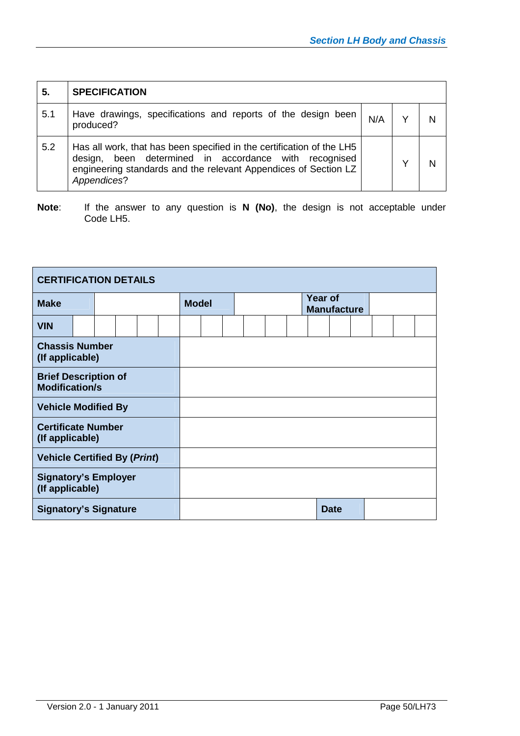| 5. | SPECIFICATION | | | |
|---|---|---|---|---|
| 5.1 | Have drawings, specifications and reports of the design been produced? | N/A | Y | N |
| 5.2 | Has all work, that has been specified in the certification of the LH5 design, been determined in accordance with recognised engineering standards and the relevant Appendices of Section LZ *Appendices*? | | Y | N |

**Note**: If the answer to any question is **N (No)**, the design is not acceptable under Code LH5.

| CERTIFICATION DETAILS | | | | | |
|---|---|---|---|---|---|
| **Make** | | **Model** | | **Year of Manufacture** | |
| **VIN** | | | | | |
| **Chassis Number (If applicable)** | | | | | |
| **Brief Description of Modification/s** | | | | | |
| **Vehicle Modified By** | | | | | |
| **Certificate Number (If applicable)** | | | | | |
| **Vehicle Certified By (*Print*)** | | | | | |
| **Signatory's Employer (If applicable)** | | | | | |
| **Signatory's Signature** | | | | **Date** | |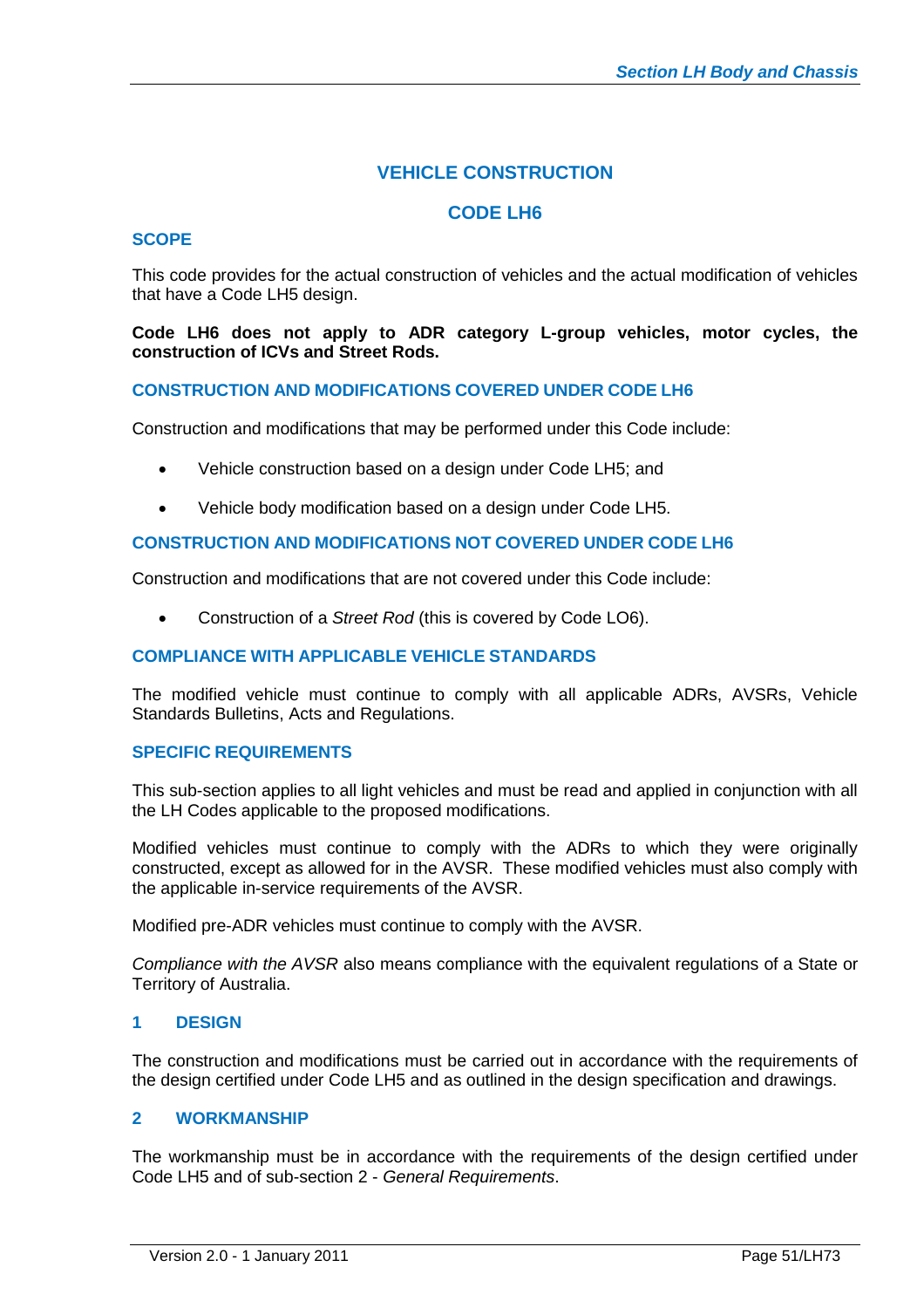# VEHICLE CONSTRUCTION

# CODE LH6

## SCOPE

This code provides for the actual construction of vehicles and the actual modification of vehicles that have a Code LH5 design.

**Code LH6 does not apply to ADR category L-group vehicles, motor cycles, the construction of ICVs and Street Rods.**

## CONSTRUCTION AND MODIFICATIONS COVERED UNDER CODE LH6

Construction and modifications that may be performed under this Code include:

- Vehicle construction based on a design under Code LH5; and
- Vehicle body modification based on a design under Code LH5.

## CONSTRUCTION AND MODIFICATIONS NOT COVERED UNDER CODE LH6

Construction and modifications that are not covered under this Code include:

- Construction of a *Street Rod* (this is covered by Code LO6).

## COMPLIANCE WITH APPLICABLE VEHICLE STANDARDS

The modified vehicle must continue to comply with all applicable ADRs, AVSRs, Vehicle Standards Bulletins, Acts and Regulations.

## SPECIFIC REQUIREMENTS

This sub-section applies to all light vehicles and must be read and applied in conjunction with all the LH Codes applicable to the proposed modifications.

Modified vehicles must continue to comply with the ADRs to which they were originally constructed, except as allowed for in the AVSR. These modified vehicles must also comply with the applicable in-service requirements of the AVSR.

Modified pre-ADR vehicles must continue to comply with the AVSR.

*Compliance with the AVSR* also means compliance with the equivalent regulations of a State or Territory of Australia.

## 1 DESIGN

The construction and modifications must be carried out in accordance with the requirements of the design certified under Code LH5 and as outlined in the design specification and drawings.

## 2 WORKMANSHIP

The workmanship must be in accordance with the requirements of the design certified under Code LH5 and of sub-section 2 - *General Requirements*.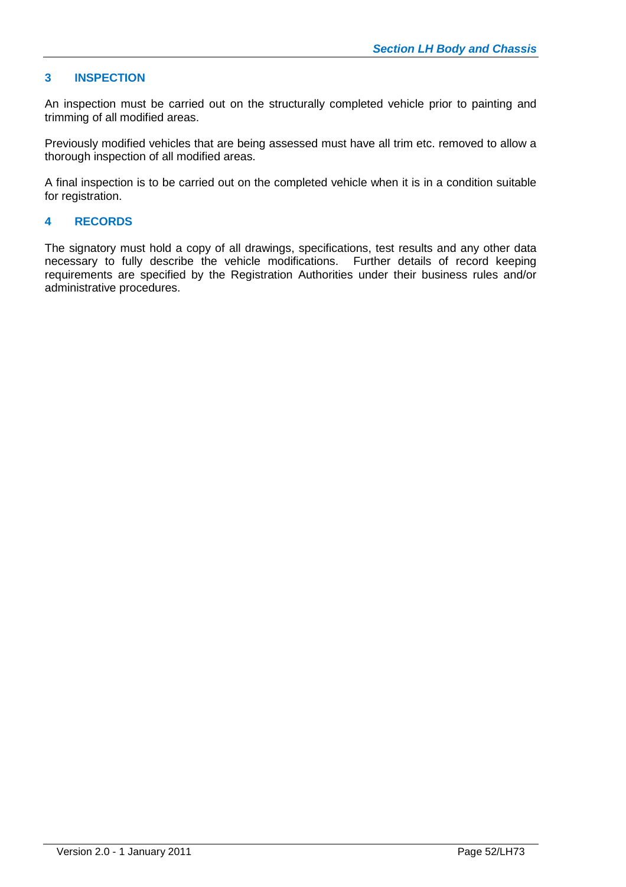## 3 INSPECTION

An inspection must be carried out on the structurally completed vehicle prior to painting and trimming of all modified areas.

Previously modified vehicles that are being assessed must have all trim etc. removed to allow a thorough inspection of all modified areas.

A final inspection is to be carried out on the completed vehicle when it is in a condition suitable for registration.

## 4 RECORDS

The signatory must hold a copy of all drawings, specifications, test results and any other data necessary to fully describe the vehicle modifications. Further details of record keeping requirements are specified by the Registration Authorities under their business rules and/or administrative procedures.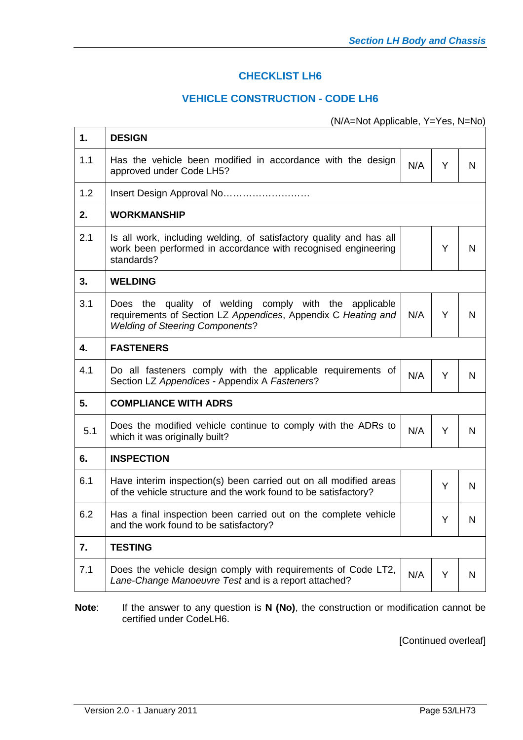## CHECKLIST LH6

## VEHICLE CONSTRUCTION - CODE LH6

(N/A=Not Applicable, Y=Yes, N=No)

| | | | | |
|---|---|---|---|---|
| **1.** | **DESIGN** | | | |
| 1.1 | Has the vehicle been modified in accordance with the design approved under Code LH5? | N/A | Y | N |
| 1.2 | Insert Design Approval No…………………….. | | | |
| **2.** | **WORKMANSHIP** | | | |
| 2.1 | Is all work, including welding, of satisfactory quality and has all work been performed in accordance with recognised engineering standards? | | Y | N |
| **3.** | **WELDING** | | | |
| 3.1 | Does the quality of welding comply with the applicable requirements of Section LZ *Appendices*, Appendix C *Heating and Welding of Steering Components*? | N/A | Y | N |
| **4.** | **FASTENERS** | | | |
| 4.1 | Do all fasteners comply with the applicable requirements of Section LZ *Appendices* - Appendix A *Fasteners*? | N/A | Y | N |
| **5.** | **COMPLIANCE WITH ADRS** | | | |
| 5.1 | Does the modified vehicle continue to comply with the ADRs to which it was originally built? | N/A | Y | N |
| **6.** | **INSPECTION** | | | |
| 6.1 | Have interim inspection(s) been carried out on all modified areas of the vehicle structure and the work found to be satisfactory? | | Y | N |
| 6.2 | Has a final inspection been carried out on the complete vehicle and the work found to be satisfactory? | | Y | N |
| **7.** | **TESTING** | | | |
| 7.1 | Does the vehicle design comply with requirements of Code LT2, *Lane-Change Manoeuvre Test* and is a report attached? | N/A | Y | N |

**Note**: If the answer to any question is **N (No)**, the construction or modification cannot be certified under CodeLH6.

[Continued overleaf]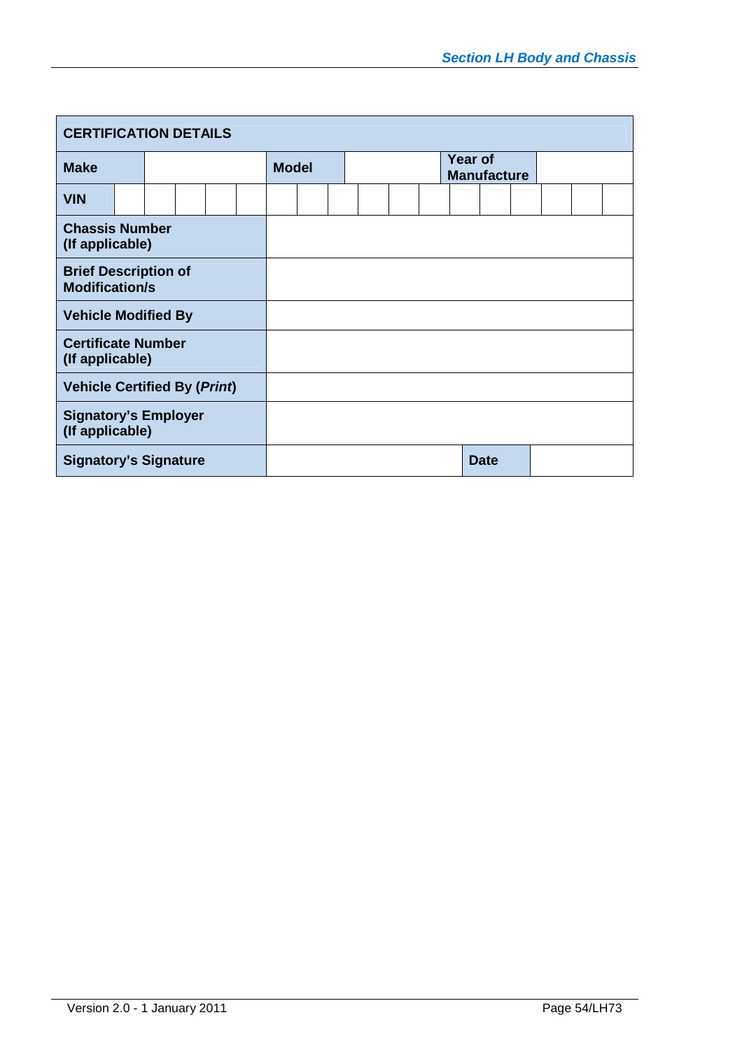| CERTIFICATION DETAILS | | | | | | | | | | | | | | | | | | |
|---|---|---|---|---|---|---|---|---|---|---|---|---|---|---|---|---|---|---|
| **Make** | | | | **Model** | | | | | | **Year of Manufacture** | | | | | | | | |
| **VIN** | | | | | | | | | | | | | | | | | | |
| **Chassis Number (If applicable)** | | | | | | | | | | | | | | | | | | |
| **Brief Description of Modification/s** | | | | | | | | | | | | | | | | | | |
| **Vehicle Modified By** | | | | | | | | | | | | | | | | | | |
| **Certificate Number (If applicable)** | | | | | | | | | | | | | | | | | | |
| **Vehicle Certified By (*Print*)** | | | | | | | | | | | | | | | | | | |
| **Signatory's Employer (If applicable)** | | | | | | | | | | | | | | | | | | |
| **Signatory's Signature** | | | | | | | | **Date** | | | | | | | | | | |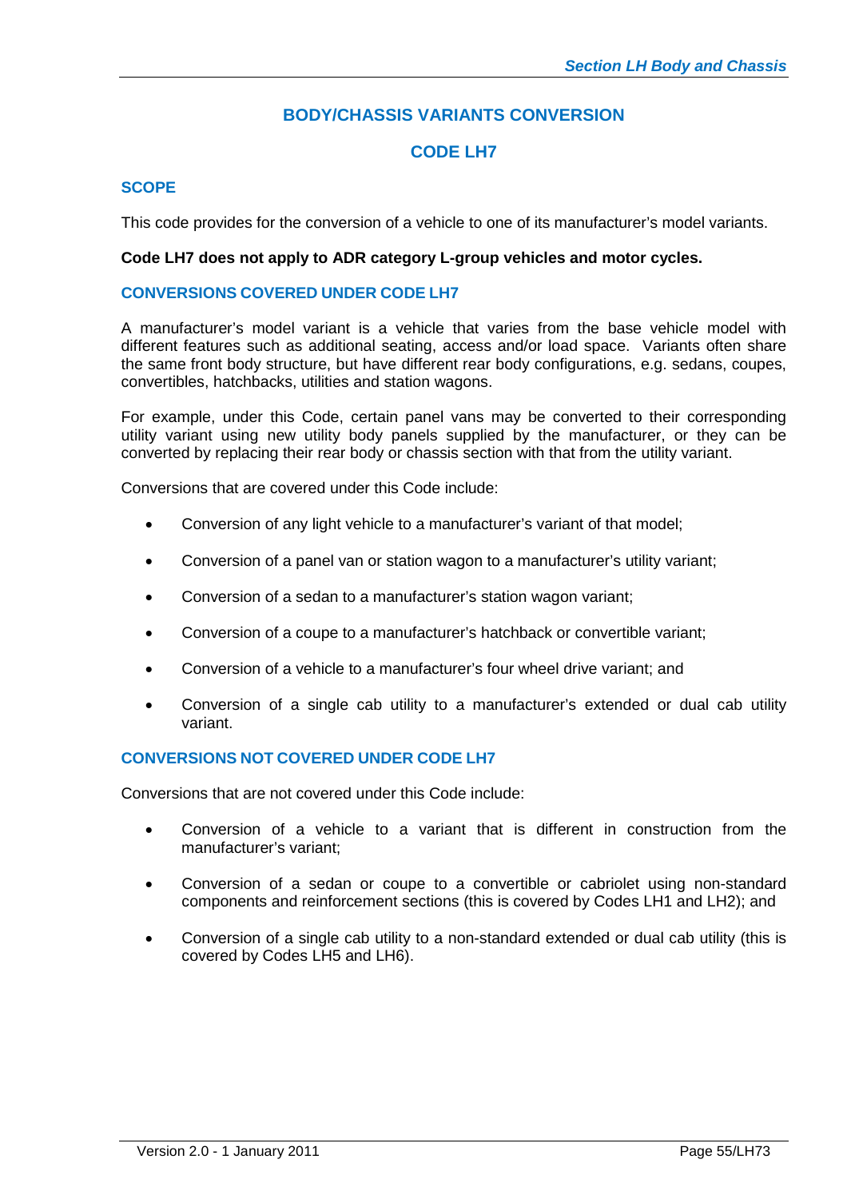## BODY/CHASSIS VARIANTS CONVERSION

## CODE LH7

### SCOPE

This code provides for the conversion of a vehicle to one of its manufacturer's model variants.

**Code LH7 does not apply to ADR category L-group vehicles and motor cycles.**

### CONVERSIONS COVERED UNDER CODE LH7

A manufacturer's model variant is a vehicle that varies from the base vehicle model with different features such as additional seating, access and/or load space. Variants often share the same front body structure, but have different rear body configurations, e.g. sedans, coupes, convertibles, hatchbacks, utilities and station wagons.

For example, under this Code, certain panel vans may be converted to their corresponding utility variant using new utility body panels supplied by the manufacturer, or they can be converted by replacing their rear body or chassis section with that from the utility variant.

Conversions that are covered under this Code include:

- Conversion of any light vehicle to a manufacturer's variant of that model;
- Conversion of a panel van or station wagon to a manufacturer's utility variant;
- Conversion of a sedan to a manufacturer's station wagon variant;
- Conversion of a coupe to a manufacturer's hatchback or convertible variant;
- Conversion of a vehicle to a manufacturer's four wheel drive variant; and
- Conversion of a single cab utility to a manufacturer's extended or dual cab utility variant.

### CONVERSIONS NOT COVERED UNDER CODE LH7

Conversions that are not covered under this Code include:

- Conversion of a vehicle to a variant that is different in construction from the manufacturer's variant;
- Conversion of a sedan or coupe to a convertible or cabriolet using non-standard components and reinforcement sections (this is covered by Codes LH1 and LH2); and
- Conversion of a single cab utility to a non-standard extended or dual cab utility (this is covered by Codes LH5 and LH6).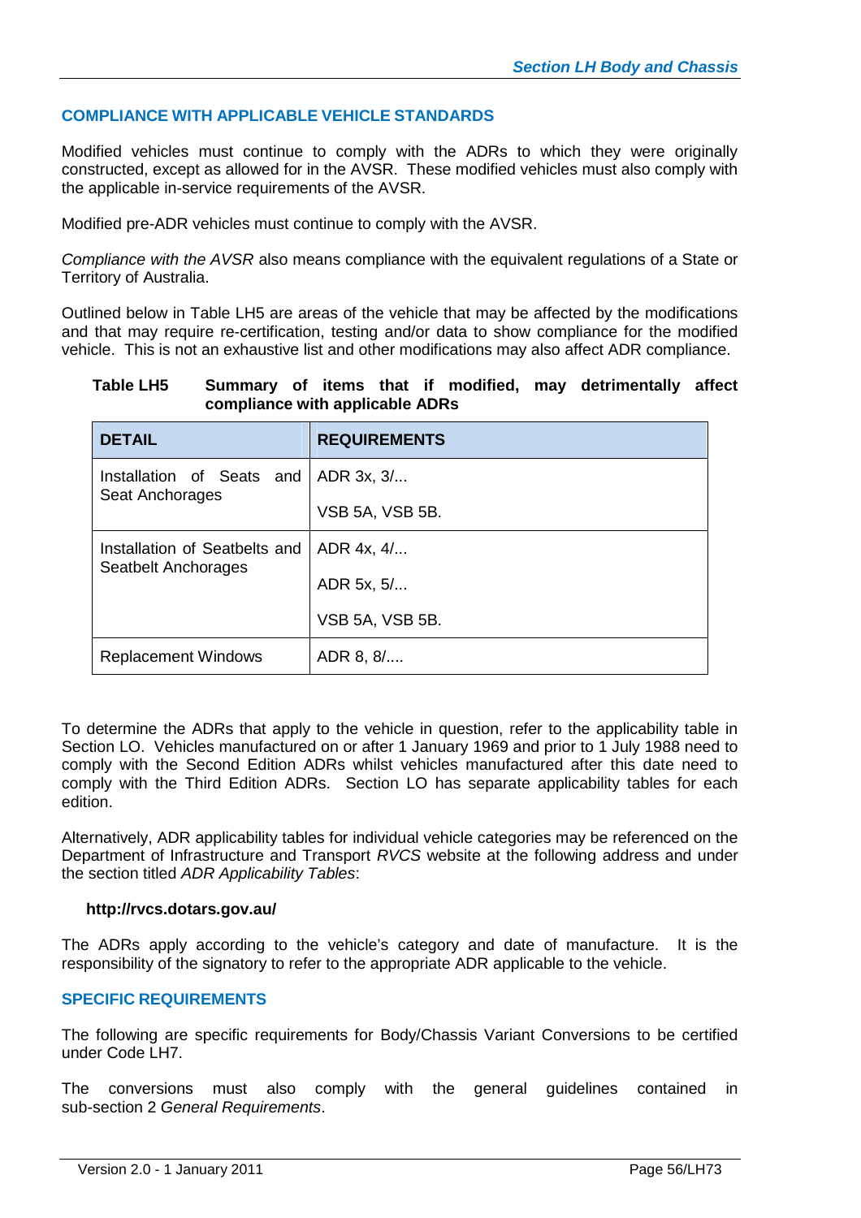## COMPLIANCE WITH APPLICABLE VEHICLE STANDARDS

Modified vehicles must continue to comply with the ADRs to which they were originally constructed, except as allowed for in the AVSR. These modified vehicles must also comply with the applicable in-service requirements of the AVSR.

Modified pre-ADR vehicles must continue to comply with the AVSR.

*Compliance with the AVSR* also means compliance with the equivalent regulations of a State or Territory of Australia.

Outlined below in Table LH5 are areas of the vehicle that may be affected by the modifications and that may require re-certification, testing and/or data to show compliance for the modified vehicle. This is not an exhaustive list and other modifications may also affect ADR compliance.

**Table LH5 Summary of items that if modified, may detrimentally affect compliance with applicable ADRs**

| DETAIL | REQUIREMENTS |
|---|---|
| Installation of Seats and Seat Anchorages | ADR 3x, 3/...<br>VSB 5A, VSB 5B. |
| Installation of Seatbelts and Seatbelt Anchorages | ADR 4x, 4/...<br>ADR 5x, 5/...<br>VSB 5A, VSB 5B. |
| Replacement Windows | ADR 8, 8/.... |

To determine the ADRs that apply to the vehicle in question, refer to the applicability table in Section LO. Vehicles manufactured on or after 1 January 1969 and prior to 1 July 1988 need to comply with the Second Edition ADRs whilst vehicles manufactured after this date need to comply with the Third Edition ADRs. Section LO has separate applicability tables for each edition.

Alternatively, ADR applicability tables for individual vehicle categories may be referenced on the Department of Infrastructure and Transport *RVCS* website at the following address and under the section titled *ADR Applicability Tables*:

**http://rvcs.dotars.gov.au/**

The ADRs apply according to the vehicle's category and date of manufacture. It is the responsibility of the signatory to refer to the appropriate ADR applicable to the vehicle.

## SPECIFIC REQUIREMENTS

The following are specific requirements for Body/Chassis Variant Conversions to be certified under Code LH7.

The conversions must also comply with the general guidelines contained in sub-section 2 *General Requirements*.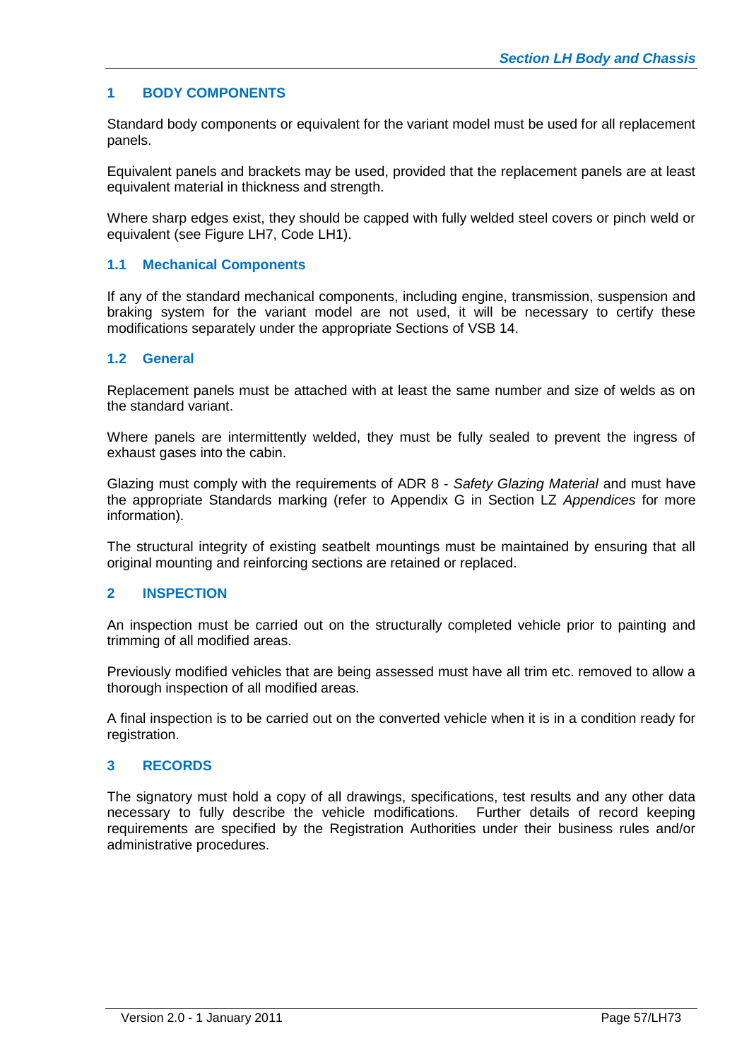## 1 BODY COMPONENTS

Standard body components or equivalent for the variant model must be used for all replacement panels.

Equivalent panels and brackets may be used, provided that the replacement panels are at least equivalent material in thickness and strength.

Where sharp edges exist, they should be capped with fully welded steel covers or pinch weld or equivalent (see Figure LH7, Code LH1).

### 1.1 Mechanical Components

If any of the standard mechanical components, including engine, transmission, suspension and braking system for the variant model are not used, it will be necessary to certify these modifications separately under the appropriate Sections of VSB 14.

### 1.2 General

Replacement panels must be attached with at least the same number and size of welds as on the standard variant.

Where panels are intermittently welded, they must be fully sealed to prevent the ingress of exhaust gases into the cabin.

Glazing must comply with the requirements of ADR 8 - *Safety Glazing Material* and must have the appropriate Standards marking (refer to Appendix G in Section LZ *Appendices* for more information).

The structural integrity of existing seatbelt mountings must be maintained by ensuring that all original mounting and reinforcing sections are retained or replaced.

## 2 INSPECTION

An inspection must be carried out on the structurally completed vehicle prior to painting and trimming of all modified areas.

Previously modified vehicles that are being assessed must have all trim etc. removed to allow a thorough inspection of all modified areas.

A final inspection is to be carried out on the converted vehicle when it is in a condition ready for registration.

## 3 RECORDS

The signatory must hold a copy of all drawings, specifications, test results and any other data necessary to fully describe the vehicle modifications. Further details of record keeping requirements are specified by the Registration Authorities under their business rules and/or administrative procedures.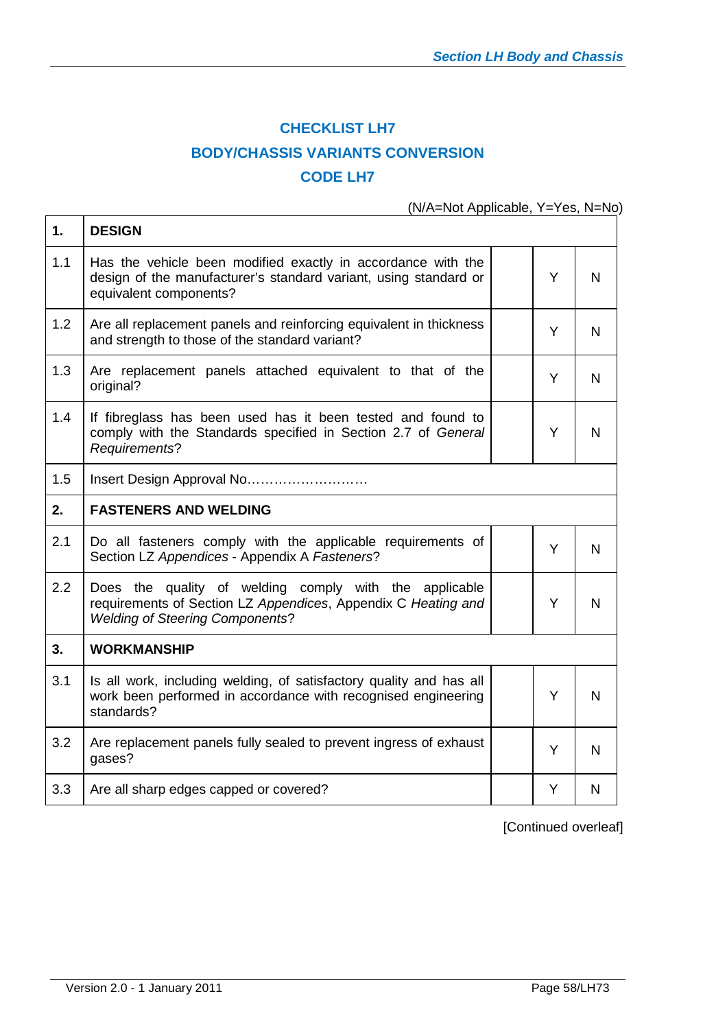## CHECKLIST LH7

## BODY/CHASSIS VARIANTS CONVERSION

## CODE LH7

(N/A=Not Applicable, Y=Yes, N=No)

| | | | | |
|---|---|---|---|---|
| **1.** | **DESIGN** | | | |
| 1.1 | Has the vehicle been modified exactly in accordance with the design of the manufacturer's standard variant, using standard or equivalent components? | | Y | N |
| 1.2 | Are all replacement panels and reinforcing equivalent in thickness and strength to those of the standard variant? | | Y | N |
| 1.3 | Are replacement panels attached equivalent to that of the original? | | Y | N |
| 1.4 | If fibreglass has been used has it been tested and found to comply with the Standards specified in Section 2.7 of *General Requirements*? | | Y | N |
| 1.5 | Insert Design Approval No……………………… | | | |
| **2.** | **FASTENERS AND WELDING** | | | |
| 2.1 | Do all fasteners comply with the applicable requirements of Section LZ *Appendices* - Appendix A *Fasteners*? | | Y | N |
| 2.2 | Does the quality of welding comply with the applicable requirements of Section LZ *Appendices*, Appendix C *Heating and Welding of Steering Components*? | | Y | N |
| **3.** | **WORKMANSHIP** | | | |
| 3.1 | Is all work, including welding, of satisfactory quality and has all work been performed in accordance with recognised engineering standards? | | Y | N |
| 3.2 | Are replacement panels fully sealed to prevent ingress of exhaust gases? | | Y | N |
| 3.3 | Are all sharp edges capped or covered? | | Y | N |

[Continued overleaf]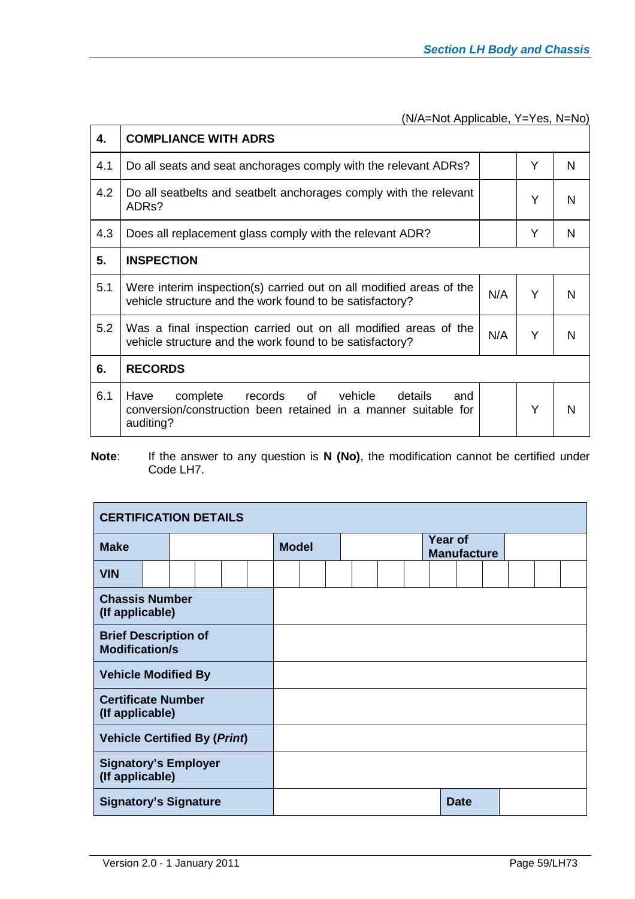(N/A=Not Applicable, Y=Yes, N=No)

| 4. | COMPLIANCE WITH ADRS | | | |
|---|---|---|---|---|
| 4.1 | Do all seats and seat anchorages comply with the relevant ADRs? | | Y | N |
| 4.2 | Do all seatbelts and seatbelt anchorages comply with the relevant ADRs? | | Y | N |
| 4.3 | Does all replacement glass comply with the relevant ADR? | | Y | N |
| **5.** | **INSPECTION** | | | |
| 5.1 | Were interim inspection(s) carried out on all modified areas of the vehicle structure and the work found to be satisfactory? | N/A | Y | N |
| 5.2 | Was a final inspection carried out on all modified areas of the vehicle structure and the work found to be satisfactory? | N/A | Y | N |
| **6.** | **RECORDS** | | | |
| 6.1 | Have complete records of vehicle details and conversion/construction been retained in a manner suitable for auditing? | | Y | N |

**Note**: If the answer to any question is **N (No)**, the modification cannot be certified under Code LH7.

| **CERTIFICATION DETAILS** | | | | | |
|---|---|---|---|---|---|
| **Make** | | **Model** | | **Year of Manufacture** | |
| **VIN** | | | | | |
| **Chassis Number (If applicable)** | | | | | |
| **Brief Description of Modification/s** | | | | | |
| **Vehicle Modified By** | | | | | |
| **Certificate Number (If applicable)** | | | | | |
| **Vehicle Certified By (*Print*)** | | | | | |
| **Signatory's Employer (If applicable)** | | | | | |
| **Signatory's Signature** | | | | **Date** | |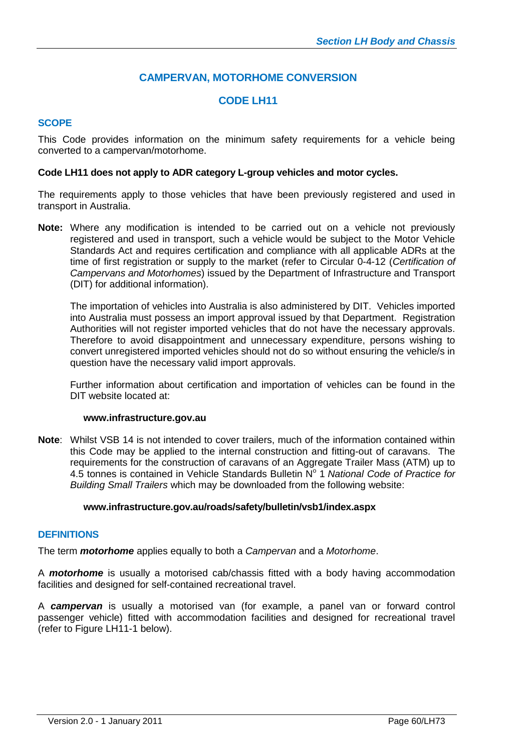# CAMPERVAN, MOTORHOME CONVERSION

## CODE LH11

### SCOPE

This Code provides information on the minimum safety requirements for a vehicle being converted to a campervan/motorhome.

**Code LH11 does not apply to ADR category L-group vehicles and motor cycles.**

The requirements apply to those vehicles that have been previously registered and used in transport in Australia.

**Note:** Where any modification is intended to be carried out on a vehicle not previously registered and used in transport, such a vehicle would be subject to the Motor Vehicle Standards Act and requires certification and compliance with all applicable ADRs at the time of first registration or supply to the market (refer to Circular 0-4-12 (*Certification of Campervans and Motorhomes*) issued by the Department of Infrastructure and Transport (DIT) for additional information).

The importation of vehicles into Australia is also administered by DIT. Vehicles imported into Australia must possess an import approval issued by that Department. Registration Authorities will not register imported vehicles that do not have the necessary approvals. Therefore to avoid disappointment and unnecessary expenditure, persons wishing to convert unregistered imported vehicles should not do so without ensuring the vehicle/s in question have the necessary valid import approvals.

Further information about certification and importation of vehicles can be found in the DIT website located at:

**www.infrastructure.gov.au**

**Note**: Whilst VSB 14 is not intended to cover trailers, much of the information contained within this Code may be applied to the internal construction and fitting-out of caravans. The requirements for the construction of caravans of an Aggregate Trailer Mass (ATM) up to 4.5 tonnes is contained in Vehicle Standards Bulletin N$^{o}$ 1 *National Code of Practice for Building Small Trailers* which may be downloaded from the following website:

**www.infrastructure.gov.au/roads/safety/bulletin/vsb1/index.aspx**

### DEFINITIONS

The term ***motorhome*** applies equally to both a *Campervan* and a *Motorhome*.

A ***motorhome*** is usually a motorised cab/chassis fitted with a body having accommodation facilities and designed for self-contained recreational travel.

A ***campervan*** is usually a motorised van (for example, a panel van or forward control passenger vehicle) fitted with accommodation facilities and designed for recreational travel (refer to Figure LH11-1 below).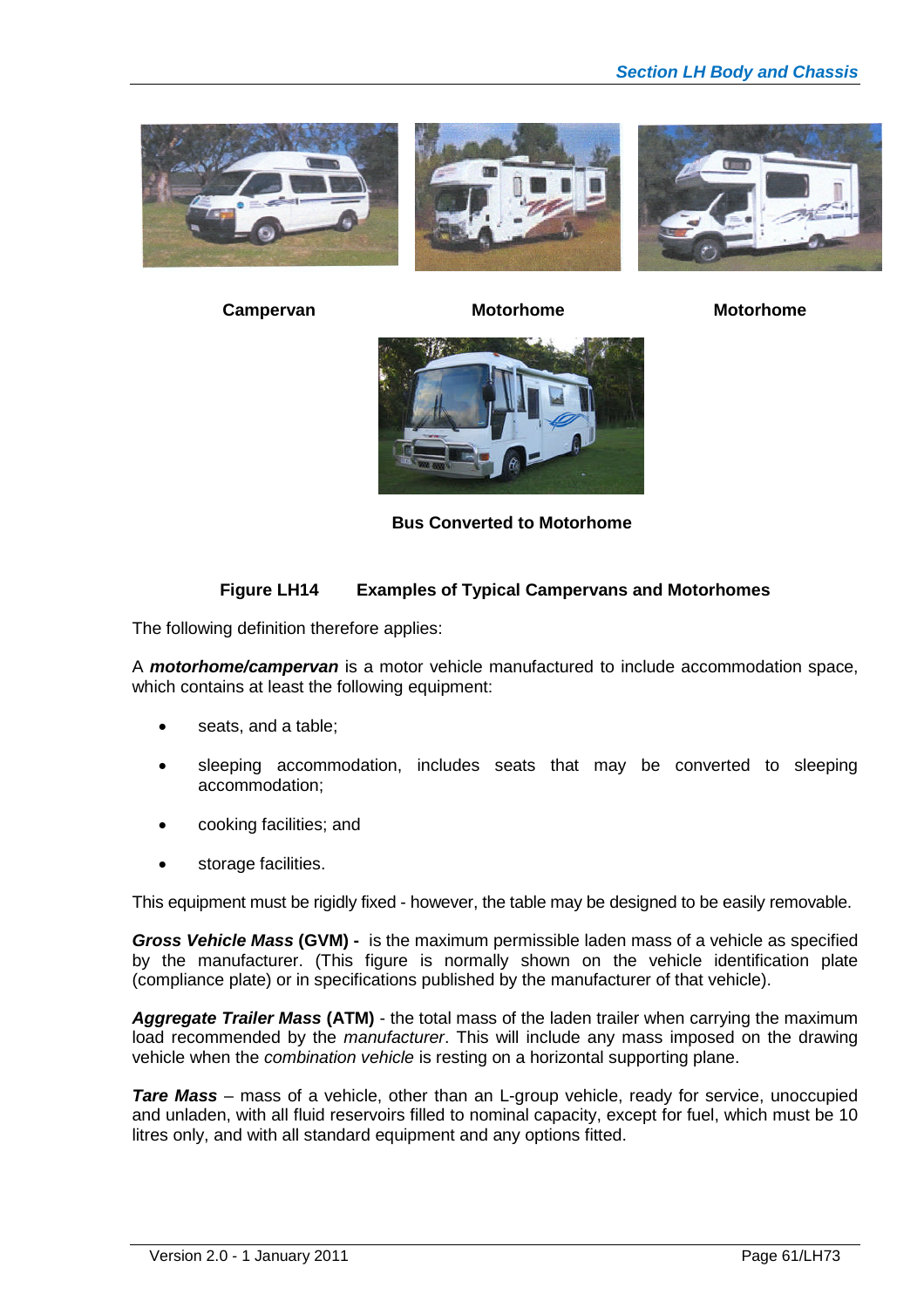Campervan

Motorhome

Motorhome

Bus Converted to Motorhome

**Figure LH14 Examples of Typical Campervans and Motorhomes**

The following definition therefore applies:

A ***motorhome/campervan*** is a motor vehicle manufactured to include accommodation space, which contains at least the following equipment:

- seats, and a table;
- sleeping accommodation, includes seats that may be converted to sleeping accommodation;
- cooking facilities; and
- storage facilities.

This equipment must be rigidly fixed - however, the table may be designed to be easily removable.

***Gross Vehicle Mass* (GVM) -** is the maximum permissible laden mass of a vehicle as specified by the manufacturer. (This figure is normally shown on the vehicle identification plate (compliance plate) or in specifications published by the manufacturer of that vehicle).

***Aggregate Trailer Mass* (ATM)** - the total mass of the laden trailer when carrying the maximum load recommended by the *manufacturer*. This will include any mass imposed on the drawing vehicle when the *combination vehicle* is resting on a horizontal supporting plane.

***Tare Mass*** – mass of a vehicle, other than an L-group vehicle, ready for service, unoccupied and unladen, with all fluid reservoirs filled to nominal capacity, except for fuel, which must be 10 litres only, and with all standard equipment and any options fitted.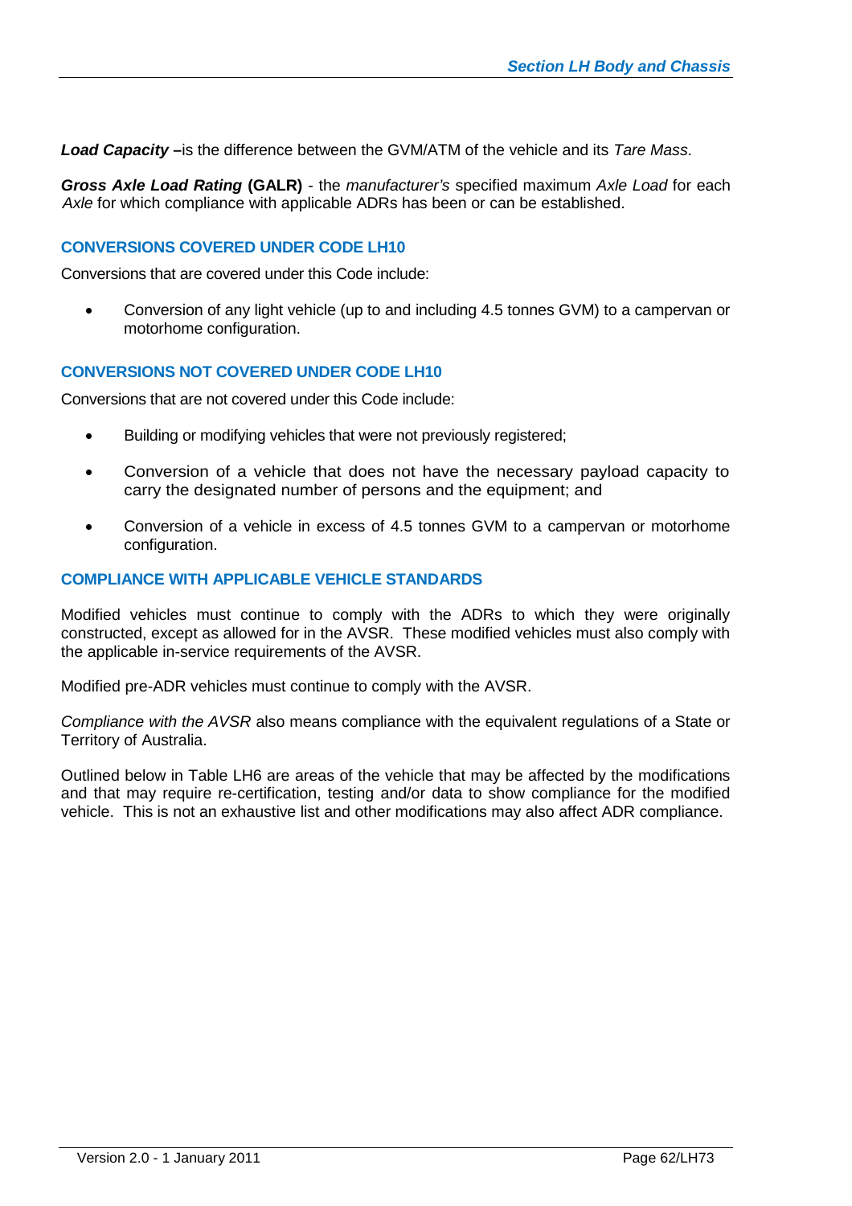***Load Capacity*** **–**is the difference between the GVM/ATM of the vehicle and its *Tare Mass*.

***Gross Axle Load Rating*** **(GALR)** - the *manufacturer's* specified maximum *Axle Load* for each *Axle* for which compliance with applicable ADRs has been or can be established.

### CONVERSIONS COVERED UNDER CODE LH10

Conversions that are covered under this Code include:

- Conversion of any light vehicle (up to and including 4.5 tonnes GVM) to a campervan or motorhome configuration.

### CONVERSIONS NOT COVERED UNDER CODE LH10

Conversions that are not covered under this Code include:

- Building or modifying vehicles that were not previously registered;
- Conversion of a vehicle that does not have the necessary payload capacity to carry the designated number of persons and the equipment; and
- Conversion of a vehicle in excess of 4.5 tonnes GVM to a campervan or motorhome configuration.

### COMPLIANCE WITH APPLICABLE VEHICLE STANDARDS

Modified vehicles must continue to comply with the ADRs to which they were originally constructed, except as allowed for in the AVSR. These modified vehicles must also comply with the applicable in-service requirements of the AVSR.

Modified pre-ADR vehicles must continue to comply with the AVSR.

*Compliance with the AVSR* also means compliance with the equivalent regulations of a State or Territory of Australia.

Outlined below in Table LH6 are areas of the vehicle that may be affected by the modifications and that may require re-certification, testing and/or data to show compliance for the modified vehicle. This is not an exhaustive list and other modifications may also affect ADR compliance.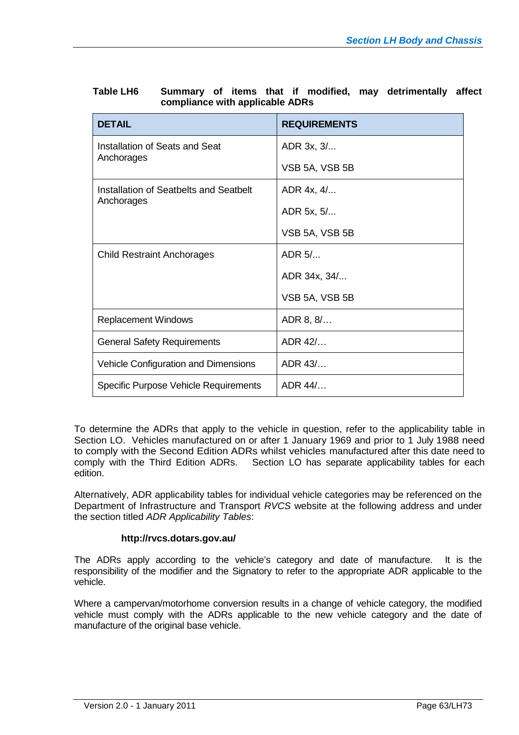**Table LH6 Summary of items that if modified, may detrimentally affect compliance with applicable ADRs**

| DETAIL | REQUIREMENTS |
|---|---|
| Installation of Seats and Seat Anchorages | ADR 3x, 3/...<br>VSB 5A, VSB 5B |
| Installation of Seatbelts and Seatbelt Anchorages | ADR 4x, 4/...<br>ADR 5x, 5/...<br>VSB 5A, VSB 5B |
| Child Restraint Anchorages | ADR 5/...<br>ADR 34x, 34/...<br>VSB 5A, VSB 5B |
| Replacement Windows | ADR 8, 8/… |
| General Safety Requirements | ADR 42/… |
| Vehicle Configuration and Dimensions | ADR 43/… |
| Specific Purpose Vehicle Requirements | ADR 44/… |

To determine the ADRs that apply to the vehicle in question, refer to the applicability table in Section LO. Vehicles manufactured on or after 1 January 1969 and prior to 1 July 1988 need to comply with the Second Edition ADRs whilst vehicles manufactured after this date need to comply with the Third Edition ADRs. Section LO has separate applicability tables for each edition.

Alternatively, ADR applicability tables for individual vehicle categories may be referenced on the Department of Infrastructure and Transport *RVCS* website at the following address and under the section titled *ADR Applicability Tables*:

**http://rvcs.dotars.gov.au/**

The ADRs apply according to the vehicle's category and date of manufacture. It is the responsibility of the modifier and the Signatory to refer to the appropriate ADR applicable to the vehicle.

Where a campervan/motorhome conversion results in a change of vehicle category, the modified vehicle must comply with the ADRs applicable to the new vehicle category and the date of manufacture of the original base vehicle.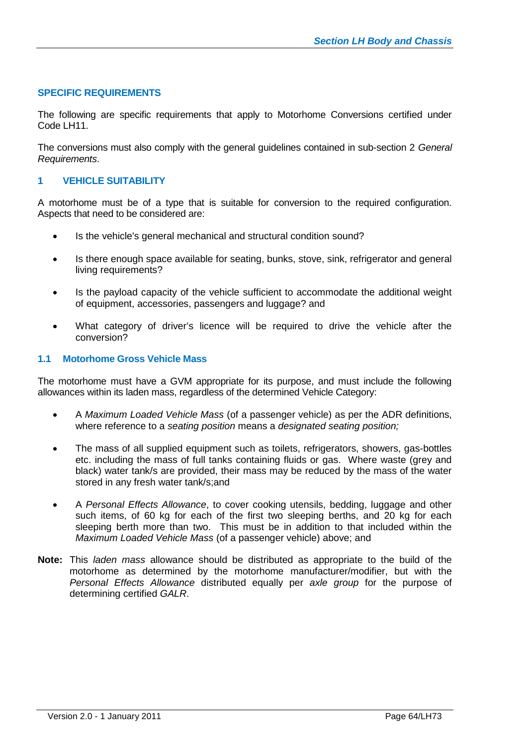## SPECIFIC REQUIREMENTS

The following are specific requirements that apply to Motorhome Conversions certified under Code LH11.

The conversions must also comply with the general guidelines contained in sub-section 2 *General Requirements*.

## 1 VEHICLE SUITABILITY

A motorhome must be of a type that is suitable for conversion to the required configuration. Aspects that need to be considered are:

- Is the vehicle's general mechanical and structural condition sound?
- Is there enough space available for seating, bunks, stove, sink, refrigerator and general living requirements?
- Is the payload capacity of the vehicle sufficient to accommodate the additional weight of equipment, accessories, passengers and luggage? and
- What category of driver's licence will be required to drive the vehicle after the conversion?

### 1.1 Motorhome Gross Vehicle Mass

The motorhome must have a GVM appropriate for its purpose, and must include the following allowances within its laden mass, regardless of the determined Vehicle Category:

- A *Maximum Loaded Vehicle Mass* (of a passenger vehicle) as per the ADR definitions, where reference to a *seating position* means a *designated seating position;*
- The mass of all supplied equipment such as toilets, refrigerators, showers, gas-bottles etc. including the mass of full tanks containing fluids or gas. Where waste (grey and black) water tank/s are provided, their mass may be reduced by the mass of the water stored in any fresh water tank/s;and
- A *Personal Effects Allowance*, to cover cooking utensils, bedding, luggage and other such items, of 60 kg for each of the first two sleeping berths, and 20 kg for each sleeping berth more than two. This must be in addition to that included within the *Maximum Loaded Vehicle Mass* (of a passenger vehicle) above; and

**Note:** This *laden mass* allowance should be distributed as appropriate to the build of the motorhome as determined by the motorhome manufacturer/modifier, but with the *Personal Effects Allowance* distributed equally per *axle group* for the purpose of determining certified *GALR*.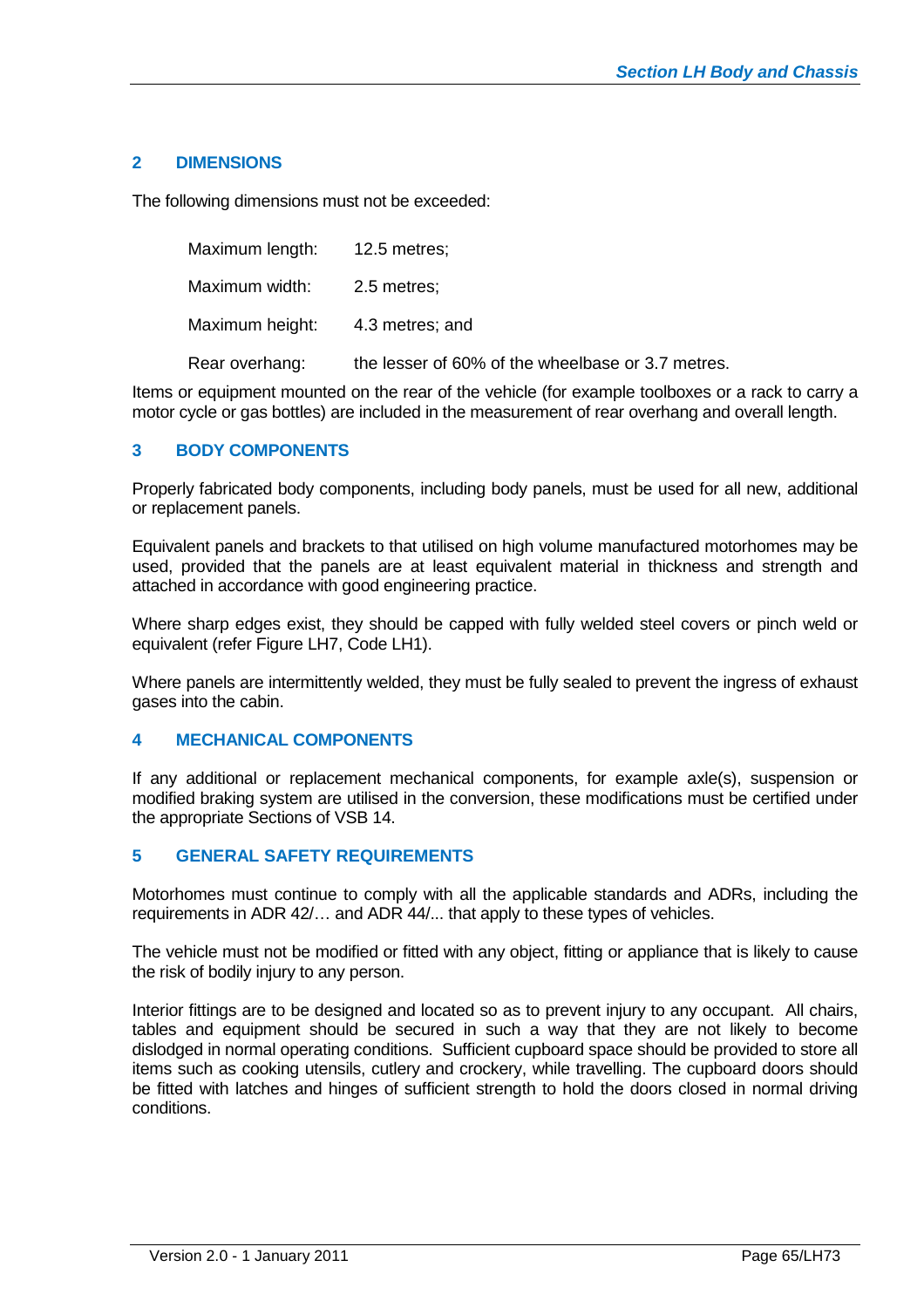## 2 DIMENSIONS

The following dimensions must not be exceeded:

| | |
|---|---|
| Maximum length: | 12.5 metres; |
| Maximum width: | 2.5 metres; |
| Maximum height: | 4.3 metres; and |
| Rear overhang: | the lesser of 60% of the wheelbase or 3.7 metres. |

Items or equipment mounted on the rear of the vehicle (for example toolboxes or a rack to carry a motor cycle or gas bottles) are included in the measurement of rear overhang and overall length.

## 3 BODY COMPONENTS

Properly fabricated body components, including body panels, must be used for all new, additional or replacement panels.

Equivalent panels and brackets to that utilised on high volume manufactured motorhomes may be used, provided that the panels are at least equivalent material in thickness and strength and attached in accordance with good engineering practice.

Where sharp edges exist, they should be capped with fully welded steel covers or pinch weld or equivalent (refer Figure LH7, Code LH1).

Where panels are intermittently welded, they must be fully sealed to prevent the ingress of exhaust gases into the cabin.

## 4 MECHANICAL COMPONENTS

If any additional or replacement mechanical components, for example axle(s), suspension or modified braking system are utilised in the conversion, these modifications must be certified under the appropriate Sections of VSB 14.

## 5 GENERAL SAFETY REQUIREMENTS

Motorhomes must continue to comply with all the applicable standards and ADRs, including the requirements in ADR 42/… and ADR 44/... that apply to these types of vehicles.

The vehicle must not be modified or fitted with any object, fitting or appliance that is likely to cause the risk of bodily injury to any person.

Interior fittings are to be designed and located so as to prevent injury to any occupant. All chairs, tables and equipment should be secured in such a way that they are not likely to become dislodged in normal operating conditions. Sufficient cupboard space should be provided to store all items such as cooking utensils, cutlery and crockery, while travelling. The cupboard doors should be fitted with latches and hinges of sufficient strength to hold the doors closed in normal driving conditions.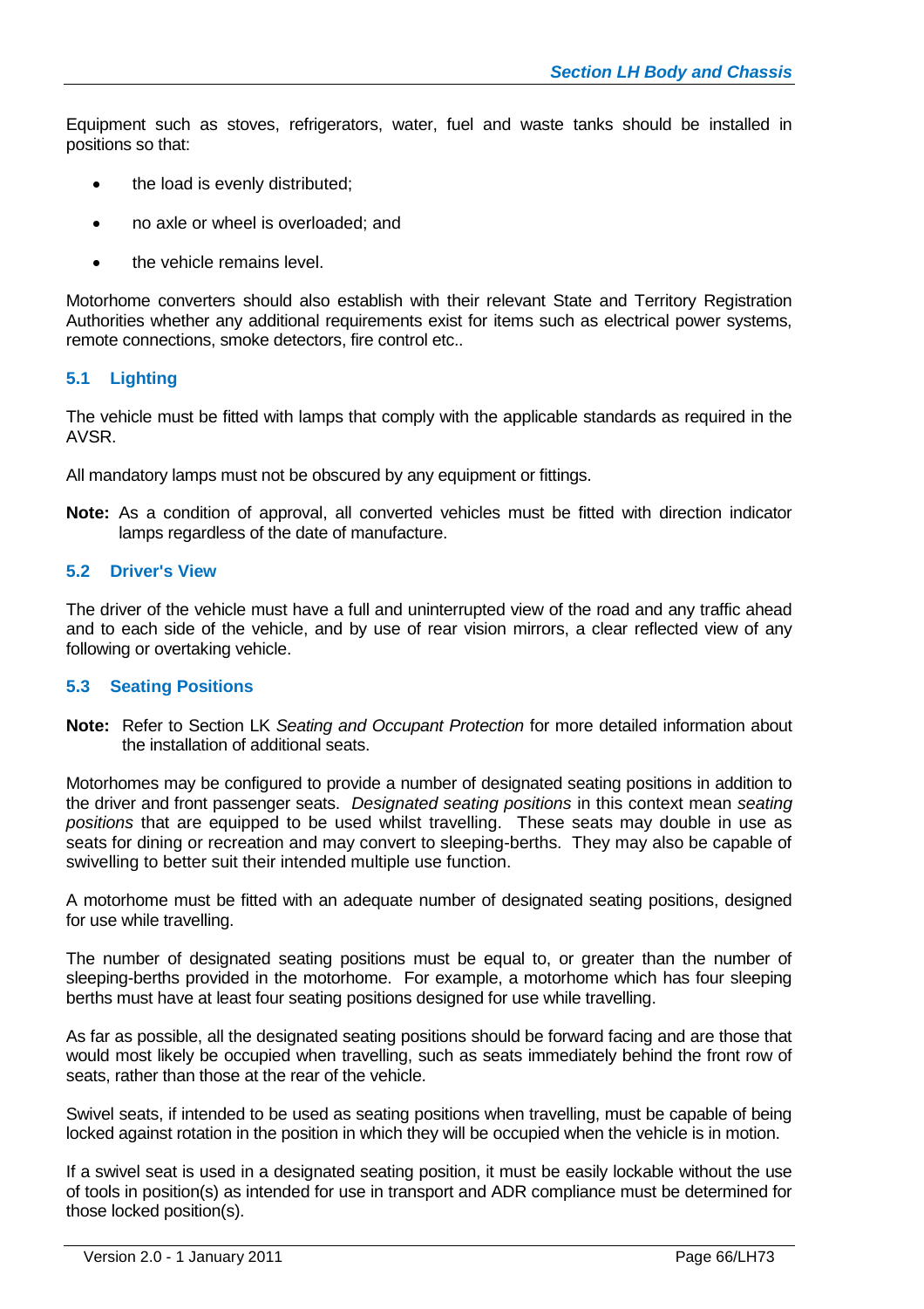Equipment such as stoves, refrigerators, water, fuel and waste tanks should be installed in positions so that:

- the load is evenly distributed;
- no axle or wheel is overloaded; and
- the vehicle remains level.

Motorhome converters should also establish with their relevant State and Territory Registration Authorities whether any additional requirements exist for items such as electrical power systems, remote connections, smoke detectors, fire control etc..

### 5.1 Lighting

The vehicle must be fitted with lamps that comply with the applicable standards as required in the AVSR.

All mandatory lamps must not be obscured by any equipment or fittings.

**Note:** As a condition of approval, all converted vehicles must be fitted with direction indicator lamps regardless of the date of manufacture.

### 5.2 Driver's View

The driver of the vehicle must have a full and uninterrupted view of the road and any traffic ahead and to each side of the vehicle, and by use of rear vision mirrors, a clear reflected view of any following or overtaking vehicle.

### 5.3 Seating Positions

**Note:** Refer to Section LK *Seating and Occupant Protection* for more detailed information about the installation of additional seats.

Motorhomes may be configured to provide a number of designated seating positions in addition to the driver and front passenger seats. *Designated seating positions* in this context mean *seating positions* that are equipped to be used whilst travelling. These seats may double in use as seats for dining or recreation and may convert to sleeping-berths. They may also be capable of swivelling to better suit their intended multiple use function.

A motorhome must be fitted with an adequate number of designated seating positions, designed for use while travelling.

The number of designated seating positions must be equal to, or greater than the number of sleeping-berths provided in the motorhome. For example, a motorhome which has four sleeping berths must have at least four seating positions designed for use while travelling.

As far as possible, all the designated seating positions should be forward facing and are those that would most likely be occupied when travelling, such as seats immediately behind the front row of seats, rather than those at the rear of the vehicle.

Swivel seats, if intended to be used as seating positions when travelling, must be capable of being locked against rotation in the position in which they will be occupied when the vehicle is in motion.

If a swivel seat is used in a designated seating position, it must be easily lockable without the use of tools in position(s) as intended for use in transport and ADR compliance must be determined for those locked position(s).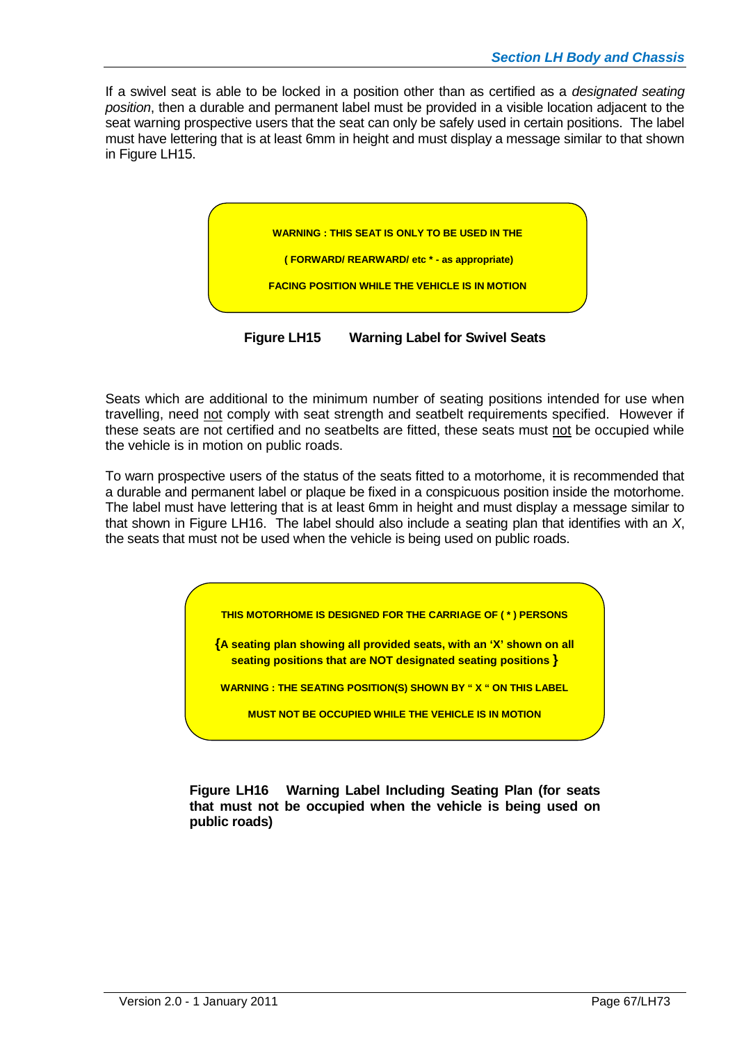If a swivel seat is able to be locked in a position other than as certified as a *designated seating position*, then a durable and permanent label must be provided in a visible location adjacent to the seat warning prospective users that the seat can only be safely used in certain positions. The label must have lettering that is at least 6mm in height and must display a message similar to that shown in Figure LH15.

> **WARNING : THIS SEAT IS ONLY TO BE USED IN THE**
>
> **( FORWARD/ REARWARD/ etc * - as appropriate)**
>
> **FACING POSITION WHILE THE VEHICLE IS IN MOTION**

**Figure LH15 Warning Label for Swivel Seats**

Seats which are additional to the minimum number of seating positions intended for use when travelling, need <u>not</u> comply with seat strength and seatbelt requirements specified. However if these seats are not certified and no seatbelts are fitted, these seats must <u>not</u> be occupied while the vehicle is in motion on public roads.

To warn prospective users of the status of the seats fitted to a motorhome, it is recommended that a durable and permanent label or plaque be fixed in a conspicuous position inside the motorhome. The label must have lettering that is at least 6mm in height and must display a message similar to that shown in Figure LH16. The label should also include a seating plan that identifies with an *X*, the seats that must not be used when the vehicle is being used on public roads.

> **THIS MOTORHOME IS DESIGNED FOR THE CARRIAGE OF ( * ) PERSONS**
>
> **{A seating plan showing all provided seats, with an 'X' shown on all seating positions that are NOT designated seating positions }**
>
> **WARNING : THE SEATING POSITION(S) SHOWN BY " X " ON THIS LABEL**
>
> **MUST NOT BE OCCUPIED WHILE THE VEHICLE IS IN MOTION**

**Figure LH16 Warning Label Including Seating Plan (for seats that must not be occupied when the vehicle is being used on public roads)**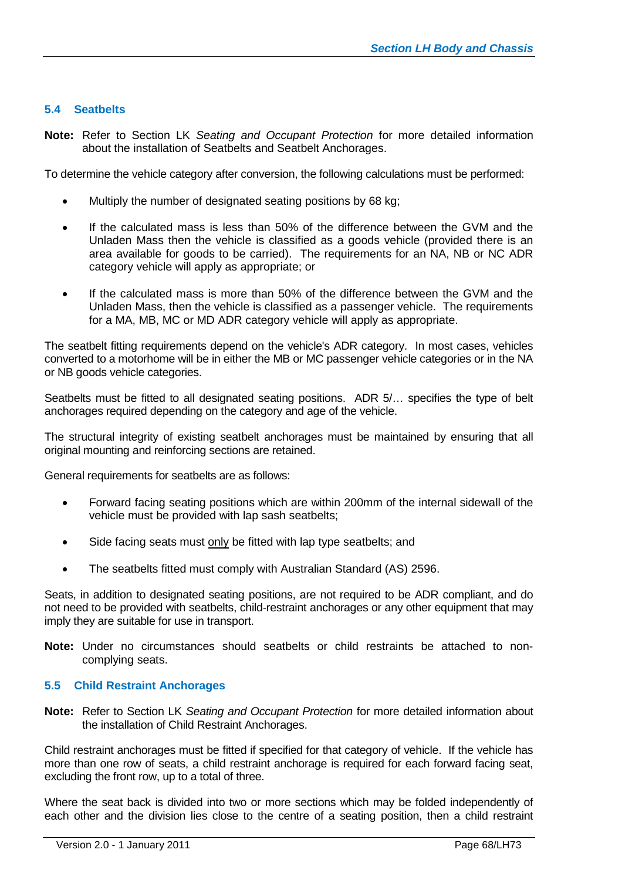## 5.4 Seatbelts

**Note:** Refer to Section LK *Seating and Occupant Protection* for more detailed information about the installation of Seatbelts and Seatbelt Anchorages.

To determine the vehicle category after conversion, the following calculations must be performed:

- Multiply the number of designated seating positions by 68 kg;
- If the calculated mass is less than 50% of the difference between the GVM and the Unladen Mass then the vehicle is classified as a goods vehicle (provided there is an area available for goods to be carried). The requirements for an NA, NB or NC ADR category vehicle will apply as appropriate; or
- If the calculated mass is more than 50% of the difference between the GVM and the Unladen Mass, then the vehicle is classified as a passenger vehicle. The requirements for a MA, MB, MC or MD ADR category vehicle will apply as appropriate.

The seatbelt fitting requirements depend on the vehicle's ADR category. In most cases, vehicles converted to a motorhome will be in either the MB or MC passenger vehicle categories or in the NA or NB goods vehicle categories.

Seatbelts must be fitted to all designated seating positions. ADR 5/… specifies the type of belt anchorages required depending on the category and age of the vehicle.

The structural integrity of existing seatbelt anchorages must be maintained by ensuring that all original mounting and reinforcing sections are retained.

General requirements for seatbelts are as follows:

- Forward facing seating positions which are within 200mm of the internal sidewall of the vehicle must be provided with lap sash seatbelts;
- Side facing seats must <u>only</u> be fitted with lap type seatbelts; and
- The seatbelts fitted must comply with Australian Standard (AS) 2596.

Seats, in addition to designated seating positions, are not required to be ADR compliant, and do not need to be provided with seatbelts, child-restraint anchorages or any other equipment that may imply they are suitable for use in transport.

**Note:** Under no circumstances should seatbelts or child restraints be attached to non-complying seats.

## 5.5 Child Restraint Anchorages

**Note:** Refer to Section LK *Seating and Occupant Protection* for more detailed information about the installation of Child Restraint Anchorages.

Child restraint anchorages must be fitted if specified for that category of vehicle. If the vehicle has more than one row of seats, a child restraint anchorage is required for each forward facing seat, excluding the front row, up to a total of three.

Where the seat back is divided into two or more sections which may be folded independently of each other and the division lies close to the centre of a seating position, then a child restraint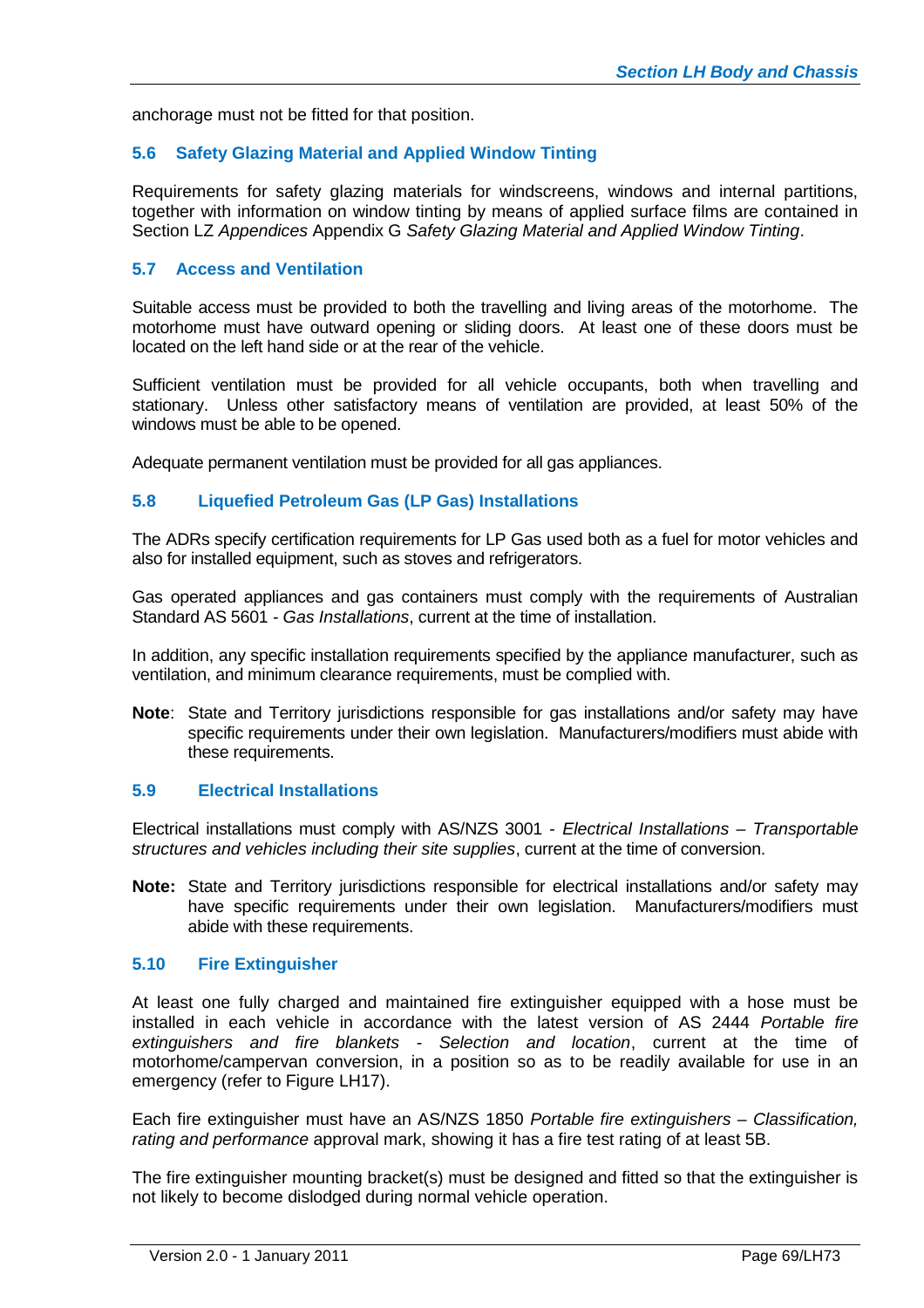anchorage must not be fitted for that position.

### 5.6 Safety Glazing Material and Applied Window Tinting

Requirements for safety glazing materials for windscreens, windows and internal partitions, together with information on window tinting by means of applied surface films are contained in Section LZ *Appendices* Appendix G *Safety Glazing Material and Applied Window Tinting*.

### 5.7 Access and Ventilation

Suitable access must be provided to both the travelling and living areas of the motorhome. The motorhome must have outward opening or sliding doors. At least one of these doors must be located on the left hand side or at the rear of the vehicle.

Sufficient ventilation must be provided for all vehicle occupants, both when travelling and stationary. Unless other satisfactory means of ventilation are provided, at least 50% of the windows must be able to be opened.

Adequate permanent ventilation must be provided for all gas appliances.

### 5.8 Liquefied Petroleum Gas (LP Gas) Installations

The ADRs specify certification requirements for LP Gas used both as a fuel for motor vehicles and also for installed equipment, such as stoves and refrigerators.

Gas operated appliances and gas containers must comply with the requirements of Australian Standard AS 5601 - *Gas Installations*, current at the time of installation.

In addition, any specific installation requirements specified by the appliance manufacturer, such as ventilation, and minimum clearance requirements, must be complied with.

**Note**: State and Territory jurisdictions responsible for gas installations and/or safety may have specific requirements under their own legislation. Manufacturers/modifiers must abide with these requirements.

### 5.9 Electrical Installations

Electrical installations must comply with AS/NZS 3001 - *Electrical Installations – Transportable structures and vehicles including their site supplies*, current at the time of conversion.

**Note:** State and Territory jurisdictions responsible for electrical installations and/or safety may have specific requirements under their own legislation. Manufacturers/modifiers must abide with these requirements.

### 5.10 Fire Extinguisher

At least one fully charged and maintained fire extinguisher equipped with a hose must be installed in each vehicle in accordance with the latest version of AS 2444 *Portable fire extinguishers and fire blankets - Selection and location*, current at the time of motorhome/campervan conversion, in a position so as to be readily available for use in an emergency (refer to Figure LH17).

Each fire extinguisher must have an AS/NZS 1850 *Portable fire extinguishers – Classification, rating and performance* approval mark, showing it has a fire test rating of at least 5B.

The fire extinguisher mounting bracket(s) must be designed and fitted so that the extinguisher is not likely to become dislodged during normal vehicle operation.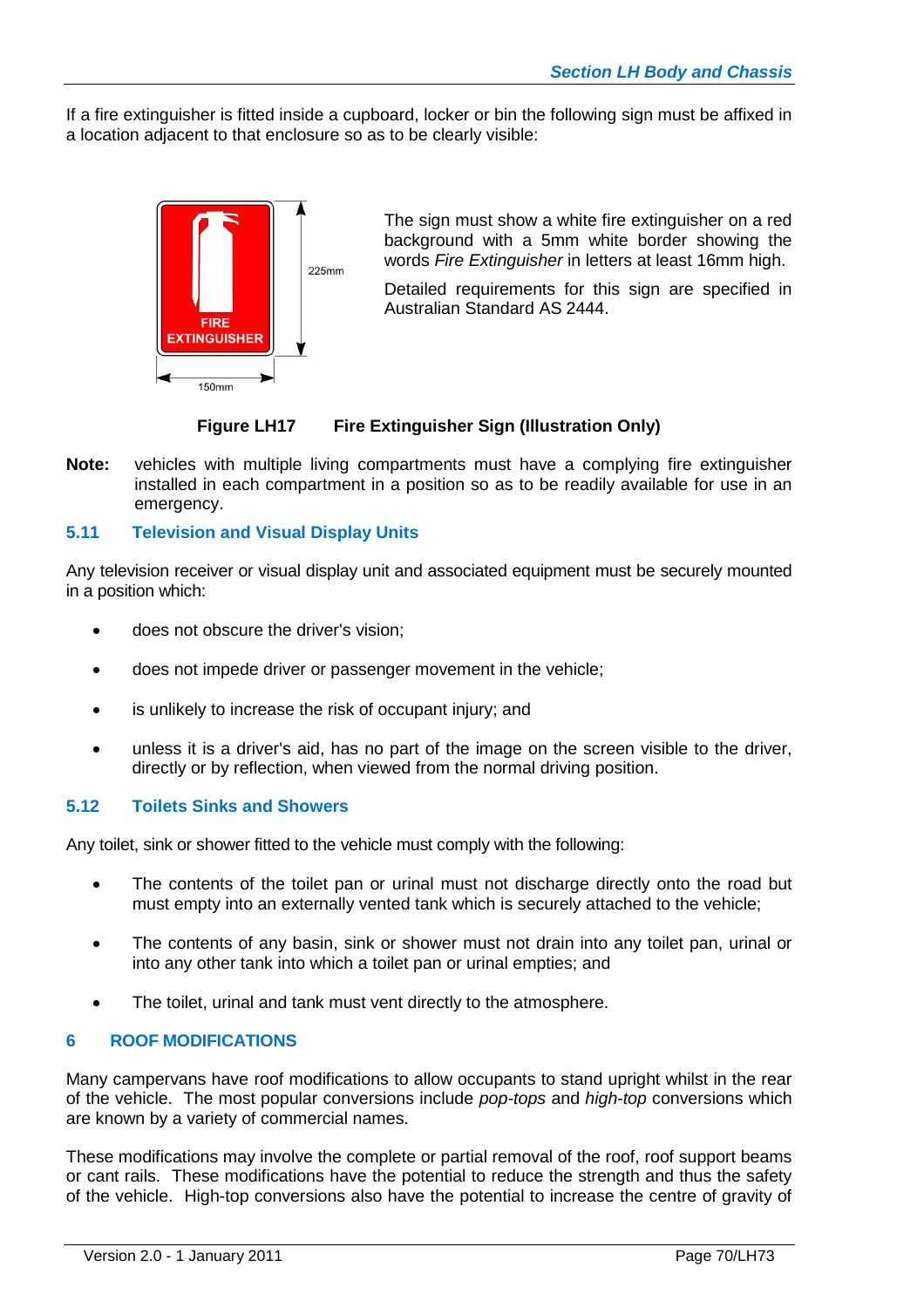If a fire extinguisher is fitted inside a cupboard, locker or bin the following sign must be affixed in a location adjacent to that enclosure so as to be clearly visible:

The sign must show a white fire extinguisher on a red background with a 5mm white border showing the words *Fire Extinguisher* in letters at least 16mm high.

Detailed requirements for this sign are specified in Australian Standard AS 2444.

**Figure LH17 Fire Extinguisher Sign (Illustration Only)**

**Note:** vehicles with multiple living compartments must have a complying fire extinguisher installed in each compartment in a position so as to be readily available for use in an emergency.

### 5.11 Television and Visual Display Units

Any television receiver or visual display unit and associated equipment must be securely mounted in a position which:

- does not obscure the driver's vision;
- does not impede driver or passenger movement in the vehicle;
- is unlikely to increase the risk of occupant injury; and
- unless it is a driver's aid, has no part of the image on the screen visible to the driver, directly or by reflection, when viewed from the normal driving position.

### 5.12 Toilets Sinks and Showers

Any toilet, sink or shower fitted to the vehicle must comply with the following:

- The contents of the toilet pan or urinal must not discharge directly onto the road but must empty into an externally vented tank which is securely attached to the vehicle;
- The contents of any basin, sink or shower must not drain into any toilet pan, urinal or into any other tank into which a toilet pan or urinal empties; and
- The toilet, urinal and tank must vent directly to the atmosphere.

## 6 ROOF MODIFICATIONS

Many campervans have roof modifications to allow occupants to stand upright whilst in the rear of the vehicle. The most popular conversions include *pop-tops* and *high-top* conversions which are known by a variety of commercial names.

These modifications may involve the complete or partial removal of the roof, roof support beams or cant rails. These modifications have the potential to reduce the strength and thus the safety of the vehicle. High-top conversions also have the potential to increase the centre of gravity of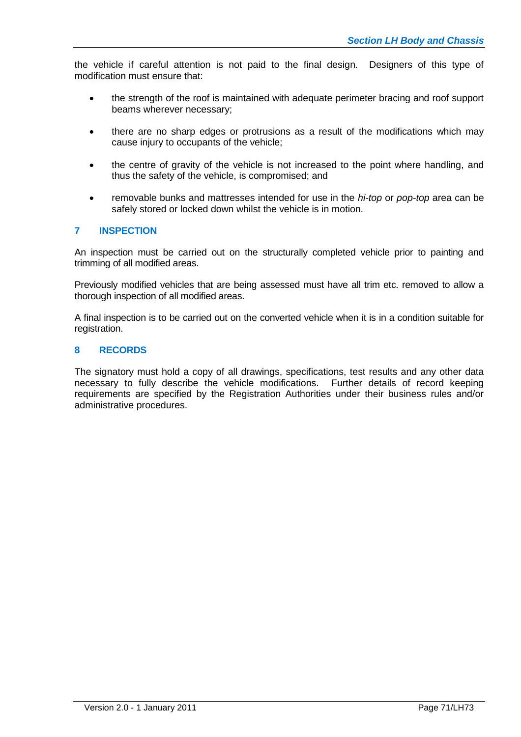the vehicle if careful attention is not paid to the final design. Designers of this type of modification must ensure that:

- the strength of the roof is maintained with adequate perimeter bracing and roof support beams wherever necessary;
- there are no sharp edges or protrusions as a result of the modifications which may cause injury to occupants of the vehicle;
- the centre of gravity of the vehicle is not increased to the point where handling, and thus the safety of the vehicle, is compromised; and
- removable bunks and mattresses intended for use in the *hi-top* or *pop-top* area can be safely stored or locked down whilst the vehicle is in motion.

## 7 INSPECTION

An inspection must be carried out on the structurally completed vehicle prior to painting and trimming of all modified areas.

Previously modified vehicles that are being assessed must have all trim etc. removed to allow a thorough inspection of all modified areas.

A final inspection is to be carried out on the converted vehicle when it is in a condition suitable for registration.

## 8 RECORDS

The signatory must hold a copy of all drawings, specifications, test results and any other data necessary to fully describe the vehicle modifications. Further details of record keeping requirements are specified by the Registration Authorities under their business rules and/or administrative procedures.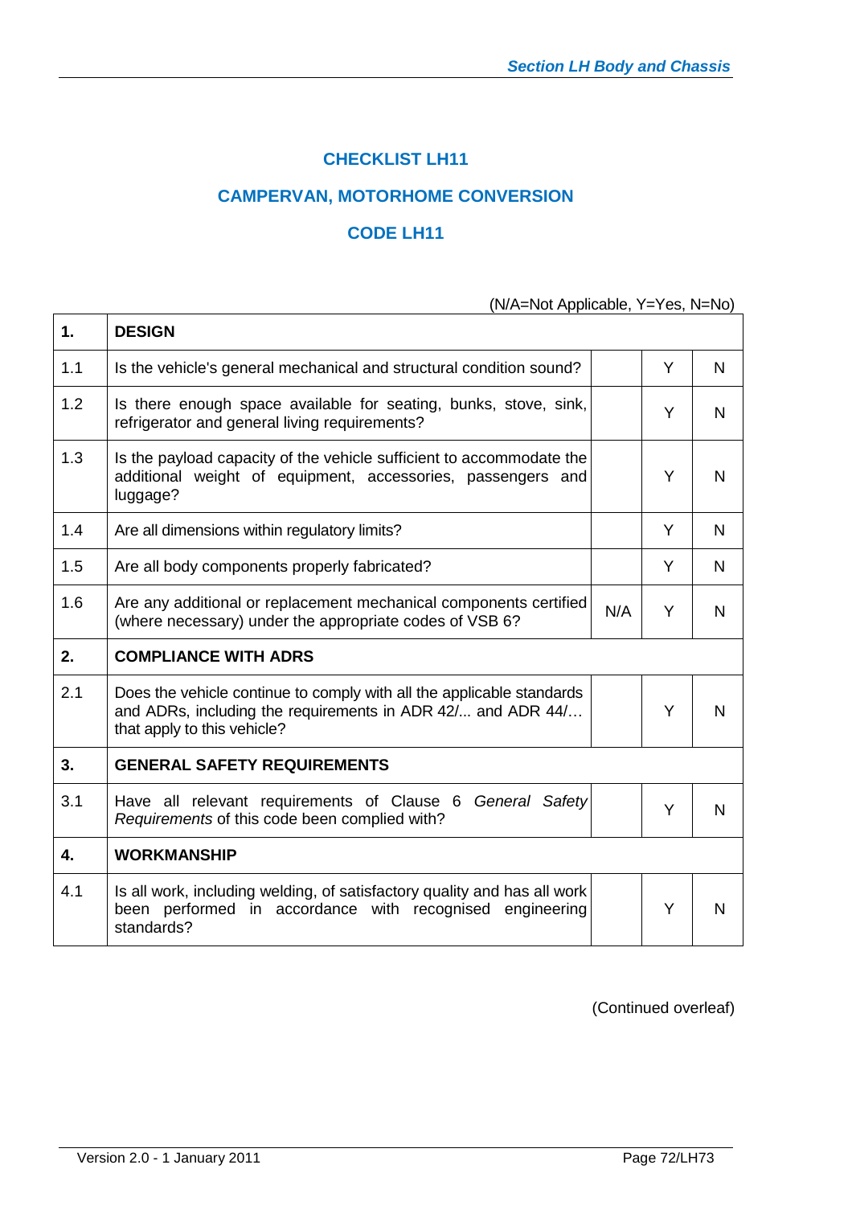# CHECKLIST LH11

## CAMPERVAN, MOTORHOME CONVERSION

## CODE LH11

(N/A=Not Applicable, Y=Yes, N=No)

| | | | | |
|---|---|---|---|---|
| **1.** | **DESIGN** | | | |
| 1.1 | Is the vehicle's general mechanical and structural condition sound? | | Y | N |
| 1.2 | Is there enough space available for seating, bunks, stove, sink, refrigerator and general living requirements? | | Y | N |
| 1.3 | Is the payload capacity of the vehicle sufficient to accommodate the additional weight of equipment, accessories, passengers and luggage? | | Y | N |
| 1.4 | Are all dimensions within regulatory limits? | | Y | N |
| 1.5 | Are all body components properly fabricated? | | Y | N |
| 1.6 | Are any additional or replacement mechanical components certified (where necessary) under the appropriate codes of VSB 6? | N/A | Y | N |
| **2.** | **COMPLIANCE WITH ADRS** | | | |
| 2.1 | Does the vehicle continue to comply with all the applicable standards and ADRs, including the requirements in ADR 42/... and ADR 44/… that apply to this vehicle? | | Y | N |
| **3.** | **GENERAL SAFETY REQUIREMENTS** | | | |
| 3.1 | Have all relevant requirements of Clause 6 *General Safety Requirements* of this code been complied with? | | Y | N |
| **4.** | **WORKMANSHIP** | | | |
| 4.1 | Is all work, including welding, of satisfactory quality and has all work been performed in accordance with recognised engineering standards? | | Y | N |

(Continued overleaf)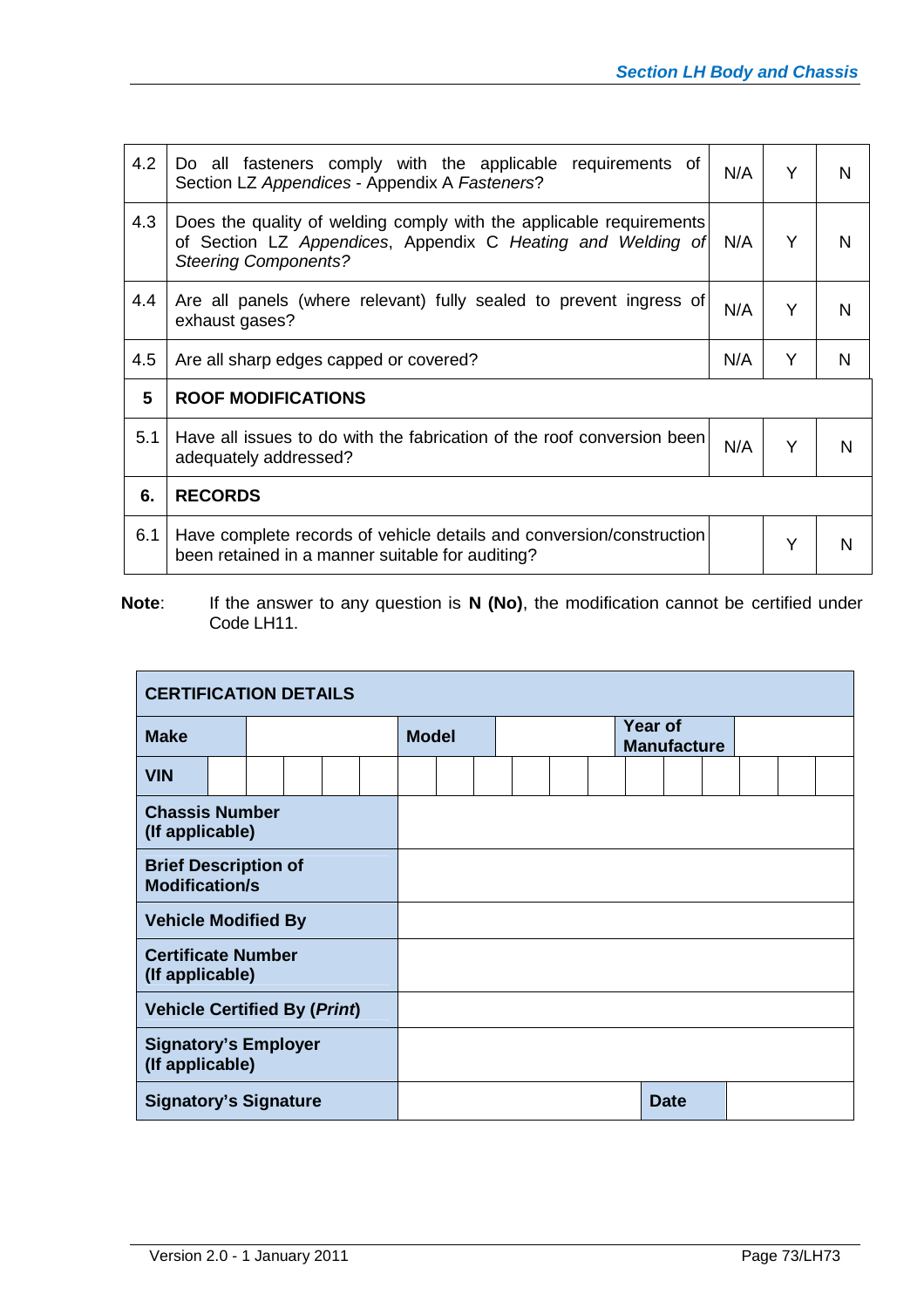| | | | | |
|---|---|---|---|---|
| 4.2 | Do all fasteners comply with the applicable requirements of Section LZ *Appendices* - Appendix A *Fasteners*? | N/A | Y | N |
| 4.3 | Does the quality of welding comply with the applicable requirements of Section LZ *Appendices*, Appendix C *Heating and Welding of Steering Components?* | N/A | Y | N |
| 4.4 | Are all panels (where relevant) fully sealed to prevent ingress of exhaust gases? | N/A | Y | N |
| 4.5 | Are all sharp edges capped or covered? | N/A | Y | N |
| **5** | **ROOF MODIFICATIONS** | | | |
| 5.1 | Have all issues to do with the fabrication of the roof conversion been adequately addressed? | N/A | Y | N |
| **6.** | **RECORDS** | | | |
| 6.1 | Have complete records of vehicle details and conversion/construction been retained in a manner suitable for auditing? | | Y | N |

**Note**: If the answer to any question is **N (No)**, the modification cannot be certified under Code LH11.

| **CERTIFICATION DETAILS** | | | | | |
|---|---|---|---|---|---|
| **Make** | | **Model** | | **Year of Manufacture** | |
| **VIN** | | | | | |
| **Chassis Number (If applicable)** | | | | | |
| **Brief Description of Modification/s** | | | | | |
| **Vehicle Modified By** | | | | | |
| **Certificate Number (If applicable)** | | | | | |
| **Vehicle Certified By (*Print*)** | | | | | |
| **Signatory's Employer (If applicable)** | | | | | |
| **Signatory's Signature** | | | | **Date** | |

Version 2.0 - 1 January 2011